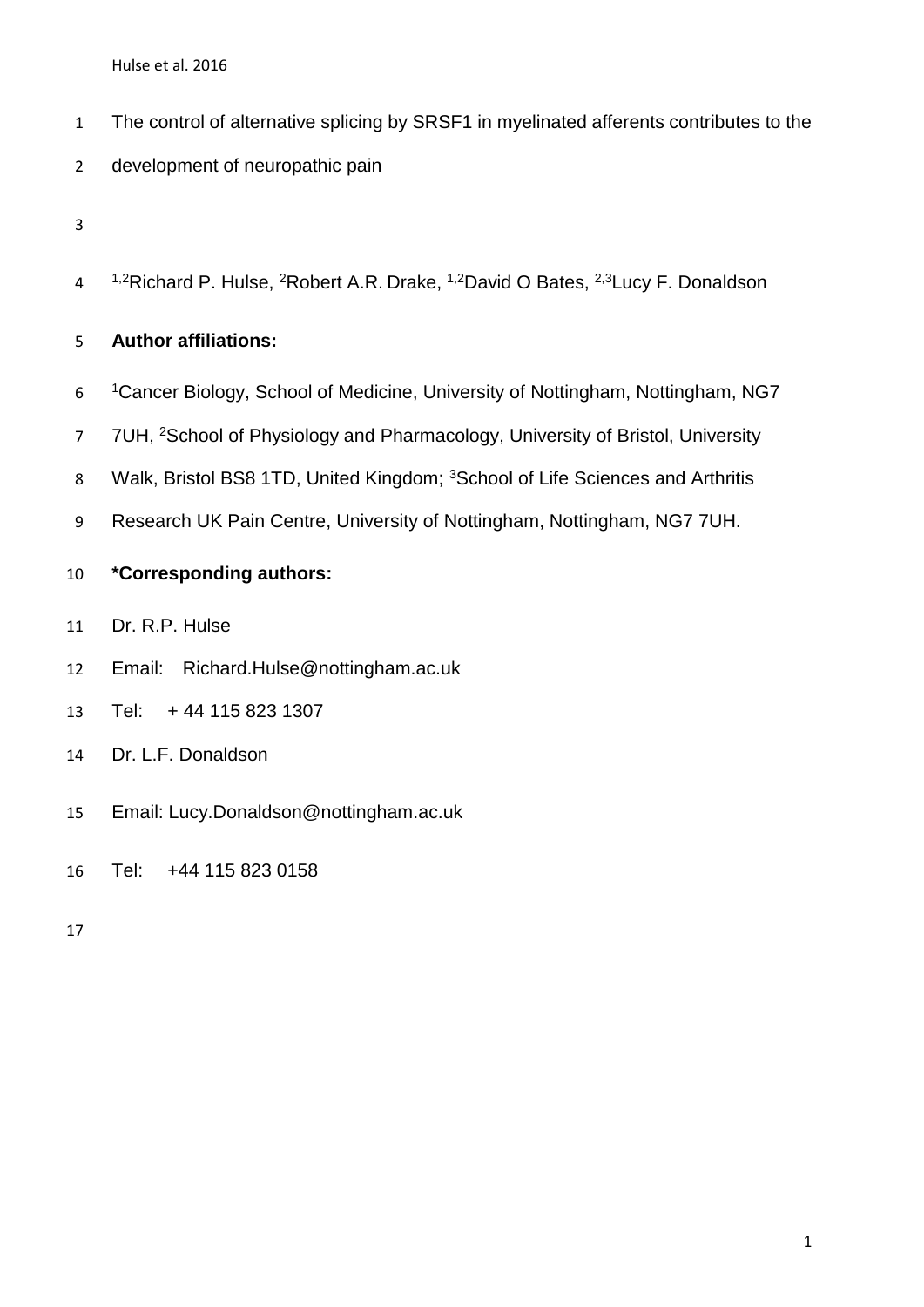# The control of alternative splicing by SRSF1 in myelinated afferents contributes to the development of neuropathic pain

[1,2]Richard P. Hulse, [2]Robert A.R. Drake, [1,2]David O Bates, [2,3]Lucy F. Donaldson

**Author affiliations:**

[1]Cancer Biology, School of Medicine, University of Nottingham, Nottingham, NG7 7UH, [2]School of Physiology and Pharmacology, University of Bristol, University Walk, Bristol BS8 1TD, United Kingdom; [3]School of Life Sciences and Arthritis Research UK Pain Centre, University of Nottingham, Nottingham, NG7 7UH.

**\*Corresponding authors:**

Dr. R.P. Hulse

Email: Richard.Hulse@nottingham.ac.uk

Tel: + 44 115 823 1307

Dr. L.F. Donaldson

Email: Lucy.Donaldson@nottingham.ac.uk

Tel: +44 115 823 0158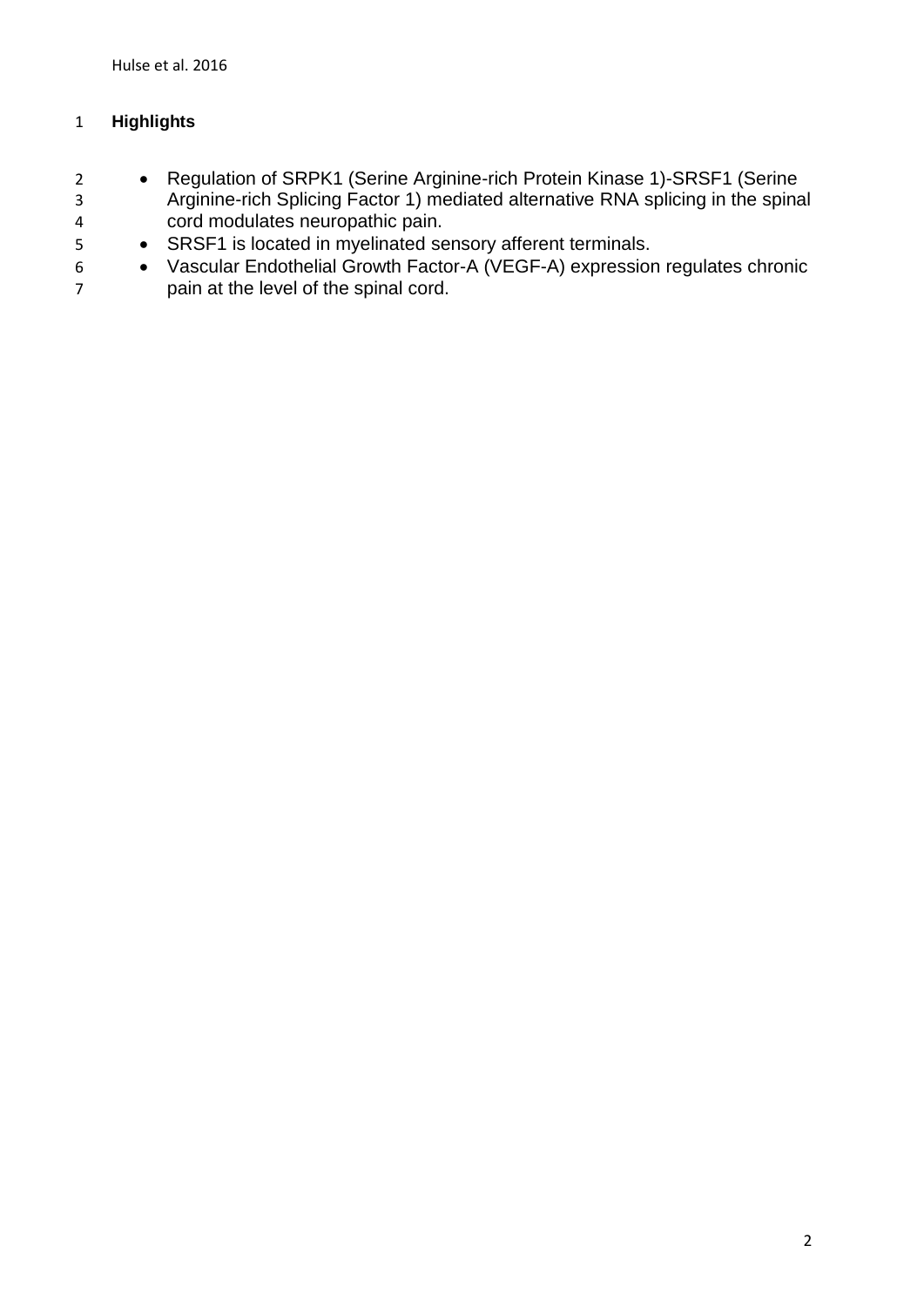## Highlights

- Regulation of SRPK1 (Serine Arginine-rich Protein Kinase 1)-SRSF1 (Serine Arginine-rich Splicing Factor 1) mediated alternative RNA splicing in the spinal cord modulates neuropathic pain.
- SRSF1 is located in myelinated sensory afferent terminals.
- Vascular Endothelial Growth Factor-A (VEGF-A) expression regulates chronic pain at the level of the spinal cord.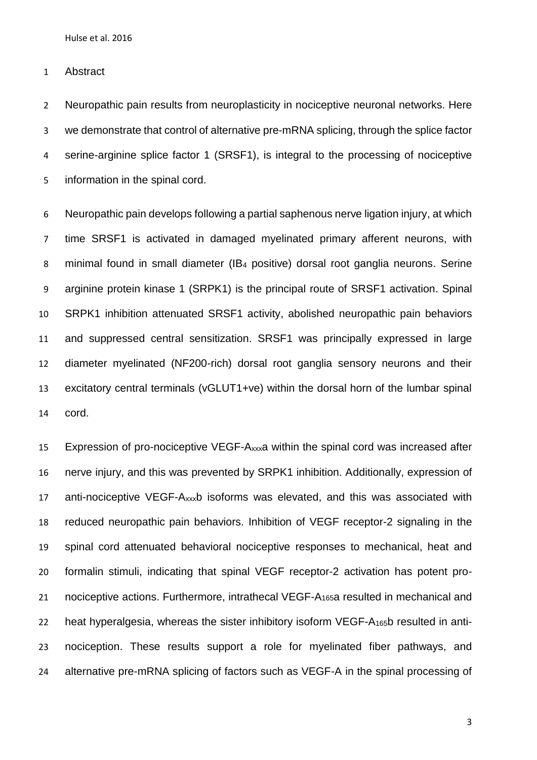# Abstract

Neuropathic pain results from neuroplasticity in nociceptive neuronal networks. Here we demonstrate that control of alternative pre-mRNA splicing, through the splice factor serine-arginine splice factor 1 (SRSF1), is integral to the processing of nociceptive information in the spinal cord.

Neuropathic pain develops following a partial saphenous nerve ligation injury, at which time SRSF1 is activated in damaged myelinated primary afferent neurons, with minimal found in small diameter ($IB_4$ positive) dorsal root ganglia neurons. Serine arginine protein kinase 1 (SRPK1) is the principal route of SRSF1 activation. Spinal SRPK1 inhibition attenuated SRSF1 activity, abolished neuropathic pain behaviors and suppressed central sensitization. SRSF1 was principally expressed in large diameter myelinated (NF200-rich) dorsal root ganglia sensory neurons and their excitatory central terminals (vGLUT1+ve) within the dorsal horn of the lumbar spinal cord.

Expression of pro-nociceptive VEGF-$A_{xxx}$a within the spinal cord was increased after nerve injury, and this was prevented by SRPK1 inhibition. Additionally, expression of anti-nociceptive VEGF-$A_{xxx}$b isoforms was elevated, and this was associated with reduced neuropathic pain behaviors. Inhibition of VEGF receptor-2 signaling in the spinal cord attenuated behavioral nociceptive responses to mechanical, heat and formalin stimuli, indicating that spinal VEGF receptor-2 activation has potent pro-nociceptive actions. Furthermore, intrathecal VEGF-$A_{165}$a resulted in mechanical and heat hyperalgesia, whereas the sister inhibitory isoform VEGF-$A_{165}$b resulted in anti-nociception. These results support a role for myelinated fiber pathways, and alternative pre-mRNA splicing of factors such as VEGF-A in the spinal processing of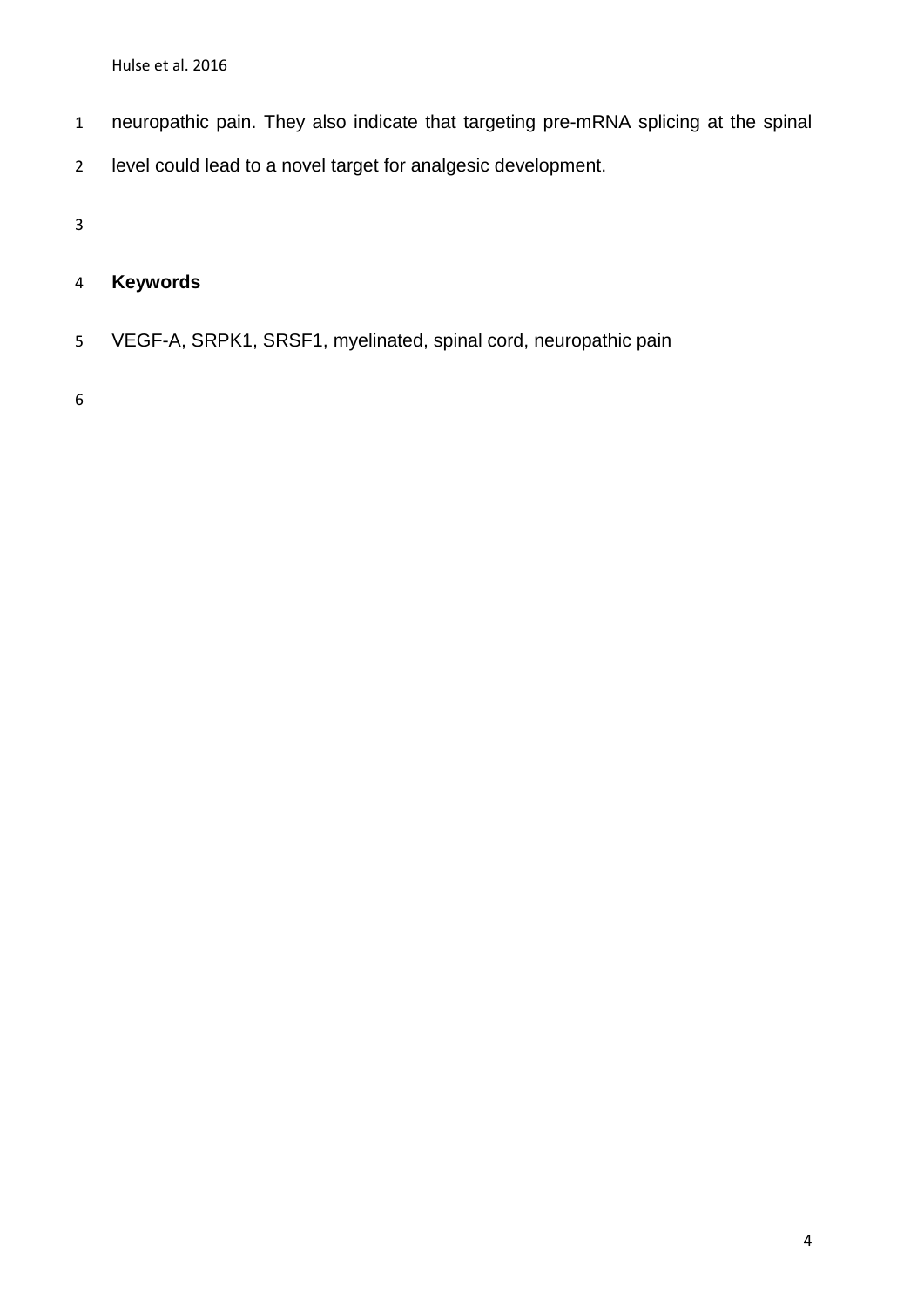neuropathic pain. They also indicate that targeting pre-mRNA splicing at the spinal level could lead to a novel target for analgesic development.

## Keywords

VEGF-A, SRPK1, SRSF1, myelinated, spinal cord, neuropathic pain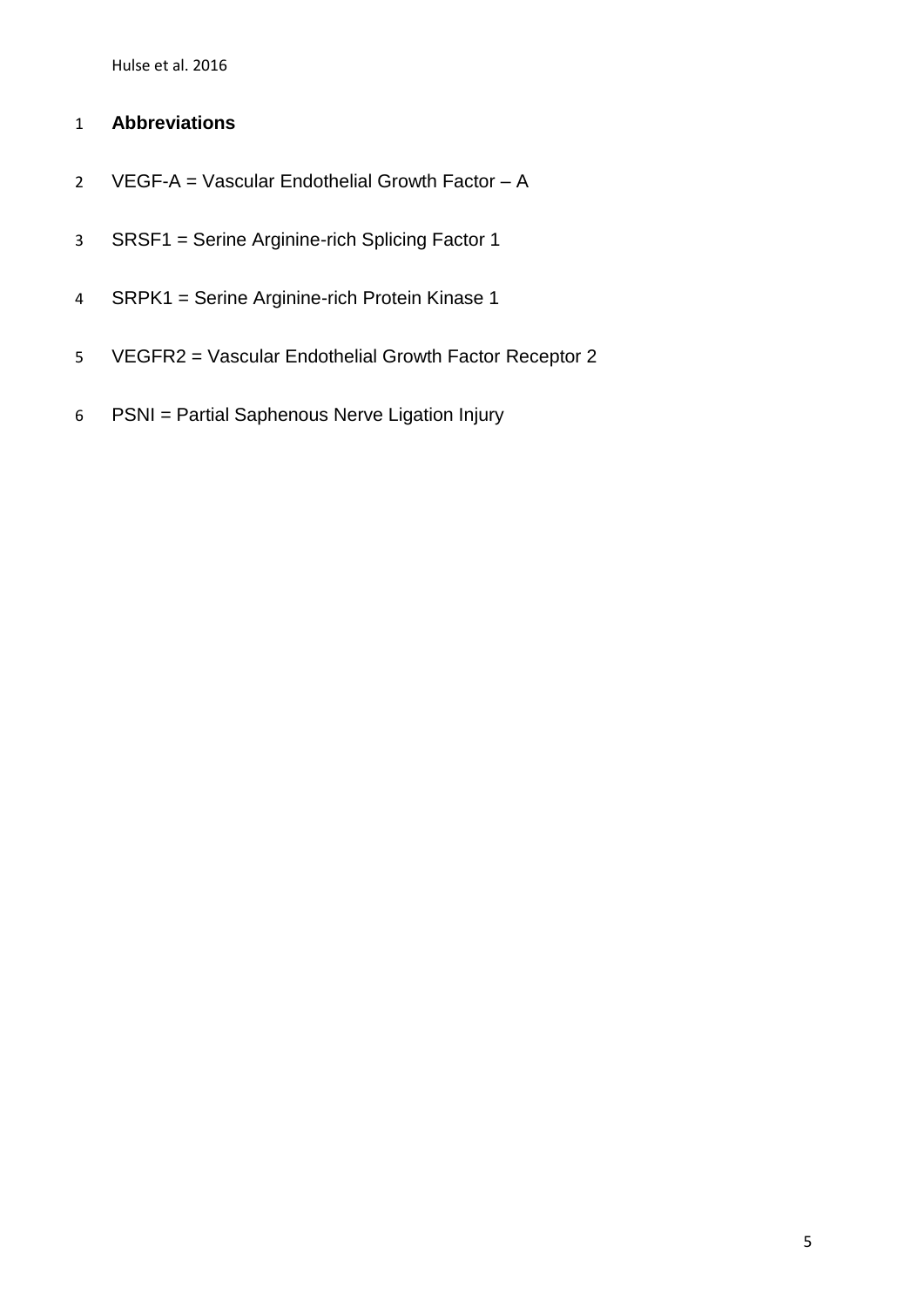## Abbreviations

VEGF-A = Vascular Endothelial Growth Factor – A

SRSF1 = Serine Arginine-rich Splicing Factor 1

SRPK1 = Serine Arginine-rich Protein Kinase 1

VEGFR2 = Vascular Endothelial Growth Factor Receptor 2

PSNI = Partial Saphenous Nerve Ligation Injury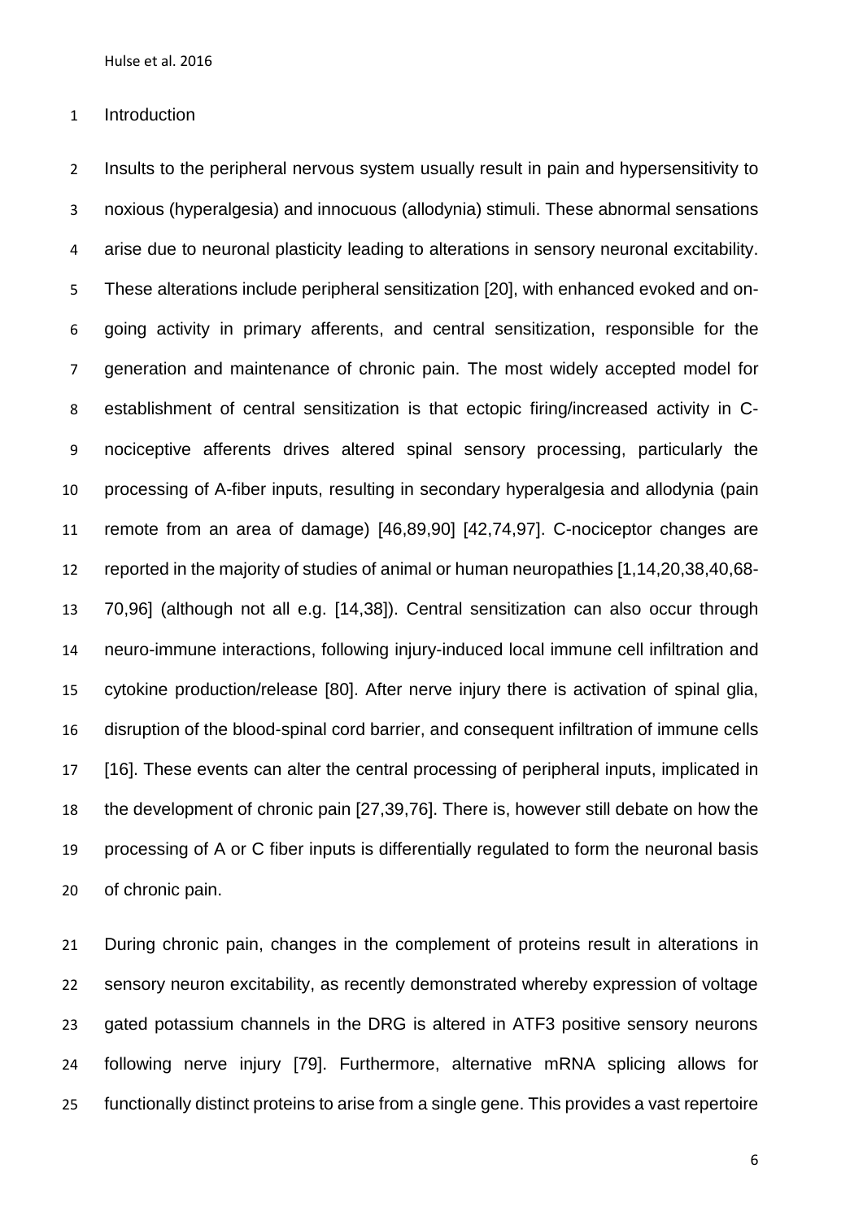## Introduction

Insults to the peripheral nervous system usually result in pain and hypersensitivity to noxious (hyperalgesia) and innocuous (allodynia) stimuli. These abnormal sensations arise due to neuronal plasticity leading to alterations in sensory neuronal excitability. These alterations include peripheral sensitization [20], with enhanced evoked and on-going activity in primary afferents, and central sensitization, responsible for the generation and maintenance of chronic pain. The most widely accepted model for establishment of central sensitization is that ectopic firing/increased activity in C-nociceptive afferents drives altered spinal sensory processing, particularly the processing of A-fiber inputs, resulting in secondary hyperalgesia and allodynia (pain remote from an area of damage) [46,89,90] [42,74,97]. C-nociceptor changes are reported in the majority of studies of animal or human neuropathies [1,14,20,38,40,68-70,96] (although not all e.g. [14,38]). Central sensitization can also occur through neuro-immune interactions, following injury-induced local immune cell infiltration and cytokine production/release [80]. After nerve injury there is activation of spinal glia, disruption of the blood-spinal cord barrier, and consequent infiltration of immune cells [16]. These events can alter the central processing of peripheral inputs, implicated in the development of chronic pain [27,39,76]. There is, however still debate on how the processing of A or C fiber inputs is differentially regulated to form the neuronal basis of chronic pain.

During chronic pain, changes in the complement of proteins result in alterations in sensory neuron excitability, as recently demonstrated whereby expression of voltage gated potassium channels in the DRG is altered in ATF3 positive sensory neurons following nerve injury [79]. Furthermore, alternative mRNA splicing allows for functionally distinct proteins to arise from a single gene. This provides a vast repertoire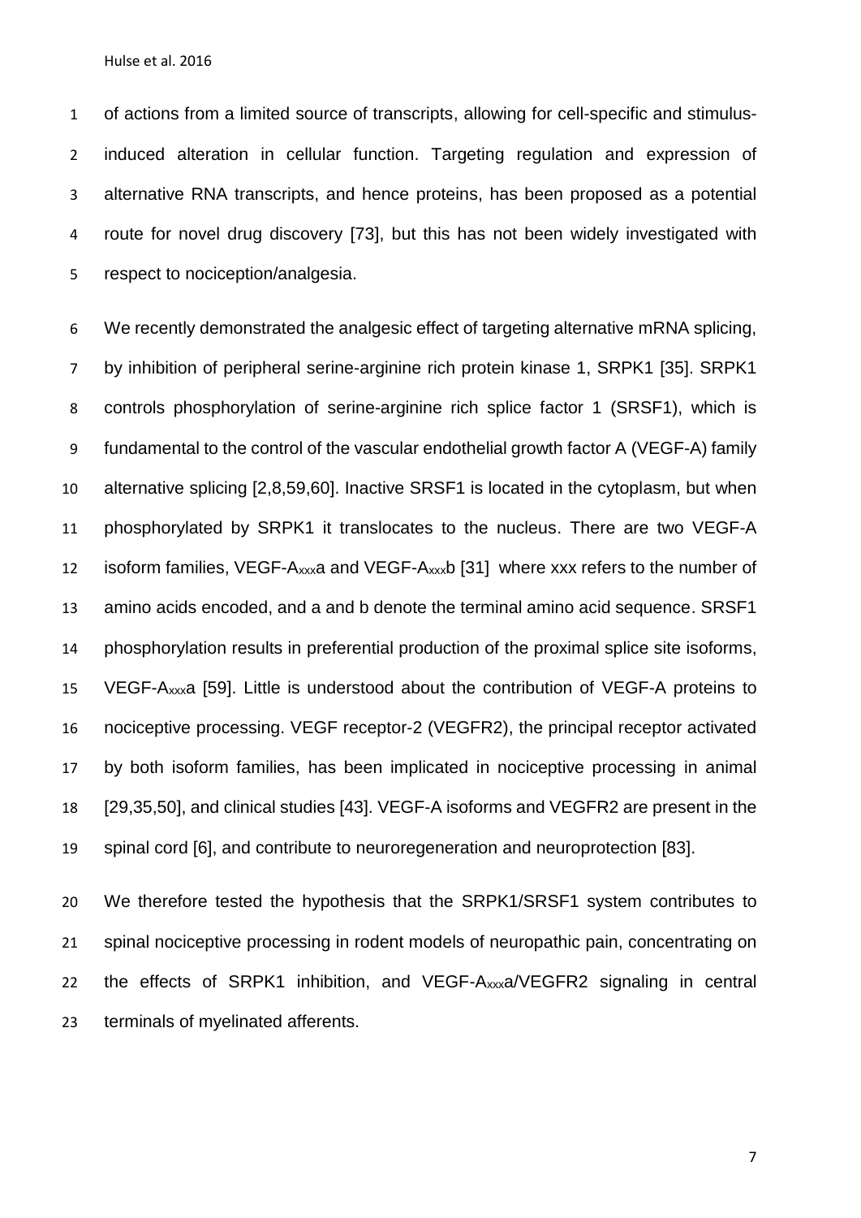of actions from a limited source of transcripts, allowing for cell-specific and stimulus-induced alteration in cellular function. Targeting regulation and expression of alternative RNA transcripts, and hence proteins, has been proposed as a potential route for novel drug discovery [73], but this has not been widely investigated with respect to nociception/analgesia.

We recently demonstrated the analgesic effect of targeting alternative mRNA splicing, by inhibition of peripheral serine-arginine rich protein kinase 1, SRPK1 [35]. SRPK1 controls phosphorylation of serine-arginine rich splice factor 1 (SRSF1), which is fundamental to the control of the vascular endothelial growth factor A (VEGF-A) family alternative splicing [2,8,59,60]. Inactive SRSF1 is located in the cytoplasm, but when phosphorylated by SRPK1 it translocates to the nucleus. There are two VEGF-A isoform families, VEGF-$A_{xxx}$a and VEGF-$A_{xxx}$b [31] where xxx refers to the number of amino acids encoded, and a and b denote the terminal amino acid sequence. SRSF1 phosphorylation results in preferential production of the proximal splice site isoforms, VEGF-$A_{xxx}$a [59]. Little is understood about the contribution of VEGF-A proteins to nociceptive processing. VEGF receptor-2 (VEGFR2), the principal receptor activated by both isoform families, has been implicated in nociceptive processing in animal [29,35,50], and clinical studies [43]. VEGF-A isoforms and VEGFR2 are present in the spinal cord [6], and contribute to neuroregeneration and neuroprotection [83].

We therefore tested the hypothesis that the SRPK1/SRSF1 system contributes to spinal nociceptive processing in rodent models of neuropathic pain, concentrating on the effects of SRPK1 inhibition, and VEGF-$A_{xxx}$a/VEGFR2 signaling in central terminals of myelinated afferents.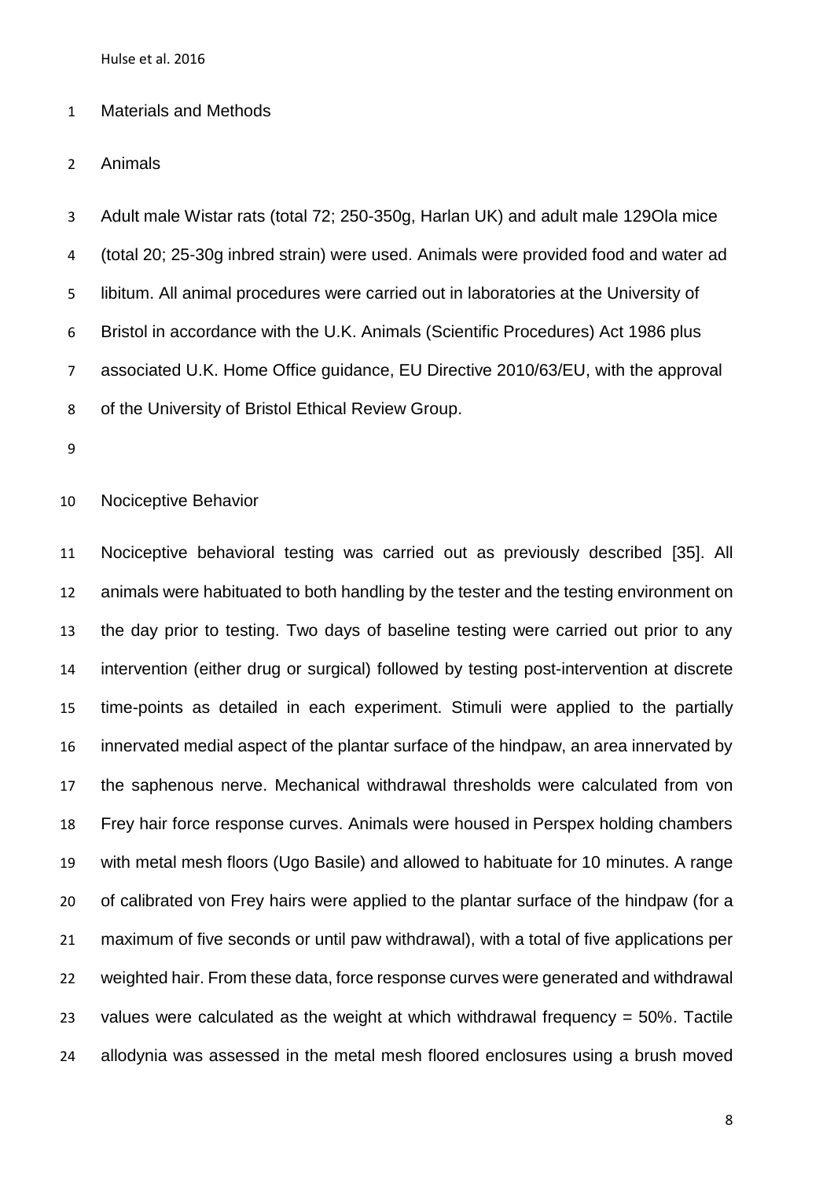## Materials and Methods

### Animals

Adult male Wistar rats (total 72; 250-350g, Harlan UK) and adult male 129Ola mice (total 20; 25-30g inbred strain) were used. Animals were provided food and water ad libitum. All animal procedures were carried out in laboratories at the University of Bristol in accordance with the U.K. Animals (Scientific Procedures) Act 1986 plus associated U.K. Home Office guidance, EU Directive 2010/63/EU, with the approval of the University of Bristol Ethical Review Group.

### Nociceptive Behavior

Nociceptive behavioral testing was carried out as previously described [35]. All animals were habituated to both handling by the tester and the testing environment on the day prior to testing. Two days of baseline testing were carried out prior to any intervention (either drug or surgical) followed by testing post-intervention at discrete time-points as detailed in each experiment. Stimuli were applied to the partially innervated medial aspect of the plantar surface of the hindpaw, an area innervated by the saphenous nerve. Mechanical withdrawal thresholds were calculated from von Frey hair force response curves. Animals were housed in Perspex holding chambers with metal mesh floors (Ugo Basile) and allowed to habituate for 10 minutes. A range of calibrated von Frey hairs were applied to the plantar surface of the hindpaw (for a maximum of five seconds or until paw withdrawal), with a total of five applications per weighted hair. From these data, force response curves were generated and withdrawal values were calculated as the weight at which withdrawal frequency = 50%. Tactile allodynia was assessed in the metal mesh floored enclosures using a brush moved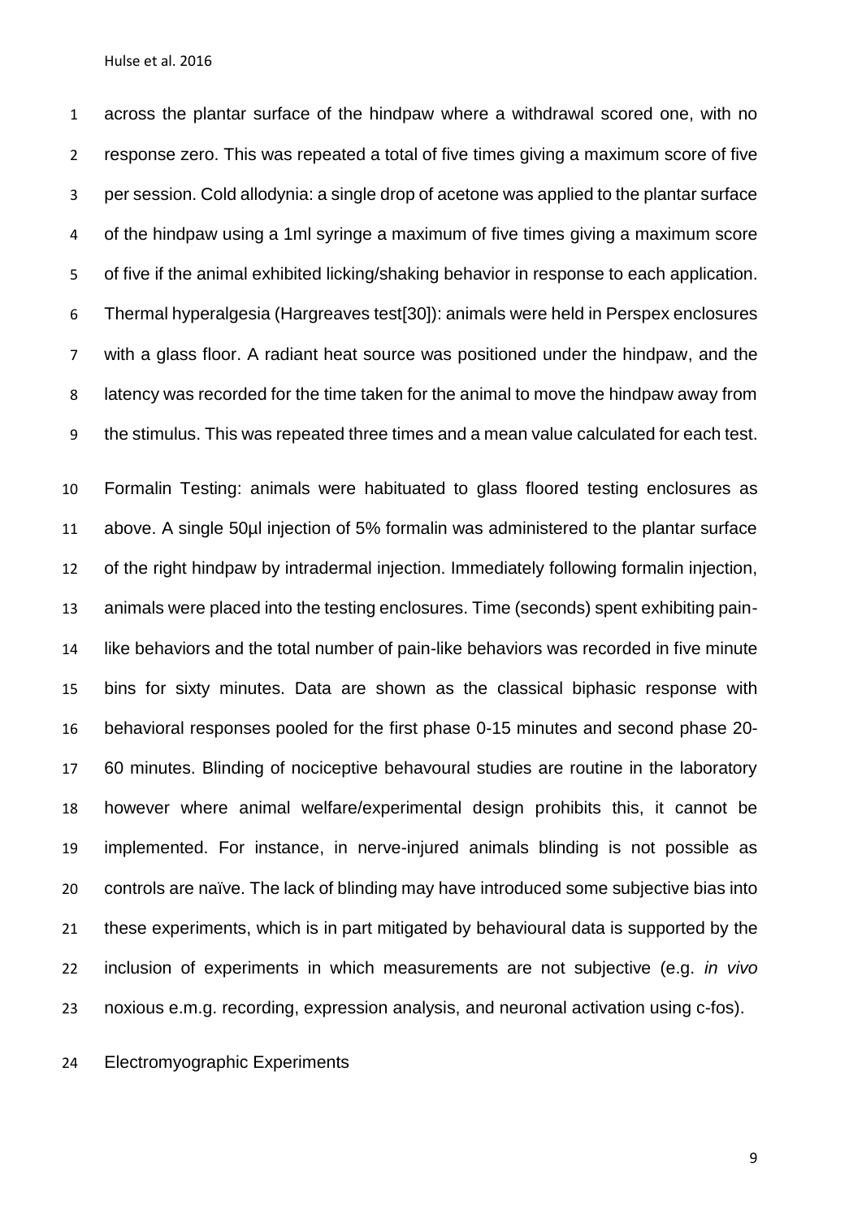across the plantar surface of the hindpaw where a withdrawal scored one, with no response zero. This was repeated a total of five times giving a maximum score of five per session. Cold allodynia: a single drop of acetone was applied to the plantar surface of the hindpaw using a 1ml syringe a maximum of five times giving a maximum score of five if the animal exhibited licking/shaking behavior in response to each application. Thermal hyperalgesia (Hargreaves test[30]): animals were held in Perspex enclosures with a glass floor. A radiant heat source was positioned under the hindpaw, and the latency was recorded for the time taken for the animal to move the hindpaw away from the stimulus. This was repeated three times and a mean value calculated for each test.

Formalin Testing: animals were habituated to glass floored testing enclosures as above. A single 50µl injection of 5% formalin was administered to the plantar surface of the right hindpaw by intradermal injection. Immediately following formalin injection, animals were placed into the testing enclosures. Time (seconds) spent exhibiting pain-like behaviors and the total number of pain-like behaviors was recorded in five minute bins for sixty minutes. Data are shown as the classical biphasic response with behavioral responses pooled for the first phase 0-15 minutes and second phase 20-60 minutes. Blinding of nociceptive behavoural studies are routine in the laboratory however where animal welfare/experimental design prohibits this, it cannot be implemented. For instance, in nerve-injured animals blinding is not possible as controls are naïve. The lack of blinding may have introduced some subjective bias into these experiments, which is in part mitigated by behavioural data is supported by the inclusion of experiments in which measurements are not subjective (e.g. *in vivo* noxious e.m.g. recording, expression analysis, and neuronal activation using c-fos).

Electromyographic Experiments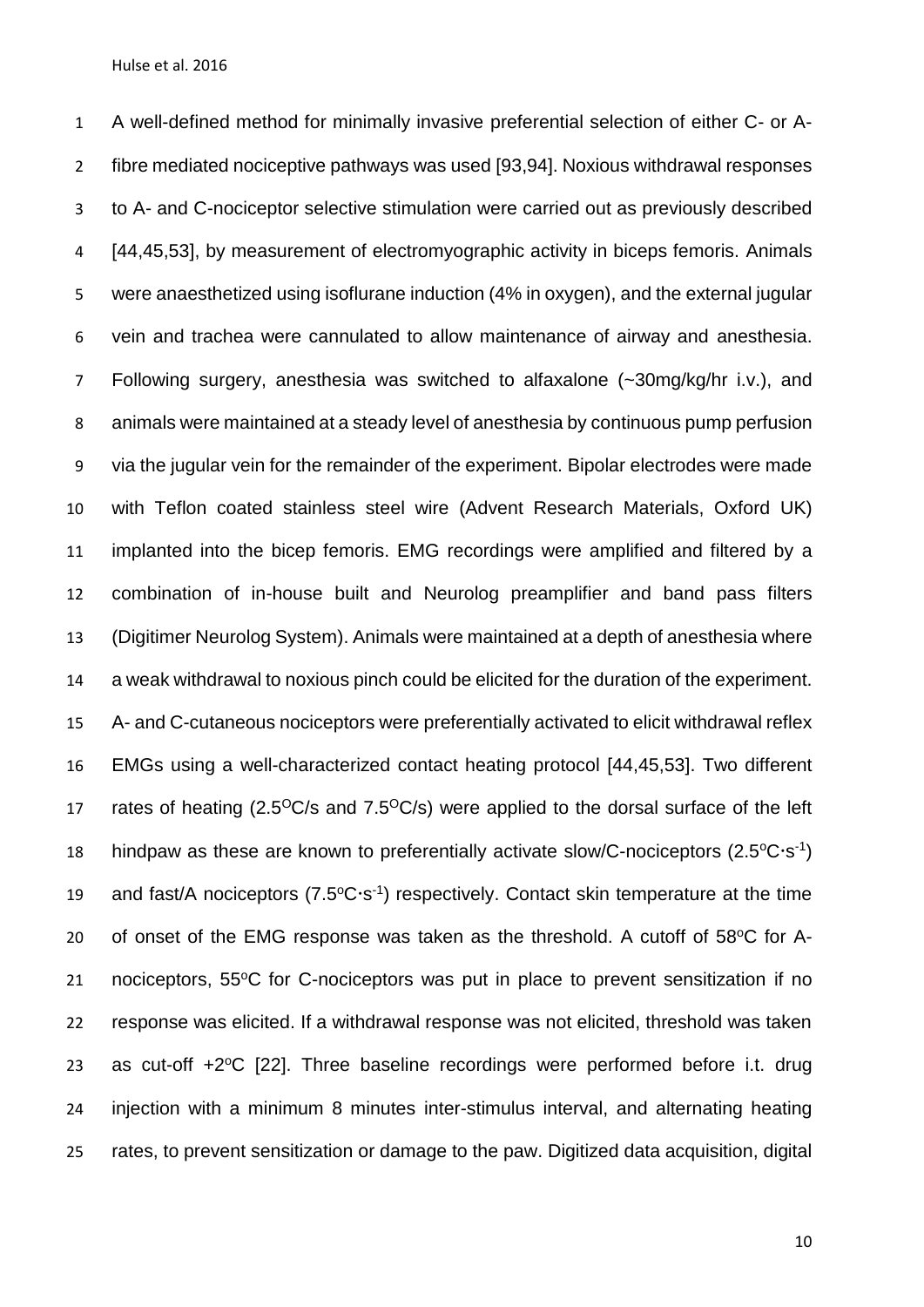A well-defined method for minimally invasive preferential selection of either C- or A-fibre mediated nociceptive pathways was used [93,94]. Noxious withdrawal responses to A- and C-nociceptor selective stimulation were carried out as previously described [44,45,53], by measurement of electromyographic activity in biceps femoris. Animals were anaesthetized using isoflurane induction (4% in oxygen), and the external jugular vein and trachea were cannulated to allow maintenance of airway and anesthesia. Following surgery, anesthesia was switched to alfaxalone (~30mg/kg/hr i.v.), and animals were maintained at a steady level of anesthesia by continuous pump perfusion via the jugular vein for the remainder of the experiment. Bipolar electrodes were made with Teflon coated stainless steel wire (Advent Research Materials, Oxford UK) implanted into the bicep femoris. EMG recordings were amplified and filtered by a combination of in-house built and Neurolog preamplifier and band pass filters (Digitimer Neurolog System). Animals were maintained at a depth of anesthesia where a weak withdrawal to noxious pinch could be elicited for the duration of the experiment. A- and C-cutaneous nociceptors were preferentially activated to elicit withdrawal reflex EMGs using a well-characterized contact heating protocol [44,45,53]. Two different rates of heating (2.5$^{O}$C/s and 7.5$^{O}$C/s) were applied to the dorsal surface of the left hindpaw as these are known to preferentially activate slow/C-nociceptors (2.5$^{o}$C$\cdot$s$^{-1}$) and fast/A nociceptors (7.5$^{o}$C$\cdot$s$^{-1}$) respectively. Contact skin temperature at the time of onset of the EMG response was taken as the threshold. A cutoff of 58$^{o}$C for A-nociceptors, 55$^{o}$C for C-nociceptors was put in place to prevent sensitization if no response was elicited. If a withdrawal response was not elicited, threshold was taken as cut-off +2$^{o}$C [22]. Three baseline recordings were performed before i.t. drug injection with a minimum 8 minutes inter-stimulus interval, and alternating heating rates, to prevent sensitization or damage to the paw. Digitized data acquisition, digital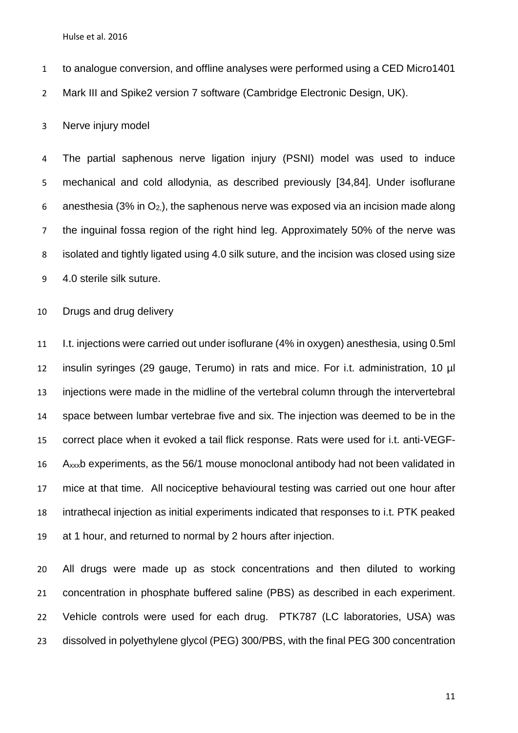to analogue conversion, and offline analyses were performed using a CED Micro1401 Mark III and Spike2 version 7 software (Cambridge Electronic Design, UK).

### Nerve injury model

The partial saphenous nerve ligation injury (PSNI) model was used to induce mechanical and cold allodynia, as described previously [34,84]. Under isoflurane anesthesia (3% in $O_2$,), the saphenous nerve was exposed via an incision made along the inguinal fossa region of the right hind leg. Approximately 50% of the nerve was isolated and tightly ligated using 4.0 silk suture, and the incision was closed using size 4.0 sterile silk suture.

### Drugs and drug delivery

I.t. injections were carried out under isoflurane (4% in oxygen) anesthesia, using 0.5ml insulin syringes (29 gauge, Terumo) in rats and mice. For i.t. administration, 10 µl injections were made in the midline of the vertebral column through the intervertebral space between lumbar vertebrae five and six. The injection was deemed to be in the correct place when it evoked a tail flick response. Rats were used for i.t. anti-VEGF-$A_{xxx}$b experiments, as the 56/1 mouse monoclonal antibody had not been validated in mice at that time. All nociceptive behavioural testing was carried out one hour after intrathecal injection as initial experiments indicated that responses to i.t. PTK peaked at 1 hour, and returned to normal by 2 hours after injection.

All drugs were made up as stock concentrations and then diluted to working concentration in phosphate buffered saline (PBS) as described in each experiment. Vehicle controls were used for each drug. PTK787 (LC laboratories, USA) was dissolved in polyethylene glycol (PEG) 300/PBS, with the final PEG 300 concentration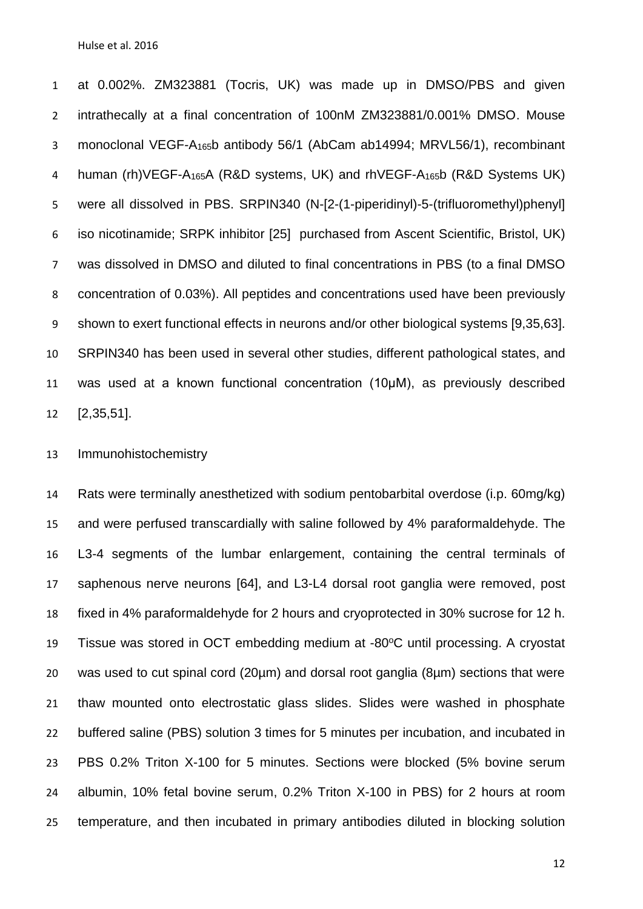at 0.002%. ZM323881 (Tocris, UK) was made up in DMSO/PBS and given intrathecally at a final concentration of 100nM ZM323881/0.001% DMSO. Mouse monoclonal VEGF-$A_{165}$b antibody 56/1 (AbCam ab14994; MRVL56/1), recombinant human (rh)VEGF-$A_{165}$A (R&D systems, UK) and rhVEGF-$A_{165}$b (R&D Systems UK) were all dissolved in PBS. SRPIN340 (N-[2-(1-piperidinyl)-5-(trifluoromethyl)phenyl] iso nicotinamide; SRPK inhibitor [25] purchased from Ascent Scientific, Bristol, UK) was dissolved in DMSO and diluted to final concentrations in PBS (to a final DMSO concentration of 0.03%). All peptides and concentrations used have been previously shown to exert functional effects in neurons and/or other biological systems [9,35,63]. SRPIN340 has been used in several other studies, different pathological states, and was used at a known functional concentration (10µM), as previously described [2,35,51].

## Immunohistochemistry

Rats were terminally anesthetized with sodium pentobarbital overdose (i.p. 60mg/kg) and were perfused transcardially with saline followed by 4% paraformaldehyde. The L3-4 segments of the lumbar enlargement, containing the central terminals of saphenous nerve neurons [64], and L3-L4 dorsal root ganglia were removed, post fixed in 4% paraformaldehyde for 2 hours and cryoprotected in 30% sucrose for 12 h. Tissue was stored in OCT embedding medium at -80$^{o}$C until processing. A cryostat was used to cut spinal cord (20µm) and dorsal root ganglia (8µm) sections that were thaw mounted onto electrostatic glass slides. Slides were washed in phosphate buffered saline (PBS) solution 3 times for 5 minutes per incubation, and incubated in PBS 0.2% Triton X-100 for 5 minutes. Sections were blocked (5% bovine serum albumin, 10% fetal bovine serum, 0.2% Triton X-100 in PBS) for 2 hours at room temperature, and then incubated in primary antibodies diluted in blocking solution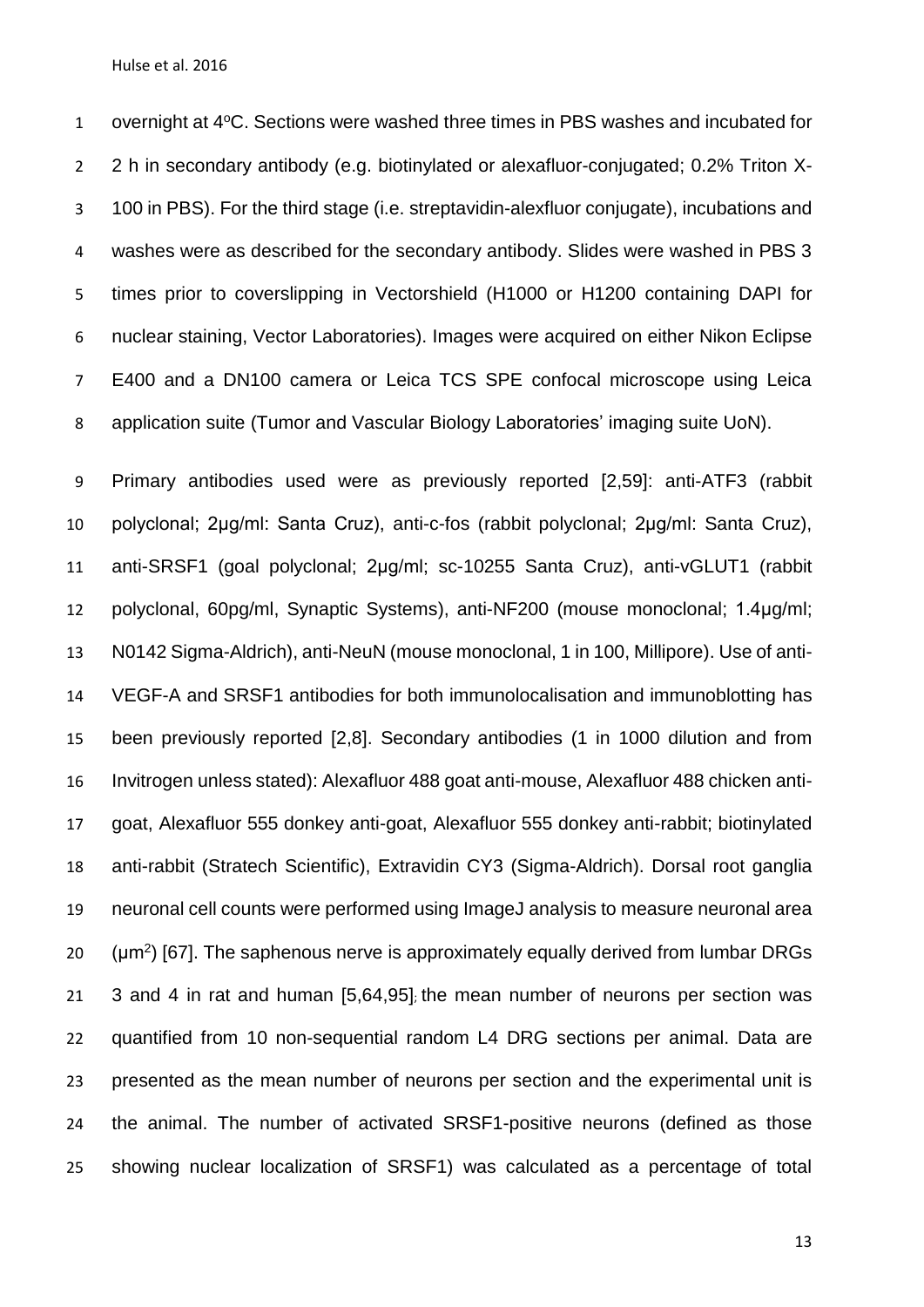overnight at 4°C. Sections were washed three times in PBS washes and incubated for 2 h in secondary antibody (e.g. biotinylated or alexafluor-conjugated; 0.2% Triton X-100 in PBS). For the third stage (i.e. streptavidin-alexfluor conjugate), incubations and washes were as described for the secondary antibody. Slides were washed in PBS 3 times prior to coverslipping in Vectorshield (H1000 or H1200 containing DAPI for nuclear staining, Vector Laboratories). Images were acquired on either Nikon Eclipse E400 and a DN100 camera or Leica TCS SPE confocal microscope using Leica application suite (Tumor and Vascular Biology Laboratories' imaging suite UoN).

Primary antibodies used were as previously reported [2,59]: anti-ATF3 (rabbit polyclonal; 2µg/ml: Santa Cruz), anti-c-fos (rabbit polyclonal; 2µg/ml: Santa Cruz), anti-SRSF1 (goal polyclonal; 2µg/ml; sc-10255 Santa Cruz), anti-vGLUT1 (rabbit polyclonal, 60pg/ml, Synaptic Systems), anti-NF200 (mouse monoclonal; 1.4µg/ml; N0142 Sigma-Aldrich), anti-NeuN (mouse monoclonal, 1 in 100, Millipore). Use of anti-VEGF-A and SRSF1 antibodies for both immunolocalisation and immunoblotting has been previously reported [2,8]. Secondary antibodies (1 in 1000 dilution and from Invitrogen unless stated): Alexafluor 488 goat anti-mouse, Alexafluor 488 chicken anti-goat, Alexafluor 555 donkey anti-goat, Alexafluor 555 donkey anti-rabbit; biotinylated anti-rabbit (Stratech Scientific), Extravidin CY3 (Sigma-Aldrich). Dorsal root ganglia neuronal cell counts were performed using ImageJ analysis to measure neuronal area ($\mu m^2$) [67]. The saphenous nerve is approximately equally derived from lumbar DRGs 3 and 4 in rat and human [5,64,95]; the mean number of neurons per section was quantified from 10 non-sequential random L4 DRG sections per animal. Data are presented as the mean number of neurons per section and the experimental unit is the animal. The number of activated SRSF1-positive neurons (defined as those showing nuclear localization of SRSF1) was calculated as a percentage of total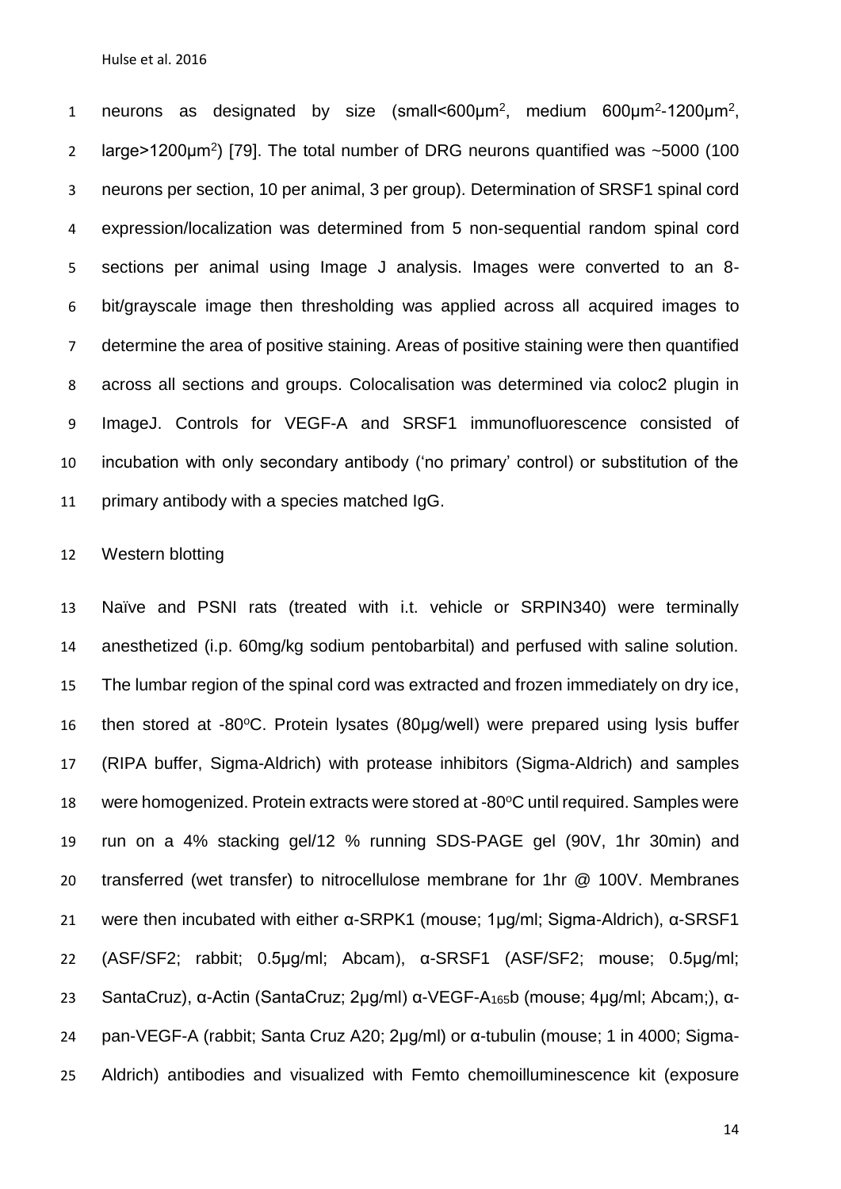neurons as designated by size (small<600μm$^2$, medium 600μm$^2$-1200μm$^2$, large>1200μm$^2$) [79]. The total number of DRG neurons quantified was ~5000 (100 neurons per section, 10 per animal, 3 per group). Determination of SRSF1 spinal cord expression/localization was determined from 5 non-sequential random spinal cord sections per animal using Image J analysis. Images were converted to an 8-bit/grayscale image then thresholding was applied across all acquired images to determine the area of positive staining. Areas of positive staining were then quantified across all sections and groups. Colocalisation was determined via coloc2 plugin in ImageJ. Controls for VEGF-A and SRSF1 immunofluorescence consisted of incubation with only secondary antibody ('no primary' control) or substitution of the primary antibody with a species matched IgG.

Western blotting

Naïve and PSNI rats (treated with i.t. vehicle or SRPIN340) were terminally anesthetized (i.p. 60mg/kg sodium pentobarbital) and perfused with saline solution. The lumbar region of the spinal cord was extracted and frozen immediately on dry ice, then stored at -80$^o$C. Protein lysates (80μg/well) were prepared using lysis buffer (RIPA buffer, Sigma-Aldrich) with protease inhibitors (Sigma-Aldrich) and samples were homogenized. Protein extracts were stored at -80$^o$C until required. Samples were run on a 4% stacking gel/12 % running SDS-PAGE gel (90V, 1hr 30min) and transferred (wet transfer) to nitrocellulose membrane for 1hr @ 100V. Membranes were then incubated with either α-SRPK1 (mouse; 1μg/ml; Sigma-Aldrich), α-SRSF1 (ASF/SF2; rabbit; 0.5μg/ml; Abcam), α-SRSF1 (ASF/SF2; mouse; 0.5μg/ml; SantaCruz), α-Actin (SantaCruz; 2μg/ml) α-VEGF-A$_{165}$b (mouse; 4μg/ml; Abcam;), α-pan-VEGF-A (rabbit; Santa Cruz A20; 2μg/ml) or α-tubulin (mouse; 1 in 4000; Sigma-Aldrich) antibodies and visualized with Femto chemoilluminescence kit (exposure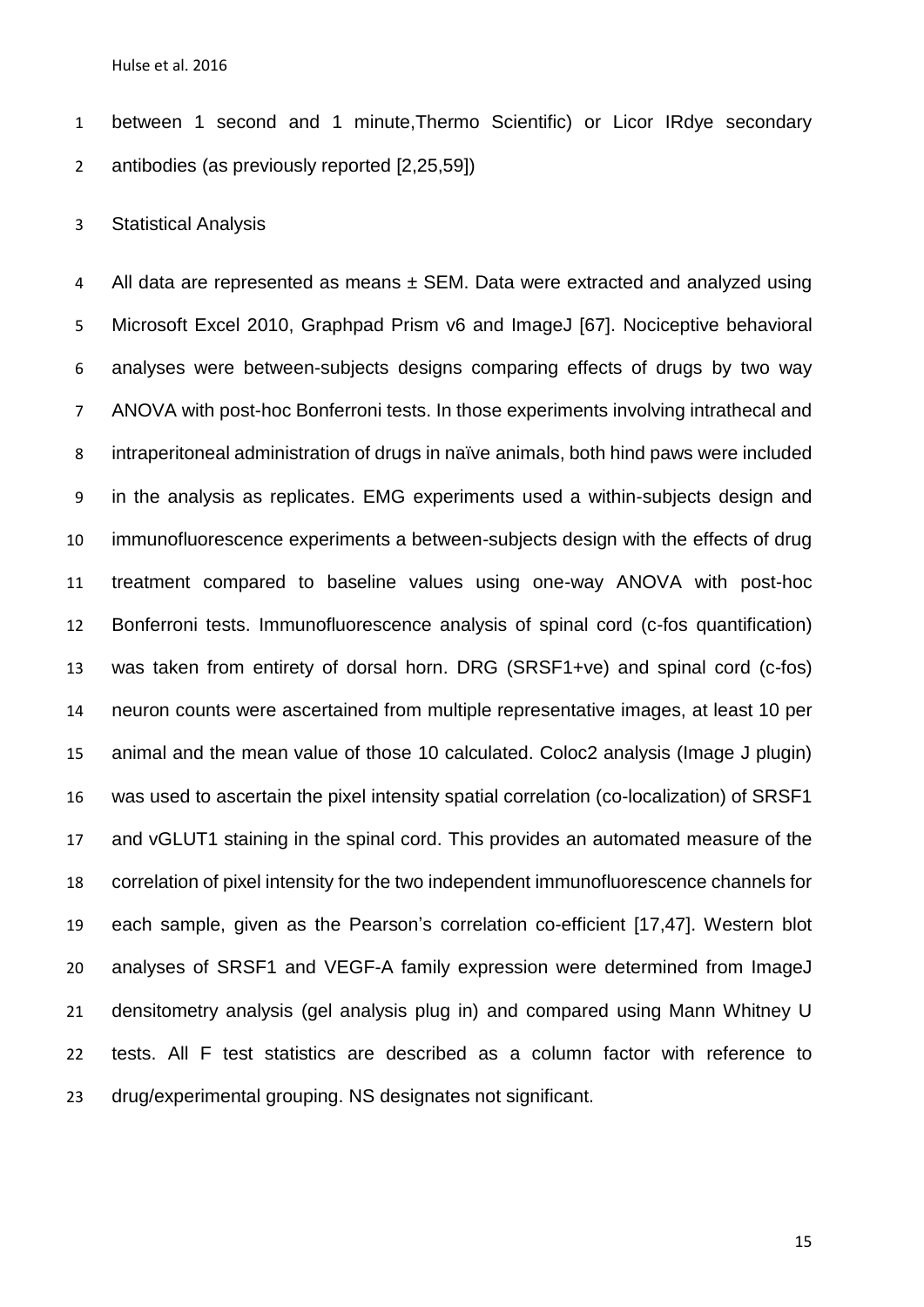between 1 second and 1 minute,Thermo Scientific) or Licor IRdye secondary antibodies (as previously reported [2,25,59])

## Statistical Analysis

All data are represented as means ± SEM. Data were extracted and analyzed using Microsoft Excel 2010, Graphpad Prism v6 and ImageJ [67]. Nociceptive behavioral analyses were between-subjects designs comparing effects of drugs by two way ANOVA with post-hoc Bonferroni tests. In those experiments involving intrathecal and intraperitoneal administration of drugs in naïve animals, both hind paws were included in the analysis as replicates. EMG experiments used a within-subjects design and immunofluorescence experiments a between-subjects design with the effects of drug treatment compared to baseline values using one-way ANOVA with post-hoc Bonferroni tests. Immunofluorescence analysis of spinal cord (c-fos quantification) was taken from entirety of dorsal horn. DRG (SRSF1+ve) and spinal cord (c-fos) neuron counts were ascertained from multiple representative images, at least 10 per animal and the mean value of those 10 calculated. Coloc2 analysis (Image J plugin) was used to ascertain the pixel intensity spatial correlation (co-localization) of SRSF1 and vGLUT1 staining in the spinal cord. This provides an automated measure of the correlation of pixel intensity for the two independent immunofluorescence channels for each sample, given as the Pearson's correlation co-efficient [17,47]. Western blot analyses of SRSF1 and VEGF-A family expression were determined from ImageJ densitometry analysis (gel analysis plug in) and compared using Mann Whitney U tests. All F test statistics are described as a column factor with reference to drug/experimental grouping. NS designates not significant.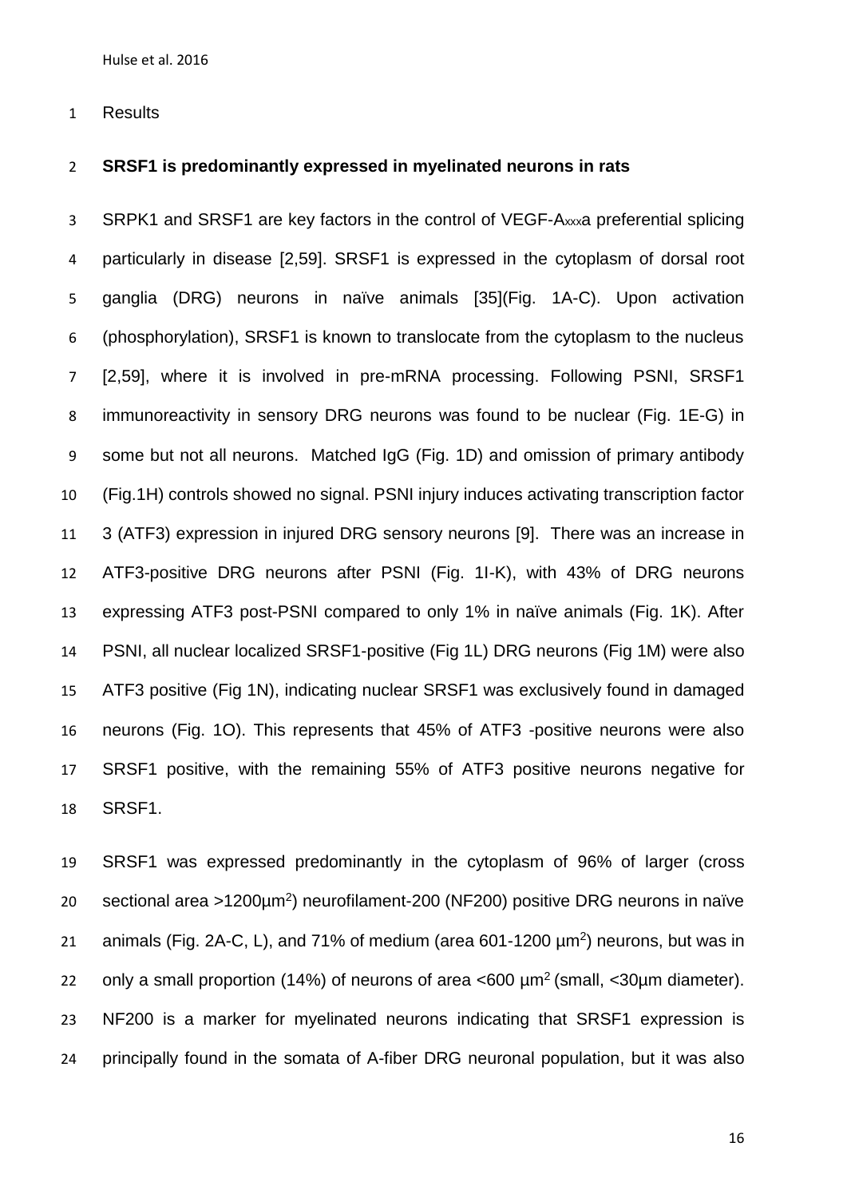Results

**SRSF1 is predominantly expressed in myelinated neurons in rats**

SRPK1 and SRSF1 are key factors in the control of VEGF-$A_{xxx}$a preferential splicing particularly in disease [2,59]. SRSF1 is expressed in the cytoplasm of dorsal root ganglia (DRG) neurons in naïve animals [35](Fig. 1A-C). Upon activation (phosphorylation), SRSF1 is known to translocate from the cytoplasm to the nucleus [2,59], where it is involved in pre-mRNA processing. Following PSNI, SRSF1 immunoreactivity in sensory DRG neurons was found to be nuclear (Fig. 1E-G) in some but not all neurons. Matched IgG (Fig. 1D) and omission of primary antibody (Fig.1H) controls showed no signal. PSNI injury induces activating transcription factor 3 (ATF3) expression in injured DRG sensory neurons [9]. There was an increase in ATF3-positive DRG neurons after PSNI (Fig. 1I-K), with 43% of DRG neurons expressing ATF3 post-PSNI compared to only 1% in naïve animals (Fig. 1K). After PSNI, all nuclear localized SRSF1-positive (Fig 1L) DRG neurons (Fig 1M) were also ATF3 positive (Fig 1N), indicating nuclear SRSF1 was exclusively found in damaged neurons (Fig. 1O). This represents that 45% of ATF3 -positive neurons were also SRSF1 positive, with the remaining 55% of ATF3 positive neurons negative for SRSF1.

SRSF1 was expressed predominantly in the cytoplasm of 96% of larger (cross sectional area >1200μm$^2$) neurofilament-200 (NF200) positive DRG neurons in naïve animals (Fig. 2A-C, L), and 71% of medium (area 601-1200 μm$^2$) neurons, but was in only a small proportion (14%) of neurons of area <600 μm$^2$ (small, <30μm diameter). NF200 is a marker for myelinated neurons indicating that SRSF1 expression is principally found in the somata of A-fiber DRG neuronal population, but it was also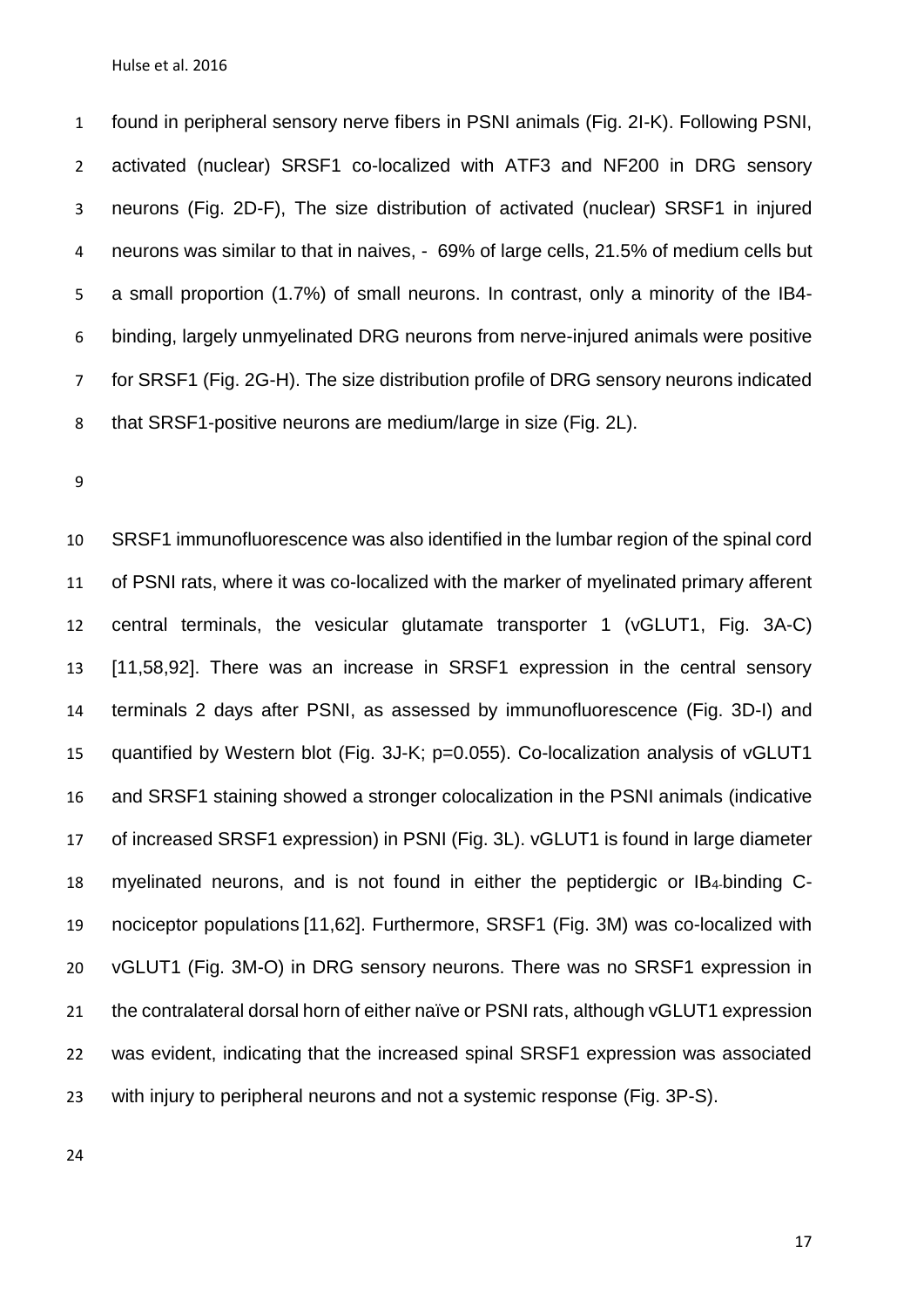found in peripheral sensory nerve fibers in PSNI animals (Fig. 2I-K). Following PSNI, activated (nuclear) SRSF1 co-localized with ATF3 and NF200 in DRG sensory neurons (Fig. 2D-F), The size distribution of activated (nuclear) SRSF1 in injured neurons was similar to that in naives, - 69% of large cells, 21.5% of medium cells but a small proportion (1.7%) of small neurons. In contrast, only a minority of the IB4-binding, largely unmyelinated DRG neurons from nerve-injured animals were positive for SRSF1 (Fig. 2G-H). The size distribution profile of DRG sensory neurons indicated that SRSF1-positive neurons are medium/large in size (Fig. 2L).

SRSF1 immunofluorescence was also identified in the lumbar region of the spinal cord of PSNI rats, where it was co-localized with the marker of myelinated primary afferent central terminals, the vesicular glutamate transporter 1 (vGLUT1, Fig. 3A-C) [11,58,92]. There was an increase in SRSF1 expression in the central sensory terminals 2 days after PSNI, as assessed by immunofluorescence (Fig. 3D-I) and quantified by Western blot (Fig. 3J-K; p=0.055). Co-localization analysis of vGLUT1 and SRSF1 staining showed a stronger colocalization in the PSNI animals (indicative of increased SRSF1 expression) in PSNI (Fig. 3L). vGLUT1 is found in large diameter myelinated neurons, and is not found in either the peptidergic or $IB_4$-binding C-nociceptor populations [11,62]. Furthermore, SRSF1 (Fig. 3M) was co-localized with vGLUT1 (Fig. 3M-O) in DRG sensory neurons. There was no SRSF1 expression in the contralateral dorsal horn of either naïve or PSNI rats, although vGLUT1 expression was evident, indicating that the increased spinal SRSF1 expression was associated with injury to peripheral neurons and not a systemic response (Fig. 3P-S).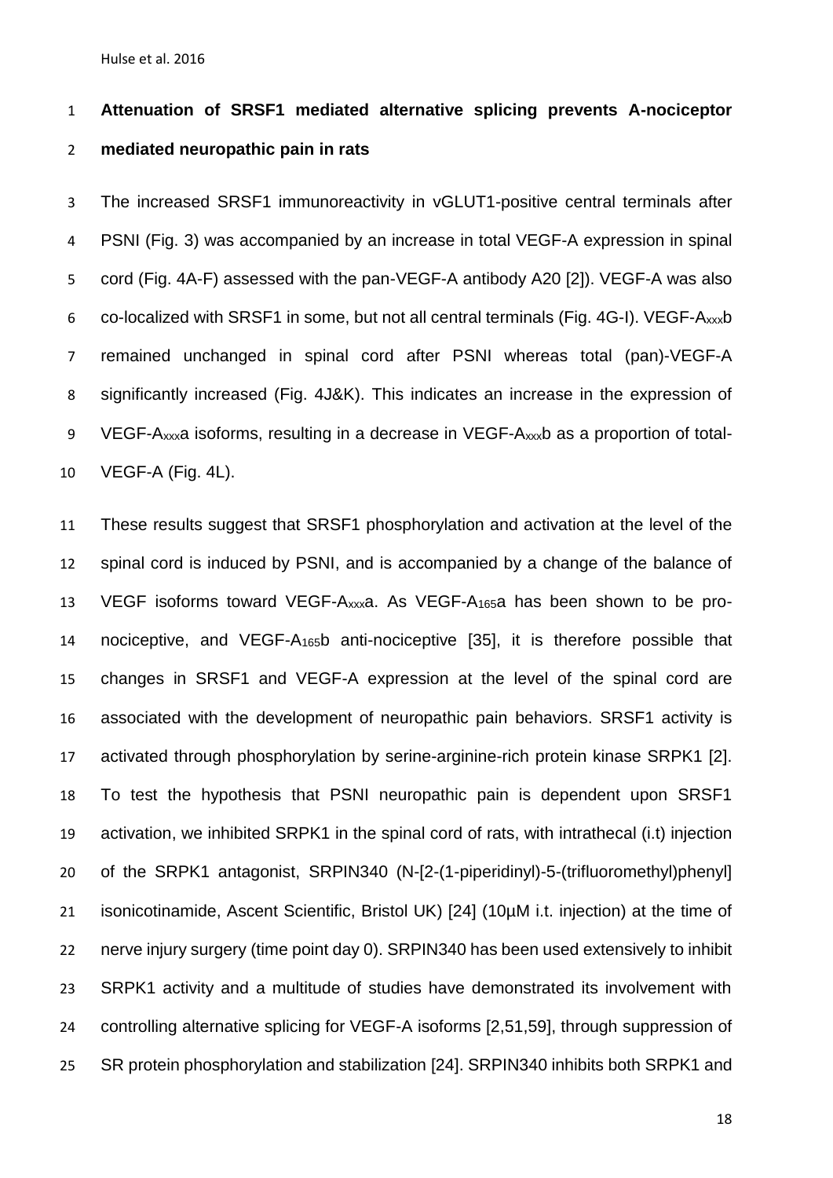**Attenuation of SRSF1 mediated alternative splicing prevents A-nociceptor mediated neuropathic pain in rats**

The increased SRSF1 immunoreactivity in vGLUT1-positive central terminals after PSNI (Fig. 3) was accompanied by an increase in total VEGF-A expression in spinal cord (Fig. 4A-F) assessed with the pan-VEGF-A antibody A20 [2]). VEGF-A was also co-localized with SRSF1 in some, but not all central terminals (Fig. 4G-I). VEGF-A$_{xxx}$b remained unchanged in spinal cord after PSNI whereas total (pan)-VEGF-A significantly increased (Fig. 4J&K). This indicates an increase in the expression of VEGF-A$_{xxx}$a isoforms, resulting in a decrease in VEGF-A$_{xxx}$b as a proportion of total-VEGF-A (Fig. 4L).

These results suggest that SRSF1 phosphorylation and activation at the level of the spinal cord is induced by PSNI, and is accompanied by a change of the balance of VEGF isoforms toward VEGF-A$_{xxx}$a. As VEGF-A$_{165}$a has been shown to be pro-nociceptive, and VEGF-A$_{165}$b anti-nociceptive [35], it is therefore possible that changes in SRSF1 and VEGF-A expression at the level of the spinal cord are associated with the development of neuropathic pain behaviors. SRSF1 activity is activated through phosphorylation by serine-arginine-rich protein kinase SRPK1 [2]. To test the hypothesis that PSNI neuropathic pain is dependent upon SRSF1 activation, we inhibited SRPK1 in the spinal cord of rats, with intrathecal (i.t) injection of the SRPK1 antagonist, SRPIN340 (N-[2-(1-piperidinyl)-5-(trifluoromethyl)phenyl] isonicotinamide, Ascent Scientific, Bristol UK) [24] (10µM i.t. injection) at the time of nerve injury surgery (time point day 0). SRPIN340 has been used extensively to inhibit SRPK1 activity and a multitude of studies have demonstrated its involvement with controlling alternative splicing for VEGF-A isoforms [2,51,59], through suppression of SR protein phosphorylation and stabilization [24]. SRPIN340 inhibits both SRPK1 and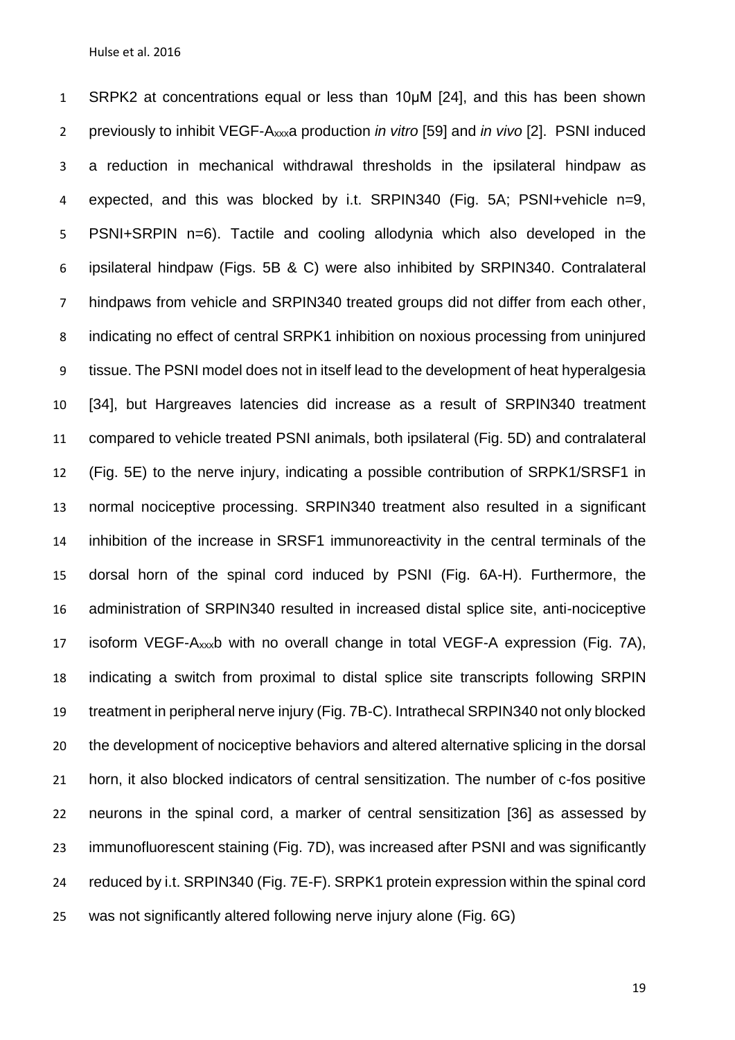SRPK2 at concentrations equal or less than 10μM [24], and this has been shown previously to inhibit VEGF-$A_{xxx}$a production *in vitro* [59] and *in vivo* [2]. PSNI induced a reduction in mechanical withdrawal thresholds in the ipsilateral hindpaw as expected, and this was blocked by i.t. SRPIN340 (Fig. 5A; PSNI+vehicle n=9, PSNI+SRPIN n=6). Tactile and cooling allodynia which also developed in the ipsilateral hindpaw (Figs. 5B & C) were also inhibited by SRPIN340. Contralateral hindpaws from vehicle and SRPIN340 treated groups did not differ from each other, indicating no effect of central SRPK1 inhibition on noxious processing from uninjured tissue. The PSNI model does not in itself lead to the development of heat hyperalgesia [34], but Hargreaves latencies did increase as a result of SRPIN340 treatment compared to vehicle treated PSNI animals, both ipsilateral (Fig. 5D) and contralateral (Fig. 5E) to the nerve injury, indicating a possible contribution of SRPK1/SRSF1 in normal nociceptive processing. SRPIN340 treatment also resulted in a significant inhibition of the increase in SRSF1 immunoreactivity in the central terminals of the dorsal horn of the spinal cord induced by PSNI (Fig. 6A-H). Furthermore, the administration of SRPIN340 resulted in increased distal splice site, anti-nociceptive isoform VEGF-$A_{xxx}$b with no overall change in total VEGF-A expression (Fig. 7A), indicating a switch from proximal to distal splice site transcripts following SRPIN treatment in peripheral nerve injury (Fig. 7B-C). Intrathecal SRPIN340 not only blocked the development of nociceptive behaviors and altered alternative splicing in the dorsal horn, it also blocked indicators of central sensitization. The number of c-fos positive neurons in the spinal cord, a marker of central sensitization [36] as assessed by immunofluorescent staining (Fig. 7D), was increased after PSNI and was significantly reduced by i.t. SRPIN340 (Fig. 7E-F). SRPK1 protein expression within the spinal cord was not significantly altered following nerve injury alone (Fig. 6G)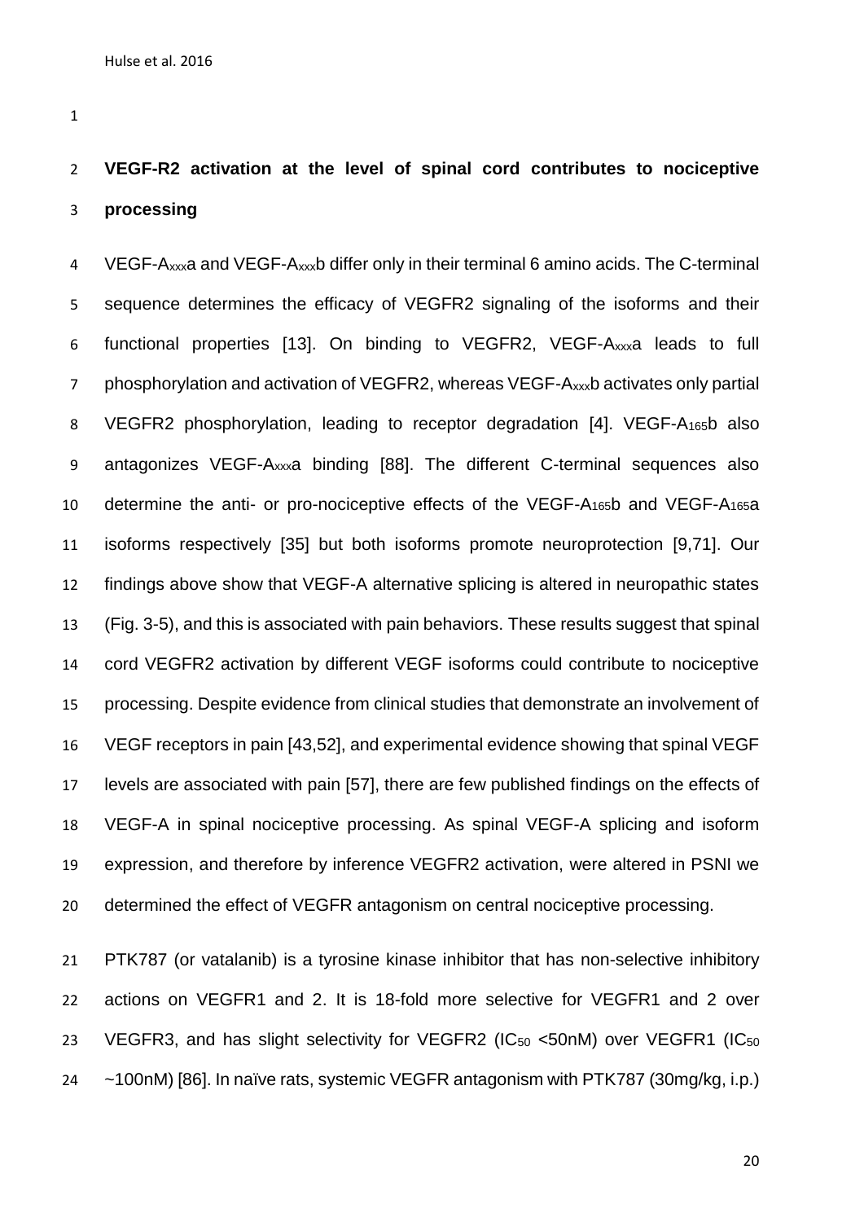**VEGF-R2 activation at the level of spinal cord contributes to nociceptive processing**

VEGF-$A_{xxx}$a and VEGF-$A_{xxx}$b differ only in their terminal 6 amino acids. The C-terminal sequence determines the efficacy of VEGFR2 signaling of the isoforms and their functional properties [13]. On binding to VEGFR2, VEGF-$A_{xxx}$a leads to full phosphorylation and activation of VEGFR2, whereas VEGF-$A_{xxx}$b activates only partial VEGFR2 phosphorylation, leading to receptor degradation [4]. VEGF-$A_{165}$b also antagonizes VEGF-$A_{xxx}$a binding [88]. The different C-terminal sequences also determine the anti- or pro-nociceptive effects of the VEGF-$A_{165}$b and VEGF-$A_{165}$a isoforms respectively [35] but both isoforms promote neuroprotection [9,71]. Our findings above show that VEGF-A alternative splicing is altered in neuropathic states (Fig. 3-5), and this is associated with pain behaviors. These results suggest that spinal cord VEGFR2 activation by different VEGF isoforms could contribute to nociceptive processing. Despite evidence from clinical studies that demonstrate an involvement of VEGF receptors in pain [43,52], and experimental evidence showing that spinal VEGF levels are associated with pain [57], there are few published findings on the effects of VEGF-A in spinal nociceptive processing. As spinal VEGF-A splicing and isoform expression, and therefore by inference VEGFR2 activation, were altered in PSNI we determined the effect of VEGFR antagonism on central nociceptive processing.

PTK787 (or vatalanib) is a tyrosine kinase inhibitor that has non-selective inhibitory actions on VEGFR1 and 2. It is 18-fold more selective for VEGFR1 and 2 over VEGFR3, and has slight selectivity for VEGFR2 ($IC_{50}$ <50nM) over VEGFR1 ($IC_{50}$ ~100nM) [86]. In naïve rats, systemic VEGFR antagonism with PTK787 (30mg/kg, i.p.)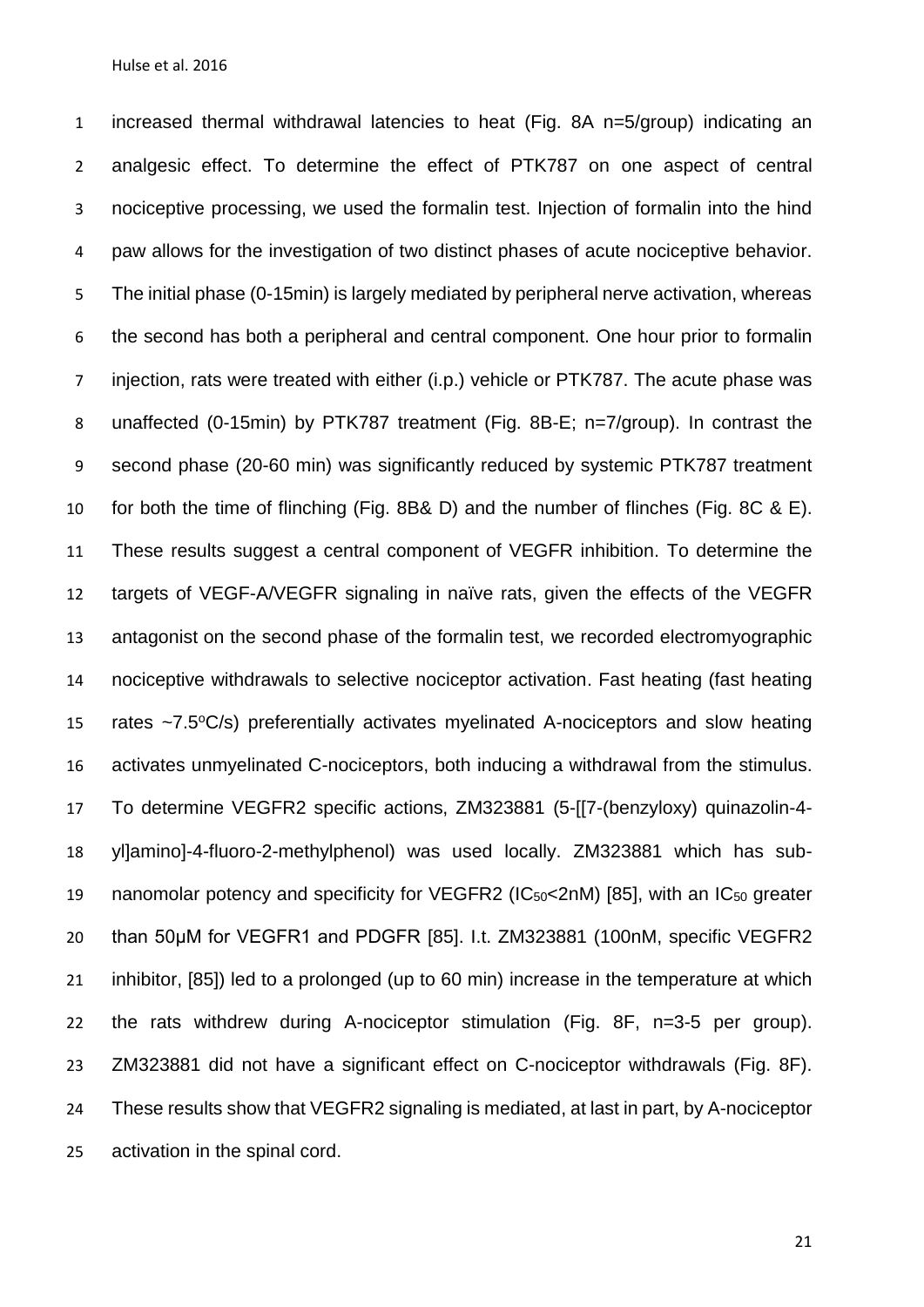increased thermal withdrawal latencies to heat (Fig. 8A n=5/group) indicating an analgesic effect. To determine the effect of PTK787 on one aspect of central nociceptive processing, we used the formalin test. Injection of formalin into the hind paw allows for the investigation of two distinct phases of acute nociceptive behavior. The initial phase (0-15min) is largely mediated by peripheral nerve activation, whereas the second has both a peripheral and central component. One hour prior to formalin injection, rats were treated with either (i.p.) vehicle or PTK787. The acute phase was unaffected (0-15min) by PTK787 treatment (Fig. 8B-E; n=7/group). In contrast the second phase (20-60 min) was significantly reduced by systemic PTK787 treatment for both the time of flinching (Fig. 8B& D) and the number of flinches (Fig. 8C & E). These results suggest a central component of VEGFR inhibition. To determine the targets of VEGF-A/VEGFR signaling in naïve rats, given the effects of the VEGFR antagonist on the second phase of the formalin test, we recorded electromyographic nociceptive withdrawals to selective nociceptor activation. Fast heating (fast heating rates ~7.5°C/s) preferentially activates myelinated A-nociceptors and slow heating activates unmyelinated C-nociceptors, both inducing a withdrawal from the stimulus. To determine VEGFR2 specific actions, ZM323881 (5-[[7-(benzyloxy) quinazolin-4-yl]amino]-4-fluoro-2-methylphenol) was used locally. ZM323881 which has sub-nanomolar potency and specificity for VEGFR2 ($IC_{50}$<2nM) [85], with an $IC_{50}$ greater than 50μM for VEGFR1 and PDGFR [85]. I.t. ZM323881 (100nM, specific VEGFR2 inhibitor, [85]) led to a prolonged (up to 60 min) increase in the temperature at which the rats withdrew during A-nociceptor stimulation (Fig. 8F, n=3-5 per group). ZM323881 did not have a significant effect on C-nociceptor withdrawals (Fig. 8F). These results show that VEGFR2 signaling is mediated, at last in part, by A-nociceptor activation in the spinal cord.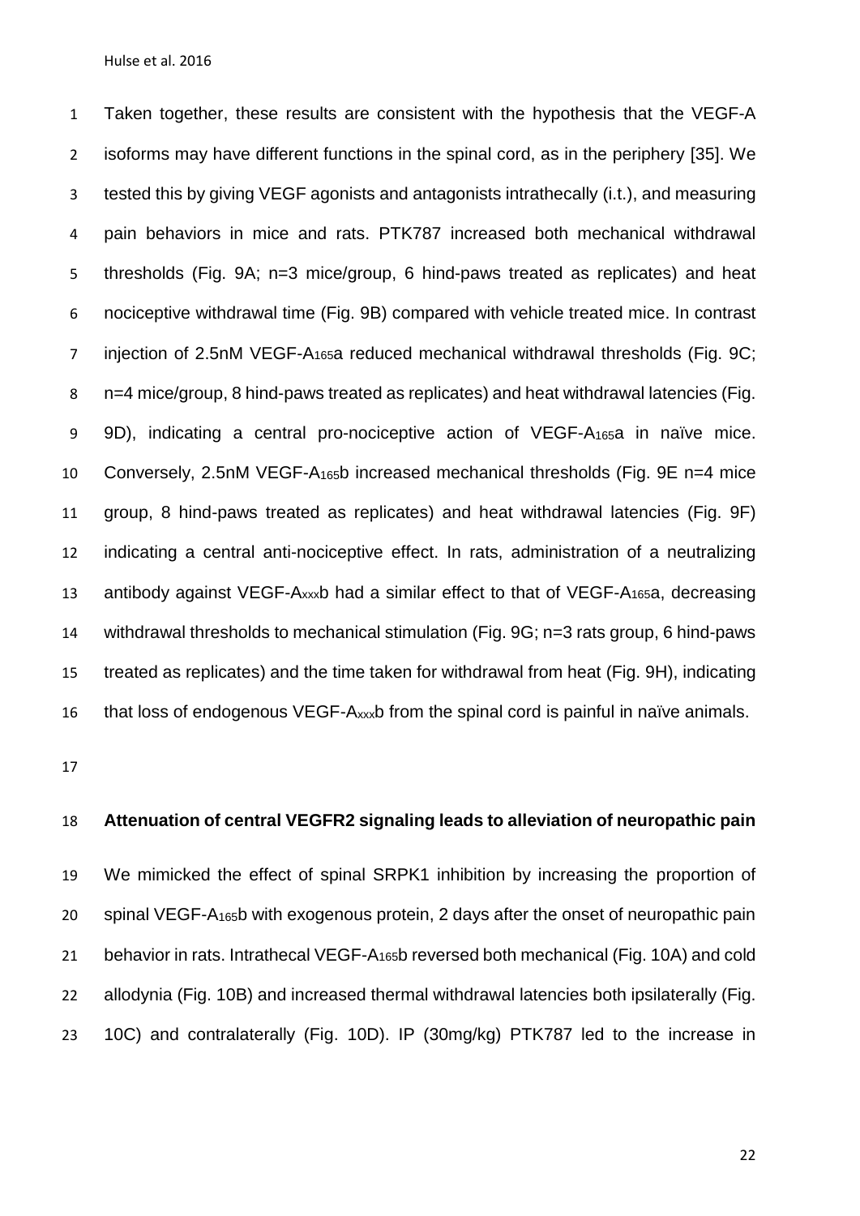Taken together, these results are consistent with the hypothesis that the VEGF-A isoforms may have different functions in the spinal cord, as in the periphery [35]. We tested this by giving VEGF agonists and antagonists intrathecally (i.t.), and measuring pain behaviors in mice and rats. PTK787 increased both mechanical withdrawal thresholds (Fig. 9A; n=3 mice/group, 6 hind-paws treated as replicates) and heat nociceptive withdrawal time (Fig. 9B) compared with vehicle treated mice. In contrast injection of 2.5nM VEGF-$A_{165}$a reduced mechanical withdrawal thresholds (Fig. 9C; n=4 mice/group, 8 hind-paws treated as replicates) and heat withdrawal latencies (Fig. 9D), indicating a central pro-nociceptive action of VEGF-$A_{165}$a in naïve mice. Conversely, 2.5nM VEGF-$A_{165}$b increased mechanical thresholds (Fig. 9E n=4 mice group, 8 hind-paws treated as replicates) and heat withdrawal latencies (Fig. 9F) indicating a central anti-nociceptive effect. In rats, administration of a neutralizing antibody against VEGF-$A_{xxx}$b had a similar effect to that of VEGF-$A_{165}$a, decreasing withdrawal thresholds to mechanical stimulation (Fig. 9G; n=3 rats group, 6 hind-paws treated as replicates) and the time taken for withdrawal from heat (Fig. 9H), indicating that loss of endogenous VEGF-$A_{xxx}$b from the spinal cord is painful in naïve animals.

**Attenuation of central VEGFR2 signaling leads to alleviation of neuropathic pain**

We mimicked the effect of spinal SRPK1 inhibition by increasing the proportion of spinal VEGF-$A_{165}$b with exogenous protein, 2 days after the onset of neuropathic pain behavior in rats. Intrathecal VEGF-$A_{165}$b reversed both mechanical (Fig. 10A) and cold allodynia (Fig. 10B) and increased thermal withdrawal latencies both ipsilaterally (Fig. 10C) and contralaterally (Fig. 10D). IP (30mg/kg) PTK787 led to the increase in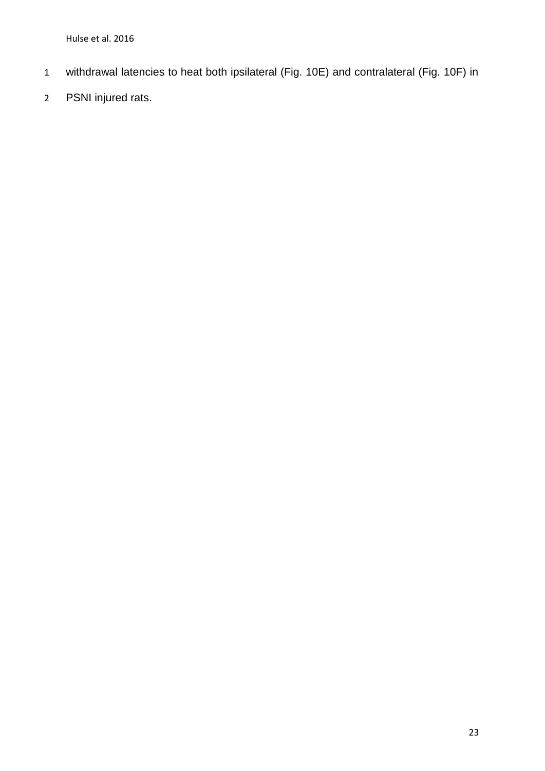withdrawal latencies to heat both ipsilateral (Fig. 10E) and contralateral (Fig. 10F) in PSNI injured rats.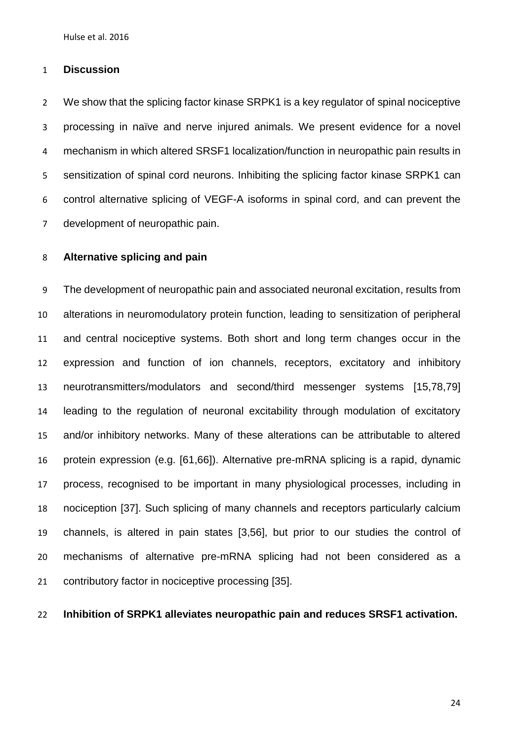## Discussion

We show that the splicing factor kinase SRPK1 is a key regulator of spinal nociceptive processing in naïve and nerve injured animals. We present evidence for a novel mechanism in which altered SRSF1 localization/function in neuropathic pain results in sensitization of spinal cord neurons. Inhibiting the splicing factor kinase SRPK1 can control alternative splicing of VEGF-A isoforms in spinal cord, and can prevent the development of neuropathic pain.

### Alternative splicing and pain

The development of neuropathic pain and associated neuronal excitation, results from alterations in neuromodulatory protein function, leading to sensitization of peripheral and central nociceptive systems. Both short and long term changes occur in the expression and function of ion channels, receptors, excitatory and inhibitory neurotransmitters/modulators and second/third messenger systems [15,78,79] leading to the regulation of neuronal excitability through modulation of excitatory and/or inhibitory networks. Many of these alterations can be attributable to altered protein expression (e.g. [61,66]). Alternative pre-mRNA splicing is a rapid, dynamic process, recognised to be important in many physiological processes, including in nociception [37]. Such splicing of many channels and receptors particularly calcium channels, is altered in pain states [3,56], but prior to our studies the control of mechanisms of alternative pre-mRNA splicing had not been considered as a contributory factor in nociceptive processing [35].

### Inhibition of SRPK1 alleviates neuropathic pain and reduces SRSF1 activation.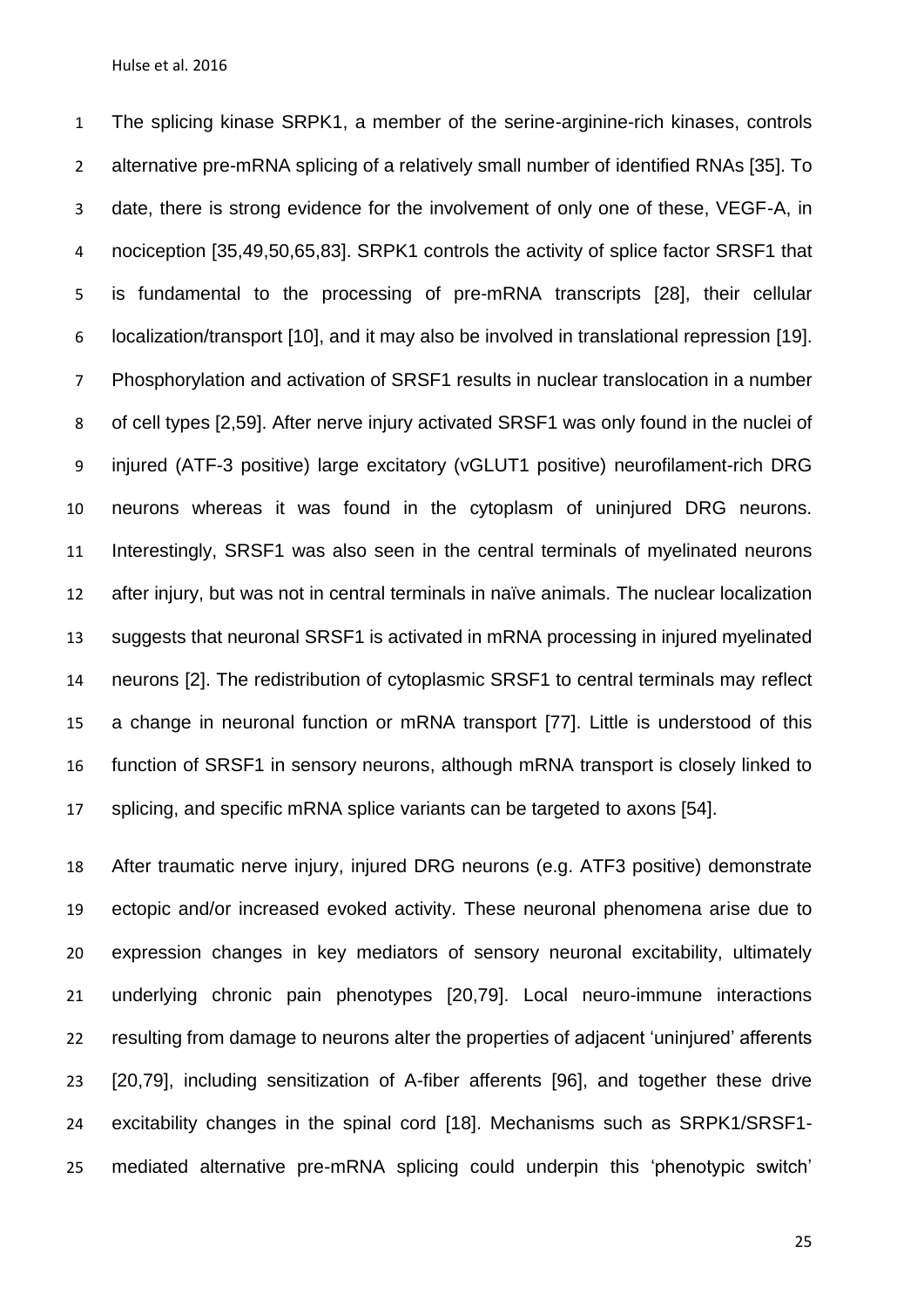The splicing kinase SRPK1, a member of the serine-arginine-rich kinases, controls alternative pre-mRNA splicing of a relatively small number of identified RNAs [35]. To date, there is strong evidence for the involvement of only one of these, VEGF-A, in nociception [35,49,50,65,83]. SRPK1 controls the activity of splice factor SRSF1 that is fundamental to the processing of pre-mRNA transcripts [28], their cellular localization/transport [10], and it may also be involved in translational repression [19]. Phosphorylation and activation of SRSF1 results in nuclear translocation in a number of cell types [2,59]. After nerve injury activated SRSF1 was only found in the nuclei of injured (ATF-3 positive) large excitatory (vGLUT1 positive) neurofilament-rich DRG neurons whereas it was found in the cytoplasm of uninjured DRG neurons. Interestingly, SRSF1 was also seen in the central terminals of myelinated neurons after injury, but was not in central terminals in naïve animals. The nuclear localization suggests that neuronal SRSF1 is activated in mRNA processing in injured myelinated neurons [2]. The redistribution of cytoplasmic SRSF1 to central terminals may reflect a change in neuronal function or mRNA transport [77]. Little is understood of this function of SRSF1 in sensory neurons, although mRNA transport is closely linked to splicing, and specific mRNA splice variants can be targeted to axons [54].

After traumatic nerve injury, injured DRG neurons (e.g. ATF3 positive) demonstrate ectopic and/or increased evoked activity. These neuronal phenomena arise due to expression changes in key mediators of sensory neuronal excitability, ultimately underlying chronic pain phenotypes [20,79]. Local neuro-immune interactions resulting from damage to neurons alter the properties of adjacent 'uninjured' afferents [20,79], including sensitization of A-fiber afferents [96], and together these drive excitability changes in the spinal cord [18]. Mechanisms such as SRPK1/SRSF1-mediated alternative pre-mRNA splicing could underpin this 'phenotypic switch'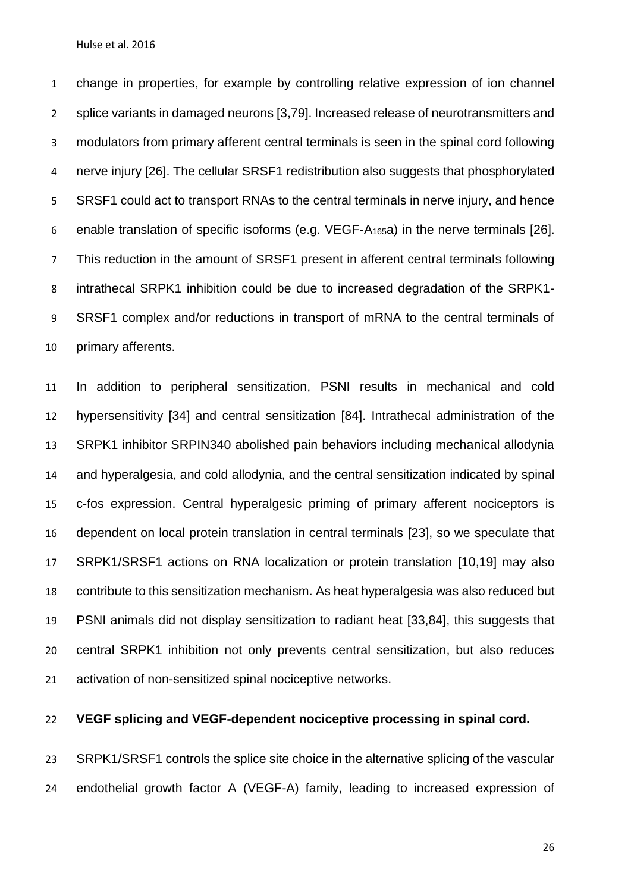change in properties, for example by controlling relative expression of ion channel splice variants in damaged neurons [3,79]. Increased release of neurotransmitters and modulators from primary afferent central terminals is seen in the spinal cord following nerve injury [26]. The cellular SRSF1 redistribution also suggests that phosphorylated SRSF1 could act to transport RNAs to the central terminals in nerve injury, and hence enable translation of specific isoforms (e.g. VEGF-A$_{165}$a) in the nerve terminals [26]. This reduction in the amount of SRSF1 present in afferent central terminals following intrathecal SRPK1 inhibition could be due to increased degradation of the SRPK1-SRSF1 complex and/or reductions in transport of mRNA to the central terminals of primary afferents.

In addition to peripheral sensitization, PSNI results in mechanical and cold hypersensitivity [34] and central sensitization [84]. Intrathecal administration of the SRPK1 inhibitor SRPIN340 abolished pain behaviors including mechanical allodynia and hyperalgesia, and cold allodynia, and the central sensitization indicated by spinal c-fos expression. Central hyperalgesic priming of primary afferent nociceptors is dependent on local protein translation in central terminals [23], so we speculate that SRPK1/SRSF1 actions on RNA localization or protein translation [10,19] may also contribute to this sensitization mechanism. As heat hyperalgesia was also reduced but PSNI animals did not display sensitization to radiant heat [33,84], this suggests that central SRPK1 inhibition not only prevents central sensitization, but also reduces activation of non-sensitized spinal nociceptive networks.

**VEGF splicing and VEGF-dependent nociceptive processing in spinal cord.**

SRPK1/SRSF1 controls the splice site choice in the alternative splicing of the vascular endothelial growth factor A (VEGF-A) family, leading to increased expression of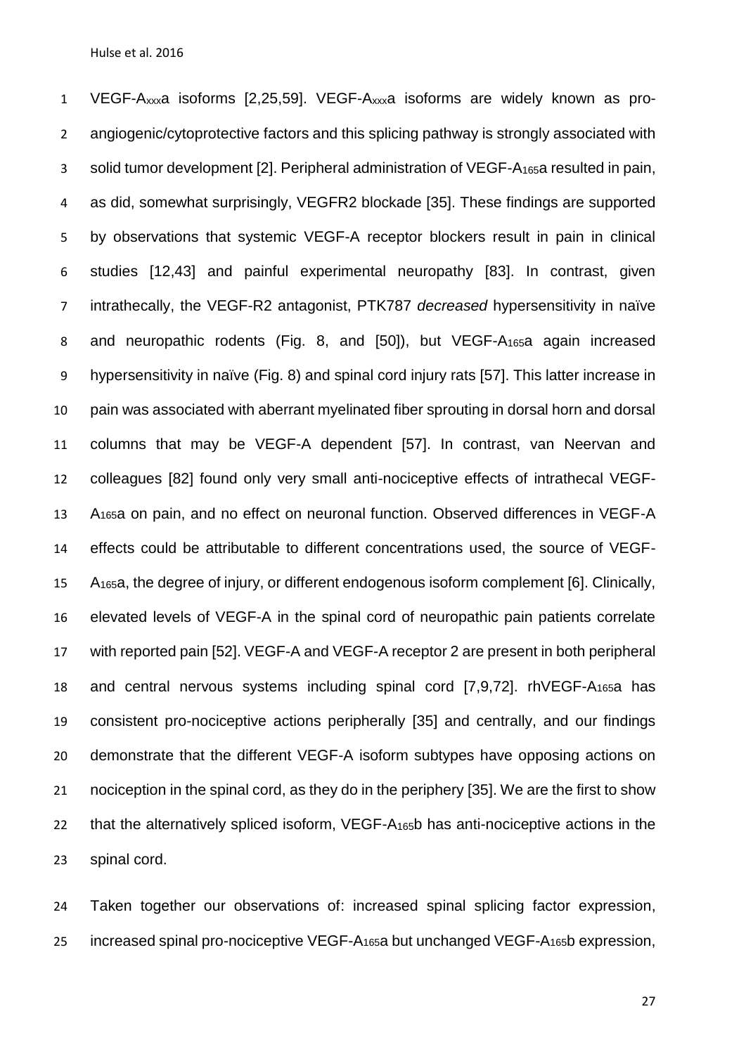VEGF-$A_{xxx}$a isoforms [2,25,59]. VEGF-$A_{xxx}$a isoforms are widely known as pro-angiogenic/cytoprotective factors and this splicing pathway is strongly associated with solid tumor development [2]. Peripheral administration of VEGF-$A_{165}$a resulted in pain, as did, somewhat surprisingly, VEGFR2 blockade [35]. These findings are supported by observations that systemic VEGF-A receptor blockers result in pain in clinical studies [12,43] and painful experimental neuropathy [83]. In contrast, given intrathecally, the VEGF-R2 antagonist, PTK787 *decreased* hypersensitivity in naïve and neuropathic rodents (Fig. 8, and [50]), but VEGF-$A_{165}$a again increased hypersensitivity in naïve (Fig. 8) and spinal cord injury rats [57]. This latter increase in pain was associated with aberrant myelinated fiber sprouting in dorsal horn and dorsal columns that may be VEGF-A dependent [57]. In contrast, van Neervan and colleagues [82] found only very small anti-nociceptive effects of intrathecal VEGF-$A_{165}$a on pain, and no effect on neuronal function. Observed differences in VEGF-A effects could be attributable to different concentrations used, the source of VEGF-$A_{165}$a, the degree of injury, or different endogenous isoform complement [6]. Clinically, elevated levels of VEGF-A in the spinal cord of neuropathic pain patients correlate with reported pain [52]. VEGF-A and VEGF-A receptor 2 are present in both peripheral and central nervous systems including spinal cord [7,9,72]. rhVEGF-$A_{165}$a has consistent pro-nociceptive actions peripherally [35] and centrally, and our findings demonstrate that the different VEGF-A isoform subtypes have opposing actions on nociception in the spinal cord, as they do in the periphery [35]. We are the first to show that the alternatively spliced isoform, VEGF-$A_{165}$b has anti-nociceptive actions in the spinal cord.

Taken together our observations of: increased spinal splicing factor expression, increased spinal pro-nociceptive VEGF-$A_{165}$a but unchanged VEGF-$A_{165}$b expression,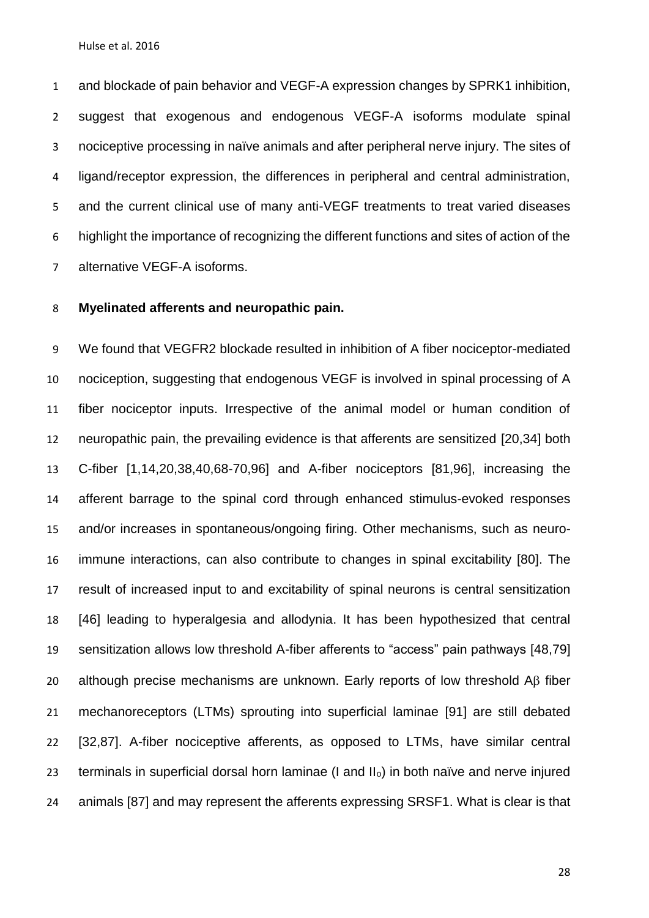and blockade of pain behavior and VEGF-A expression changes by SPRK1 inhibition, suggest that exogenous and endogenous VEGF-A isoforms modulate spinal nociceptive processing in naïve animals and after peripheral nerve injury. The sites of ligand/receptor expression, the differences in peripheral and central administration, and the current clinical use of many anti-VEGF treatments to treat varied diseases highlight the importance of recognizing the different functions and sites of action of the alternative VEGF-A isoforms.

**Myelinated afferents and neuropathic pain.**

We found that VEGFR2 blockade resulted in inhibition of A fiber nociceptor-mediated nociception, suggesting that endogenous VEGF is involved in spinal processing of A fiber nociceptor inputs. Irrespective of the animal model or human condition of neuropathic pain, the prevailing evidence is that afferents are sensitized [20,34] both C-fiber [1,14,20,38,40,68-70,96] and A-fiber nociceptors [81,96], increasing the afferent barrage to the spinal cord through enhanced stimulus-evoked responses and/or increases in spontaneous/ongoing firing. Other mechanisms, such as neuro-immune interactions, can also contribute to changes in spinal excitability [80]. The result of increased input to and excitability of spinal neurons is central sensitization [46] leading to hyperalgesia and allodynia. It has been hypothesized that central sensitization allows low threshold A-fiber afferents to "access" pain pathways [48,79] although precise mechanisms are unknown. Early reports of low threshold Aβ fiber mechanoreceptors (LTMs) sprouting into superficial laminae [91] are still debated [32,87]. A-fiber nociceptive afferents, as opposed to LTMs, have similar central terminals in superficial dorsal horn laminae (I and $II_o$) in both naïve and nerve injured animals [87] and may represent the afferents expressing SRSF1. What is clear is that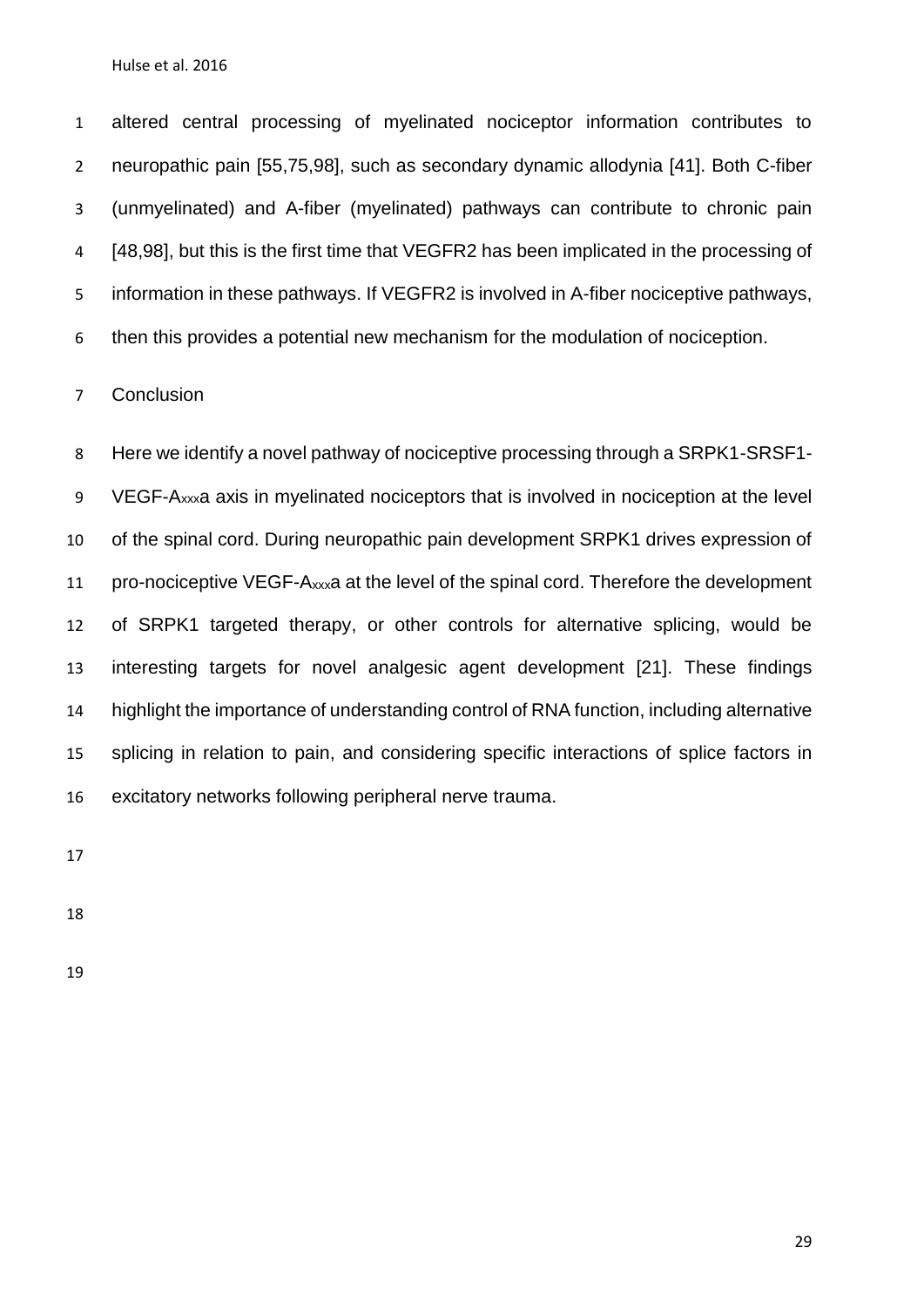altered central processing of myelinated nociceptor information contributes to neuropathic pain [55,75,98], such as secondary dynamic allodynia [41]. Both C-fiber (unmyelinated) and A-fiber (myelinated) pathways can contribute to chronic pain [48,98], but this is the first time that VEGFR2 has been implicated in the processing of information in these pathways. If VEGFR2 is involved in A-fiber nociceptive pathways, then this provides a potential new mechanism for the modulation of nociception.

## Conclusion

Here we identify a novel pathway of nociceptive processing through a SRPK1-SRSF1-VEGF-$A_{xxx}$a axis in myelinated nociceptors that is involved in nociception at the level of the spinal cord. During neuropathic pain development SRPK1 drives expression of pro-nociceptive VEGF-$A_{xxx}$a at the level of the spinal cord. Therefore the development of SRPK1 targeted therapy, or other controls for alternative splicing, would be interesting targets for novel analgesic agent development [21]. These findings highlight the importance of understanding control of RNA function, including alternative splicing in relation to pain, and considering specific interactions of splice factors in excitatory networks following peripheral nerve trauma.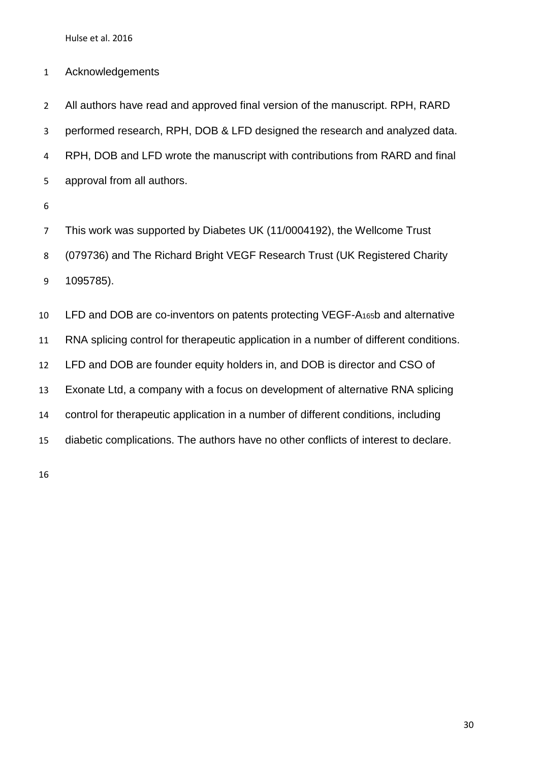## Acknowledgements

All authors have read and approved final version of the manuscript. RPH, RARD performed research, RPH, DOB & LFD designed the research and analyzed data. RPH, DOB and LFD wrote the manuscript with contributions from RARD and final approval from all authors.

This work was supported by Diabetes UK (11/0004192), the Wellcome Trust (079736) and The Richard Bright VEGF Research Trust (UK Registered Charity 1095785).

LFD and DOB are co-inventors on patents protecting VEGF-$A_{165}$b and alternative RNA splicing control for therapeutic application in a number of different conditions. LFD and DOB are founder equity holders in, and DOB is director and CSO of Exonate Ltd, a company with a focus on development of alternative RNA splicing control for therapeutic application in a number of different conditions, including diabetic complications. The authors have no other conflicts of interest to declare.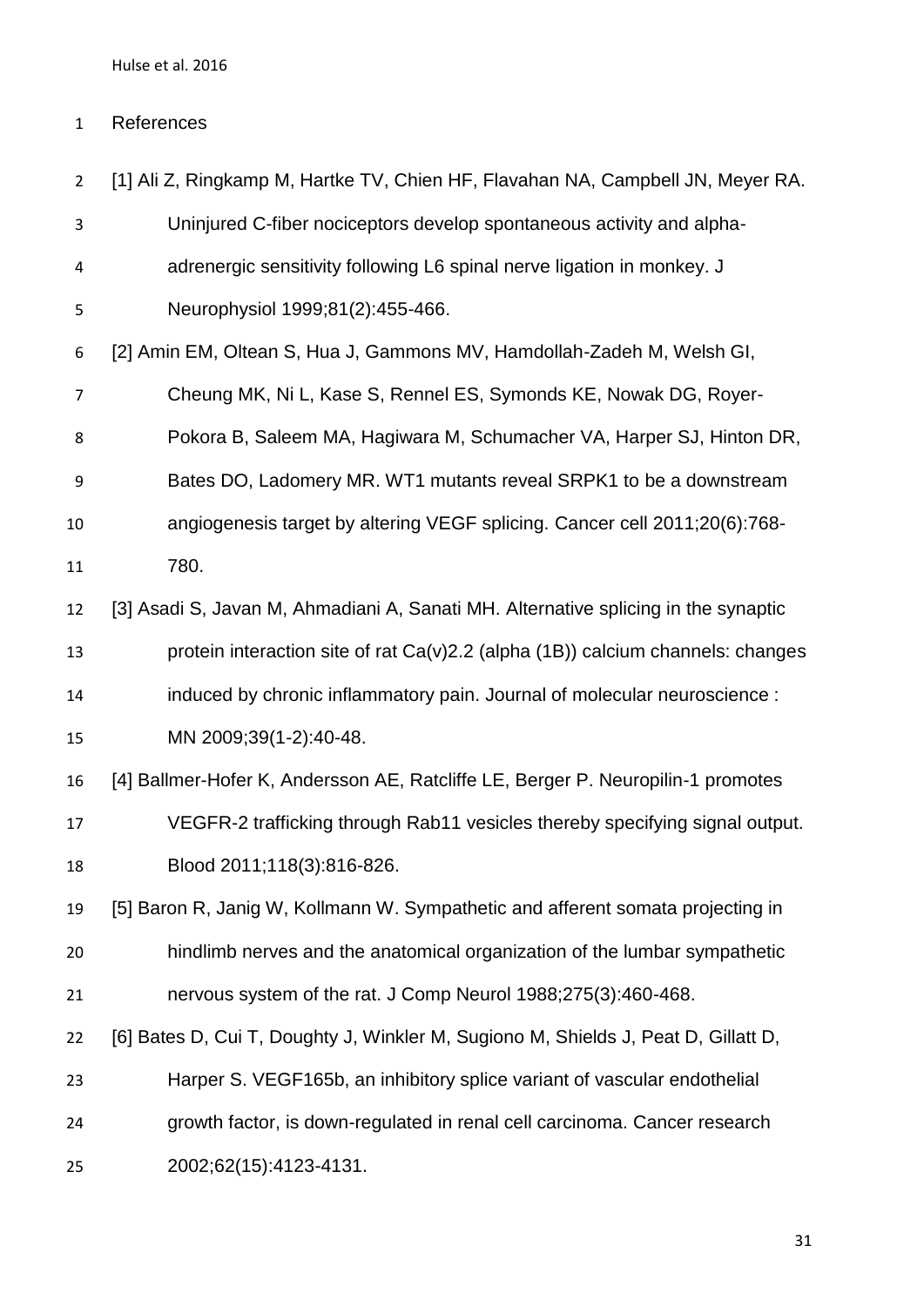# References

[1] Ali Z, Ringkamp M, Hartke TV, Chien HF, Flavahan NA, Campbell JN, Meyer RA. Uninjured C-fiber nociceptors develop spontaneous activity and alpha-adrenergic sensitivity following L6 spinal nerve ligation in monkey. J Neurophysiol 1999;81(2):455-466.

[2] Amin EM, Oltean S, Hua J, Gammons MV, Hamdollah-Zadeh M, Welsh GI, Cheung MK, Ni L, Kase S, Rennel ES, Symonds KE, Nowak DG, Royer-Pokora B, Saleem MA, Hagiwara M, Schumacher VA, Harper SJ, Hinton DR, Bates DO, Ladomery MR. WT1 mutants reveal SRPK1 to be a downstream angiogenesis target by altering VEGF splicing. Cancer cell 2011;20(6):768-780.

[3] Asadi S, Javan M, Ahmadiani A, Sanati MH. Alternative splicing in the synaptic protein interaction site of rat Ca(v)2.2 (alpha (1B)) calcium channels: changes induced by chronic inflammatory pain. Journal of molecular neuroscience : MN 2009;39(1-2):40-48.

[4] Ballmer-Hofer K, Andersson AE, Ratcliffe LE, Berger P. Neuropilin-1 promotes VEGFR-2 trafficking through Rab11 vesicles thereby specifying signal output. Blood 2011;118(3):816-826.

[5] Baron R, Janig W, Kollmann W. Sympathetic and afferent somata projecting in hindlimb nerves and the anatomical organization of the lumbar sympathetic nervous system of the rat. J Comp Neurol 1988;275(3):460-468.

[6] Bates D, Cui T, Doughty J, Winkler M, Sugiono M, Shields J, Peat D, Gillatt D, Harper S. VEGF165b, an inhibitory splice variant of vascular endothelial growth factor, is down-regulated in renal cell carcinoma. Cancer research 2002;62(15):4123-4131.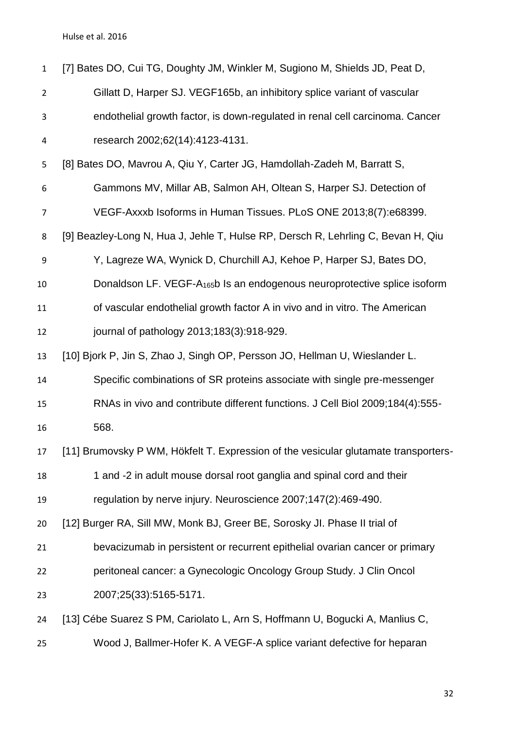[7] Bates DO, Cui TG, Doughty JM, Winkler M, Sugiono M, Shields JD, Peat D, Gillatt D, Harper SJ. VEGF165b, an inhibitory splice variant of vascular endothelial growth factor, is down-regulated in renal cell carcinoma. Cancer research 2002;62(14):4123-4131.

[8] Bates DO, Mavrou A, Qiu Y, Carter JG, Hamdollah-Zadeh M, Barratt S, Gammons MV, Millar AB, Salmon AH, Oltean S, Harper SJ. Detection of VEGF-Axxxb Isoforms in Human Tissues. PLoS ONE 2013;8(7):e68399.

[9] Beazley-Long N, Hua J, Jehle T, Hulse RP, Dersch R, Lehrling C, Bevan H, Qiu Y, Lagreze WA, Wynick D, Churchill AJ, Kehoe P, Harper SJ, Bates DO, Donaldson LF. VEGF-$A_{165}$b Is an endogenous neuroprotective splice isoform of vascular endothelial growth factor A in vivo and in vitro. The American journal of pathology 2013;183(3):918-929.

[10] Bjork P, Jin S, Zhao J, Singh OP, Persson JO, Hellman U, Wieslander L. Specific combinations of SR proteins associate with single pre-messenger RNAs in vivo and contribute different functions. J Cell Biol 2009;184(4):555-568.

[11] Brumovsky P WM, Hökfelt T. Expression of the vesicular glutamate transporters-1 and -2 in adult mouse dorsal root ganglia and spinal cord and their regulation by nerve injury. Neuroscience 2007;147(2):469-490.

[12] Burger RA, Sill MW, Monk BJ, Greer BE, Sorosky JI. Phase II trial of bevacizumab in persistent or recurrent epithelial ovarian cancer or primary peritoneal cancer: a Gynecologic Oncology Group Study. J Clin Oncol 2007;25(33):5165-5171.

[13] Cébe Suarez S PM, Cariolato L, Arn S, Hoffmann U, Bogucki A, Manlius C, Wood J, Ballmer-Hofer K. A VEGF-A splice variant defective for heparan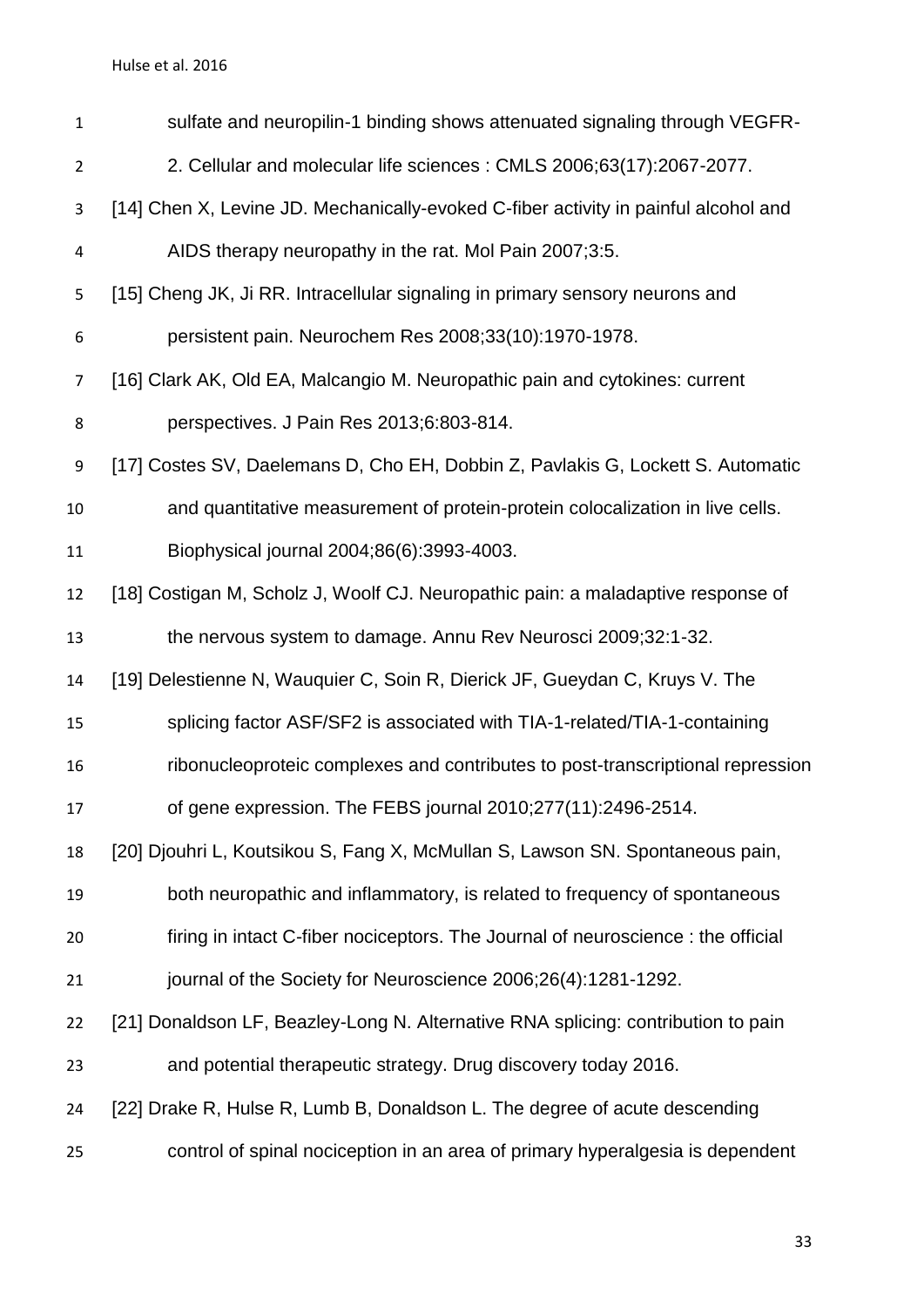sulfate and neuropilin-1 binding shows attenuated signaling through VEGFR-2. Cellular and molecular life sciences : CMLS 2006;63(17):2067-2077.

[14] Chen X, Levine JD. Mechanically-evoked C-fiber activity in painful alcohol and AIDS therapy neuropathy in the rat. Mol Pain 2007;3:5.

[15] Cheng JK, Ji RR. Intracellular signaling in primary sensory neurons and persistent pain. Neurochem Res 2008;33(10):1970-1978.

[16] Clark AK, Old EA, Malcangio M. Neuropathic pain and cytokines: current perspectives. J Pain Res 2013;6:803-814.

[17] Costes SV, Daelemans D, Cho EH, Dobbin Z, Pavlakis G, Lockett S. Automatic and quantitative measurement of protein-protein colocalization in live cells. Biophysical journal 2004;86(6):3993-4003.

[18] Costigan M, Scholz J, Woolf CJ. Neuropathic pain: a maladaptive response of the nervous system to damage. Annu Rev Neurosci 2009;32:1-32.

[19] Delestienne N, Wauquier C, Soin R, Dierick JF, Gueydan C, Kruys V. The splicing factor ASF/SF2 is associated with TIA-1-related/TIA-1-containing ribonucleoproteic complexes and contributes to post-transcriptional repression of gene expression. The FEBS journal 2010;277(11):2496-2514.

[20] Djouhri L, Koutsikou S, Fang X, McMullan S, Lawson SN. Spontaneous pain, both neuropathic and inflammatory, is related to frequency of spontaneous firing in intact C-fiber nociceptors. The Journal of neuroscience : the official journal of the Society for Neuroscience 2006;26(4):1281-1292.

[21] Donaldson LF, Beazley-Long N. Alternative RNA splicing: contribution to pain and potential therapeutic strategy. Drug discovery today 2016.

[22] Drake R, Hulse R, Lumb B, Donaldson L. The degree of acute descending control of spinal nociception in an area of primary hyperalgesia is dependent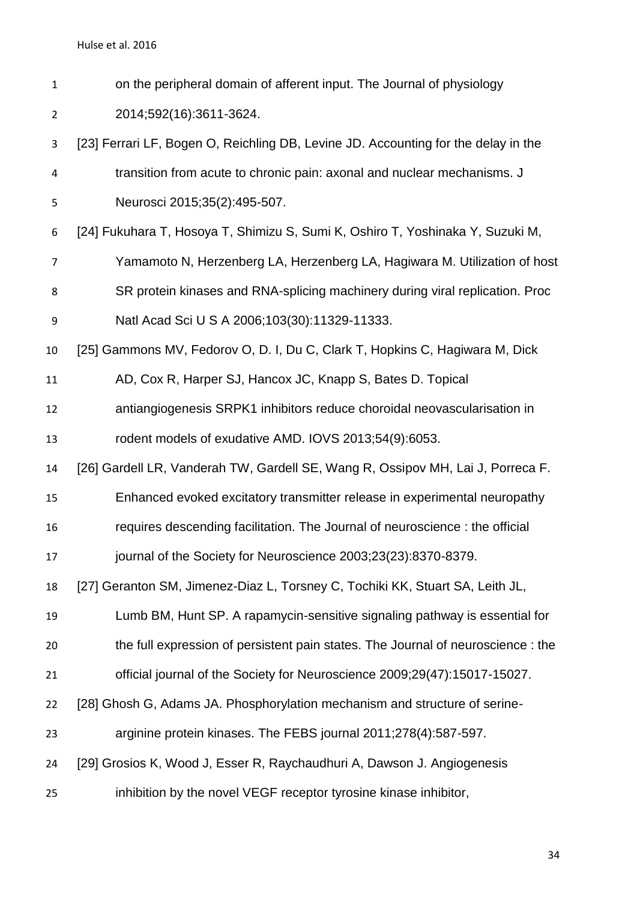on the peripheral domain of afferent input. The Journal of physiology 2014;592(16):3611-3624.

[23] Ferrari LF, Bogen O, Reichling DB, Levine JD. Accounting for the delay in the transition from acute to chronic pain: axonal and nuclear mechanisms. J Neurosci 2015;35(2):495-507.

[24] Fukuhara T, Hosoya T, Shimizu S, Sumi K, Oshiro T, Yoshinaka Y, Suzuki M, Yamamoto N, Herzenberg LA, Herzenberg LA, Hagiwara M. Utilization of host SR protein kinases and RNA-splicing machinery during viral replication. Proc Natl Acad Sci U S A 2006;103(30):11329-11333.

[25] Gammons MV, Fedorov O, D. I, Du C, Clark T, Hopkins C, Hagiwara M, Dick AD, Cox R, Harper SJ, Hancox JC, Knapp S, Bates D. Topical antiangiogenesis SRPK1 inhibitors reduce choroidal neovascularisation in rodent models of exudative AMD. IOVS 2013;54(9):6053.

[26] Gardell LR, Vanderah TW, Gardell SE, Wang R, Ossipov MH, Lai J, Porreca F. Enhanced evoked excitatory transmitter release in experimental neuropathy requires descending facilitation. The Journal of neuroscience : the official journal of the Society for Neuroscience 2003;23(23):8370-8379.

[27] Geranton SM, Jimenez-Diaz L, Torsney C, Tochiki KK, Stuart SA, Leith JL, Lumb BM, Hunt SP. A rapamycin-sensitive signaling pathway is essential for the full expression of persistent pain states. The Journal of neuroscience : the official journal of the Society for Neuroscience 2009;29(47):15017-15027.

[28] Ghosh G, Adams JA. Phosphorylation mechanism and structure of serine-arginine protein kinases. The FEBS journal 2011;278(4):587-597.

[29] Grosios K, Wood J, Esser R, Raychaudhuri A, Dawson J. Angiogenesis inhibition by the novel VEGF receptor tyrosine kinase inhibitor,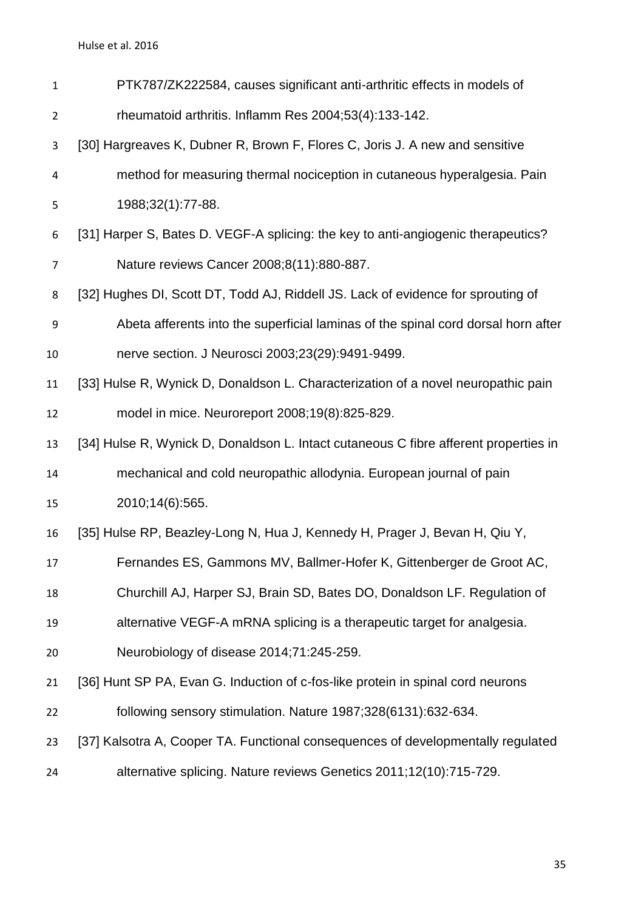PTK787/ZK222584, causes significant anti-arthritic effects in models of rheumatoid arthritis. Inflamm Res 2004;53(4):133-142.

[30] Hargreaves K, Dubner R, Brown F, Flores C, Joris J. A new and sensitive method for measuring thermal nociception in cutaneous hyperalgesia. Pain 1988;32(1):77-88.

[31] Harper S, Bates D. VEGF-A splicing: the key to anti-angiogenic therapeutics? Nature reviews Cancer 2008;8(11):880-887.

[32] Hughes DI, Scott DT, Todd AJ, Riddell JS. Lack of evidence for sprouting of Abeta afferents into the superficial laminas of the spinal cord dorsal horn after nerve section. J Neurosci 2003;23(29):9491-9499.

[33] Hulse R, Wynick D, Donaldson L. Characterization of a novel neuropathic pain model in mice. Neuroreport 2008;19(8):825-829.

[34] Hulse R, Wynick D, Donaldson L. Intact cutaneous C fibre afferent properties in mechanical and cold neuropathic allodynia. European journal of pain 2010;14(6):565.

[35] Hulse RP, Beazley-Long N, Hua J, Kennedy H, Prager J, Bevan H, Qiu Y, Fernandes ES, Gammons MV, Ballmer-Hofer K, Gittenberger de Groot AC, Churchill AJ, Harper SJ, Brain SD, Bates DO, Donaldson LF. Regulation of alternative VEGF-A mRNA splicing is a therapeutic target for analgesia. Neurobiology of disease 2014;71:245-259.

[36] Hunt SP PA, Evan G. Induction of c-fos-like protein in spinal cord neurons following sensory stimulation. Nature 1987;328(6131):632-634.

[37] Kalsotra A, Cooper TA. Functional consequences of developmentally regulated alternative splicing. Nature reviews Genetics 2011;12(10):715-729.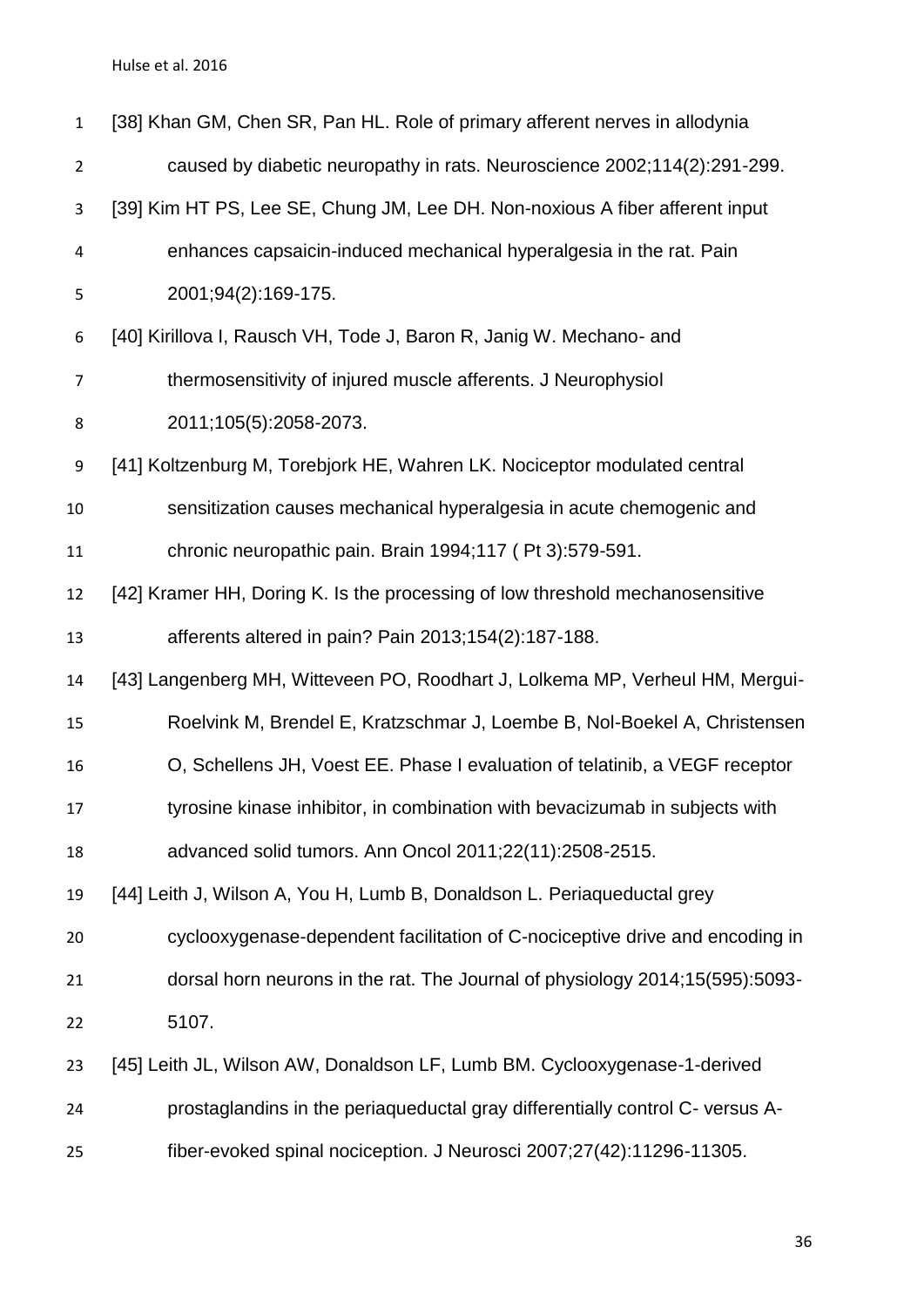[38] Khan GM, Chen SR, Pan HL. Role of primary afferent nerves in allodynia caused by diabetic neuropathy in rats. Neuroscience 2002;114(2):291-299.

[39] Kim HT PS, Lee SE, Chung JM, Lee DH. Non-noxious A fiber afferent input enhances capsaicin-induced mechanical hyperalgesia in the rat. Pain 2001;94(2):169-175.

[40] Kirillova I, Rausch VH, Tode J, Baron R, Janig W. Mechano- and thermosensitivity of injured muscle afferents. J Neurophysiol 2011;105(5):2058-2073.

[41] Koltzenburg M, Torebjork HE, Wahren LK. Nociceptor modulated central sensitization causes mechanical hyperalgesia in acute chemogenic and chronic neuropathic pain. Brain 1994;117 ( Pt 3):579-591.

[42] Kramer HH, Doring K. Is the processing of low threshold mechanosensitive afferents altered in pain? Pain 2013;154(2):187-188.

[43] Langenberg MH, Witteveen PO, Roodhart J, Lolkema MP, Verheul HM, Mergui-Roelvink M, Brendel E, Kratzschmar J, Loembe B, Nol-Boekel A, Christensen O, Schellens JH, Voest EE. Phase I evaluation of telatinib, a VEGF receptor tyrosine kinase inhibitor, in combination with bevacizumab in subjects with advanced solid tumors. Ann Oncol 2011;22(11):2508-2515.

[44] Leith J, Wilson A, You H, Lumb B, Donaldson L. Periaqueductal grey cyclooxygenase-dependent facilitation of C-nociceptive drive and encoding in dorsal horn neurons in the rat. The Journal of physiology 2014;15(595):5093-5107.

[45] Leith JL, Wilson AW, Donaldson LF, Lumb BM. Cyclooxygenase-1-derived prostaglandins in the periaqueductal gray differentially control C- versus A-fiber-evoked spinal nociception. J Neurosci 2007;27(42):11296-11305.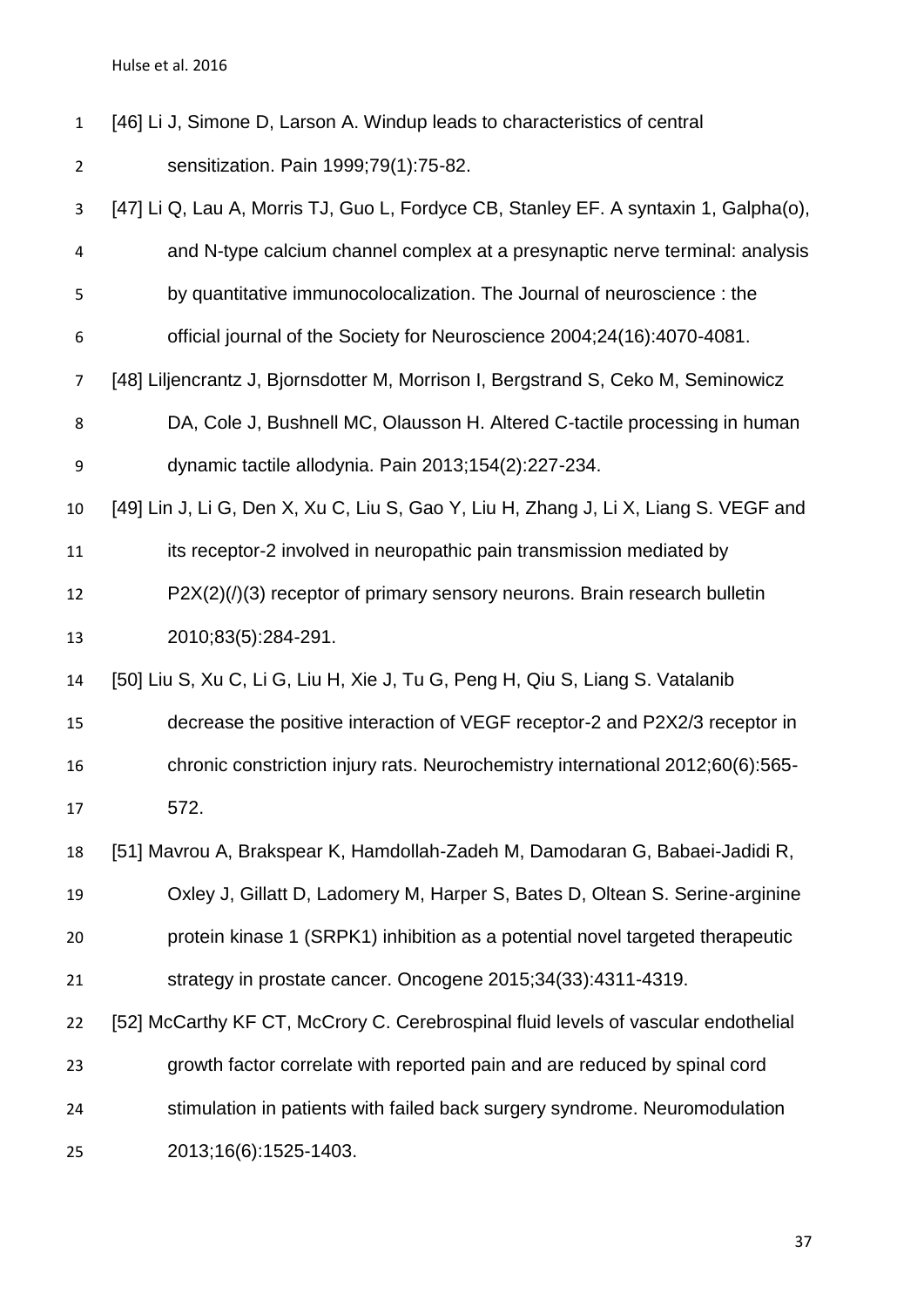[46] Li J, Simone D, Larson A. Windup leads to characteristics of central sensitization. Pain 1999;79(1):75-82.

[47] Li Q, Lau A, Morris TJ, Guo L, Fordyce CB, Stanley EF. A syntaxin 1, Galpha(o), and N-type calcium channel complex at a presynaptic nerve terminal: analysis by quantitative immunocolocalization. The Journal of neuroscience : the official journal of the Society for Neuroscience 2004;24(16):4070-4081.

[48] Liljencrantz J, Bjornsdotter M, Morrison I, Bergstrand S, Ceko M, Seminowicz DA, Cole J, Bushnell MC, Olausson H. Altered C-tactile processing in human dynamic tactile allodynia. Pain 2013;154(2):227-234.

[49] Lin J, Li G, Den X, Xu C, Liu S, Gao Y, Liu H, Zhang J, Li X, Liang S. VEGF and its receptor-2 involved in neuropathic pain transmission mediated by P2X(2)(/)(3) receptor of primary sensory neurons. Brain research bulletin 2010;83(5):284-291.

[50] Liu S, Xu C, Li G, Liu H, Xie J, Tu G, Peng H, Qiu S, Liang S. Vatalanib decrease the positive interaction of VEGF receptor-2 and P2X2/3 receptor in chronic constriction injury rats. Neurochemistry international 2012;60(6):565-572.

[51] Mavrou A, Brakspear K, Hamdollah-Zadeh M, Damodaran G, Babaei-Jadidi R, Oxley J, Gillatt D, Ladomery M, Harper S, Bates D, Oltean S. Serine-arginine protein kinase 1 (SRPK1) inhibition as a potential novel targeted therapeutic strategy in prostate cancer. Oncogene 2015;34(33):4311-4319.

[52] McCarthy KF CT, McCrory C. Cerebrospinal fluid levels of vascular endothelial growth factor correlate with reported pain and are reduced by spinal cord stimulation in patients with failed back surgery syndrome. Neuromodulation 2013;16(6):1525-1403.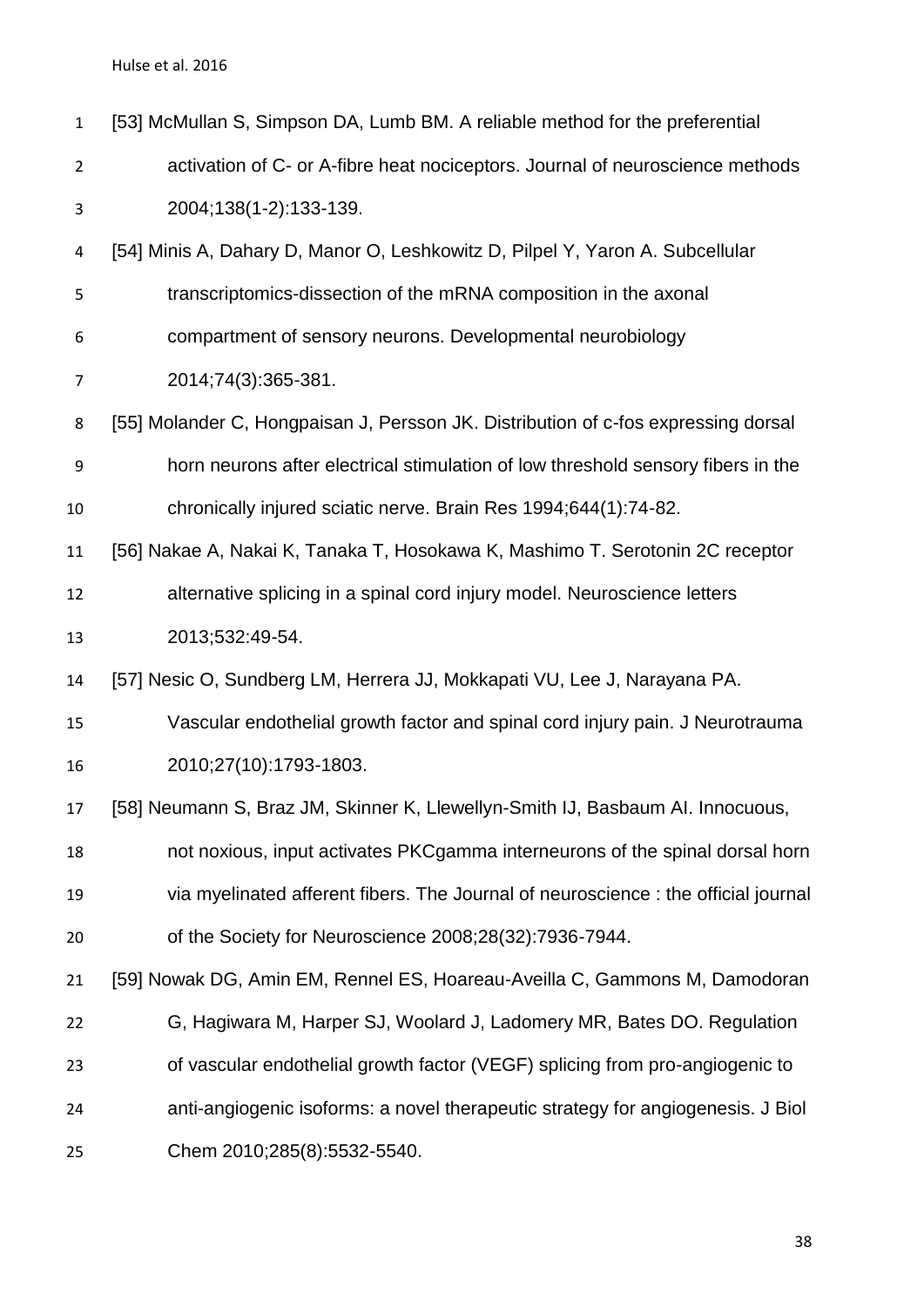[53] McMullan S, Simpson DA, Lumb BM. A reliable method for the preferential activation of C- or A-fibre heat nociceptors. Journal of neuroscience methods 2004;138(1-2):133-139.

[54] Minis A, Dahary D, Manor O, Leshkowitz D, Pilpel Y, Yaron A. Subcellular transcriptomics-dissection of the mRNA composition in the axonal compartment of sensory neurons. Developmental neurobiology 2014;74(3):365-381.

[55] Molander C, Hongpaisan J, Persson JK. Distribution of c-fos expressing dorsal horn neurons after electrical stimulation of low threshold sensory fibers in the chronically injured sciatic nerve. Brain Res 1994;644(1):74-82.

[56] Nakae A, Nakai K, Tanaka T, Hosokawa K, Mashimo T. Serotonin 2C receptor alternative splicing in a spinal cord injury model. Neuroscience letters 2013;532:49-54.

[57] Nesic O, Sundberg LM, Herrera JJ, Mokkapati VU, Lee J, Narayana PA. Vascular endothelial growth factor and spinal cord injury pain. J Neurotrauma 2010;27(10):1793-1803.

[58] Neumann S, Braz JM, Skinner K, Llewellyn-Smith IJ, Basbaum AI. Innocuous, not noxious, input activates PKCgamma interneurons of the spinal dorsal horn via myelinated afferent fibers. The Journal of neuroscience : the official journal of the Society for Neuroscience 2008;28(32):7936-7944.

[59] Nowak DG, Amin EM, Rennel ES, Hoareau-Aveilla C, Gammons M, Damodoran G, Hagiwara M, Harper SJ, Woolard J, Ladomery MR, Bates DO. Regulation of vascular endothelial growth factor (VEGF) splicing from pro-angiogenic to anti-angiogenic isoforms: a novel therapeutic strategy for angiogenesis. J Biol Chem 2010;285(8):5532-5540.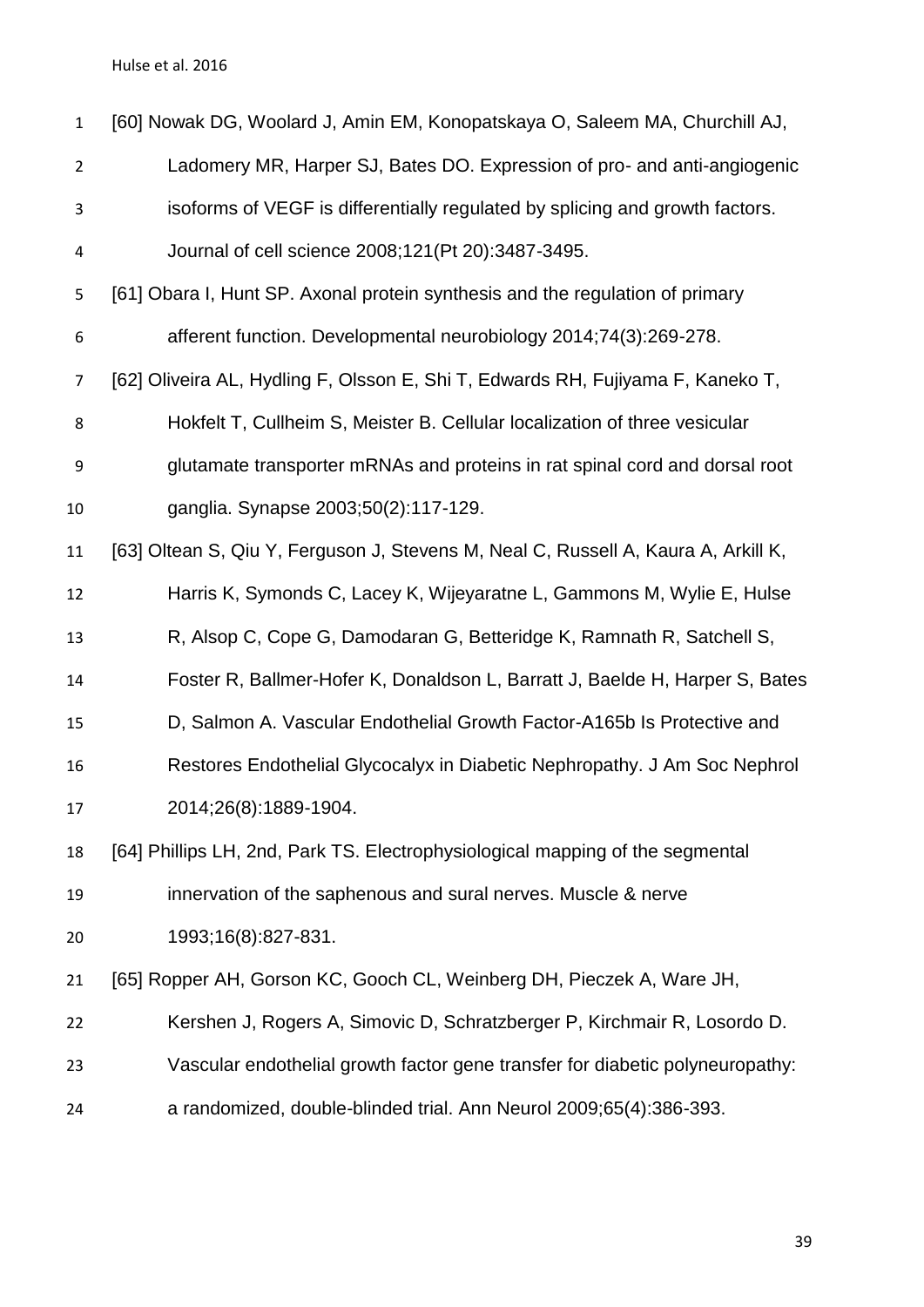[60] Nowak DG, Woolard J, Amin EM, Konopatskaya O, Saleem MA, Churchill AJ, Ladomery MR, Harper SJ, Bates DO. Expression of pro- and anti-angiogenic isoforms of VEGF is differentially regulated by splicing and growth factors. Journal of cell science 2008;121(Pt 20):3487-3495.

[61] Obara I, Hunt SP. Axonal protein synthesis and the regulation of primary afferent function. Developmental neurobiology 2014;74(3):269-278.

[62] Oliveira AL, Hydling F, Olsson E, Shi T, Edwards RH, Fujiyama F, Kaneko T, Hokfelt T, Cullheim S, Meister B. Cellular localization of three vesicular glutamate transporter mRNAs and proteins in rat spinal cord and dorsal root ganglia. Synapse 2003;50(2):117-129.

[63] Oltean S, Qiu Y, Ferguson J, Stevens M, Neal C, Russell A, Kaura A, Arkill K, Harris K, Symonds C, Lacey K, Wijeyaratne L, Gammons M, Wylie E, Hulse R, Alsop C, Cope G, Damodaran G, Betteridge K, Ramnath R, Satchell S, Foster R, Ballmer-Hofer K, Donaldson L, Barratt J, Baelde H, Harper S, Bates D, Salmon A. Vascular Endothelial Growth Factor-A165b Is Protective and Restores Endothelial Glycocalyx in Diabetic Nephropathy. J Am Soc Nephrol 2014;26(8):1889-1904.

[64] Phillips LH, 2nd, Park TS. Electrophysiological mapping of the segmental innervation of the saphenous and sural nerves. Muscle & nerve 1993;16(8):827-831.

[65] Ropper AH, Gorson KC, Gooch CL, Weinberg DH, Pieczek A, Ware JH, Kershen J, Rogers A, Simovic D, Schratzberger P, Kirchmair R, Losordo D. Vascular endothelial growth factor gene transfer for diabetic polyneuropathy: a randomized, double-blinded trial. Ann Neurol 2009;65(4):386-393.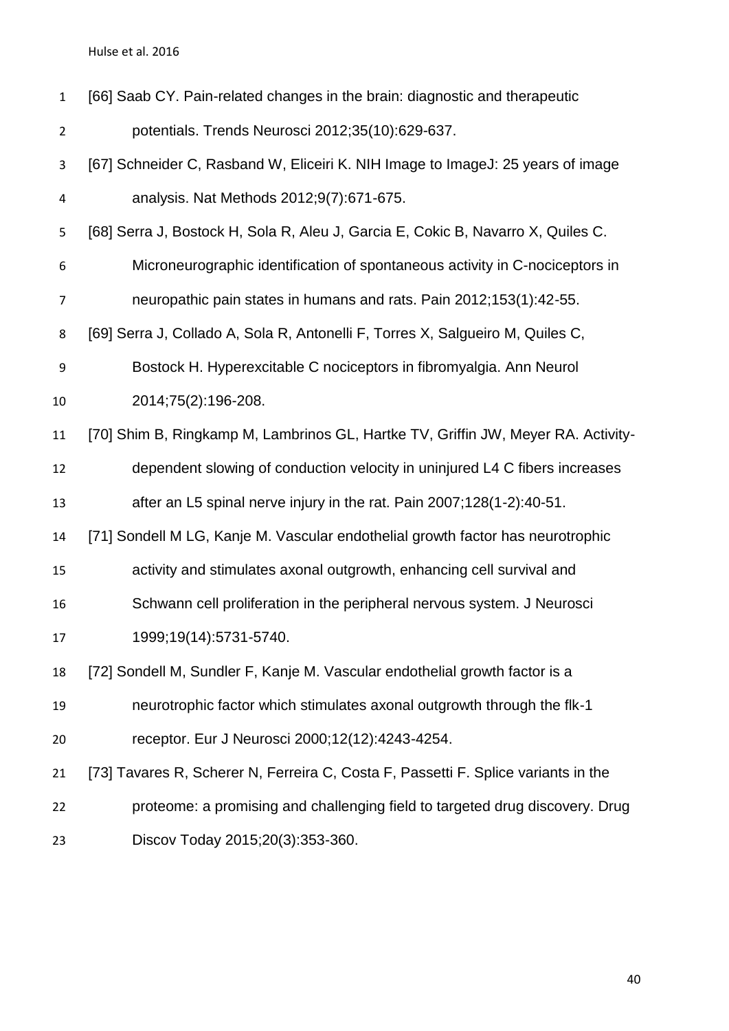[66] Saab CY. Pain-related changes in the brain: diagnostic and therapeutic potentials. Trends Neurosci 2012;35(10):629-637.

[67] Schneider C, Rasband W, Eliceiri K. NIH Image to ImageJ: 25 years of image analysis. Nat Methods 2012;9(7):671-675.

[68] Serra J, Bostock H, Sola R, Aleu J, Garcia E, Cokic B, Navarro X, Quiles C. Microneurographic identification of spontaneous activity in C-nociceptors in neuropathic pain states in humans and rats. Pain 2012;153(1):42-55.

[69] Serra J, Collado A, Sola R, Antonelli F, Torres X, Salgueiro M, Quiles C, Bostock H. Hyperexcitable C nociceptors in fibromyalgia. Ann Neurol 2014;75(2):196-208.

[70] Shim B, Ringkamp M, Lambrinos GL, Hartke TV, Griffin JW, Meyer RA. Activity-dependent slowing of conduction velocity in uninjured L4 C fibers increases after an L5 spinal nerve injury in the rat. Pain 2007;128(1-2):40-51.

[71] Sondell M LG, Kanje M. Vascular endothelial growth factor has neurotrophic activity and stimulates axonal outgrowth, enhancing cell survival and Schwann cell proliferation in the peripheral nervous system. J Neurosci 1999;19(14):5731-5740.

[72] Sondell M, Sundler F, Kanje M. Vascular endothelial growth factor is a neurotrophic factor which stimulates axonal outgrowth through the flk-1 receptor. Eur J Neurosci 2000;12(12):4243-4254.

[73] Tavares R, Scherer N, Ferreira C, Costa F, Passetti F. Splice variants in the proteome: a promising and challenging field to targeted drug discovery. Drug Discov Today 2015;20(3):353-360.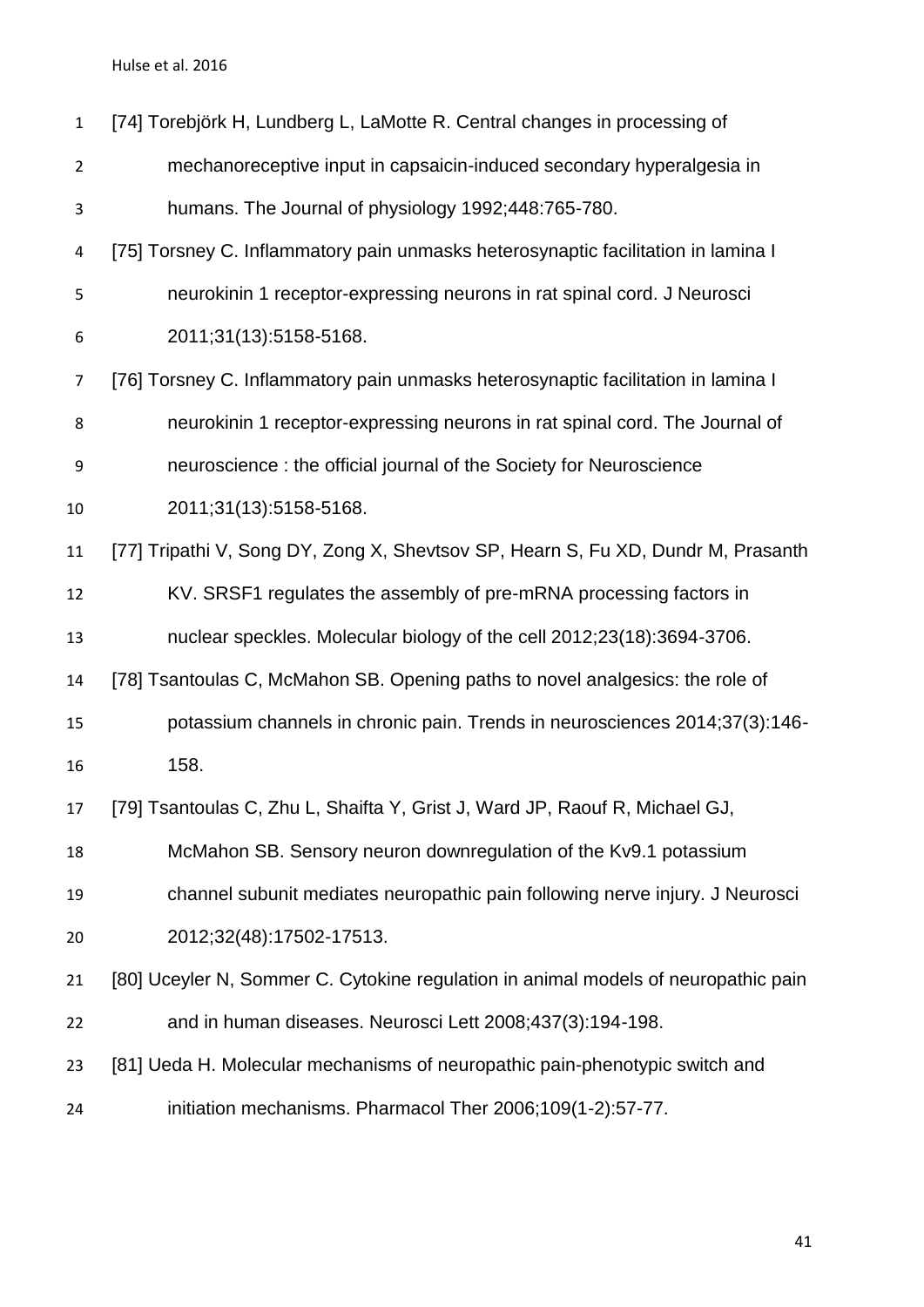[74] Torebjörk H, Lundberg L, LaMotte R. Central changes in processing of mechanoreceptive input in capsaicin-induced secondary hyperalgesia in humans. The Journal of physiology 1992;448:765-780.

[75] Torsney C. Inflammatory pain unmasks heterosynaptic facilitation in lamina I neurokinin 1 receptor-expressing neurons in rat spinal cord. J Neurosci 2011;31(13):5158-5168.

[76] Torsney C. Inflammatory pain unmasks heterosynaptic facilitation in lamina I neurokinin 1 receptor-expressing neurons in rat spinal cord. The Journal of neuroscience : the official journal of the Society for Neuroscience 2011;31(13):5158-5168.

[77] Tripathi V, Song DY, Zong X, Shevtsov SP, Hearn S, Fu XD, Dundr M, Prasanth KV. SRSF1 regulates the assembly of pre-mRNA processing factors in nuclear speckles. Molecular biology of the cell 2012;23(18):3694-3706.

[78] Tsantoulas C, McMahon SB. Opening paths to novel analgesics: the role of potassium channels in chronic pain. Trends in neurosciences 2014;37(3):146-158.

[79] Tsantoulas C, Zhu L, Shaifta Y, Grist J, Ward JP, Raouf R, Michael GJ, McMahon SB. Sensory neuron downregulation of the Kv9.1 potassium channel subunit mediates neuropathic pain following nerve injury. J Neurosci 2012;32(48):17502-17513.

[80] Uceyler N, Sommer C. Cytokine regulation in animal models of neuropathic pain and in human diseases. Neurosci Lett 2008;437(3):194-198.

[81] Ueda H. Molecular mechanisms of neuropathic pain-phenotypic switch and initiation mechanisms. Pharmacol Ther 2006;109(1-2):57-77.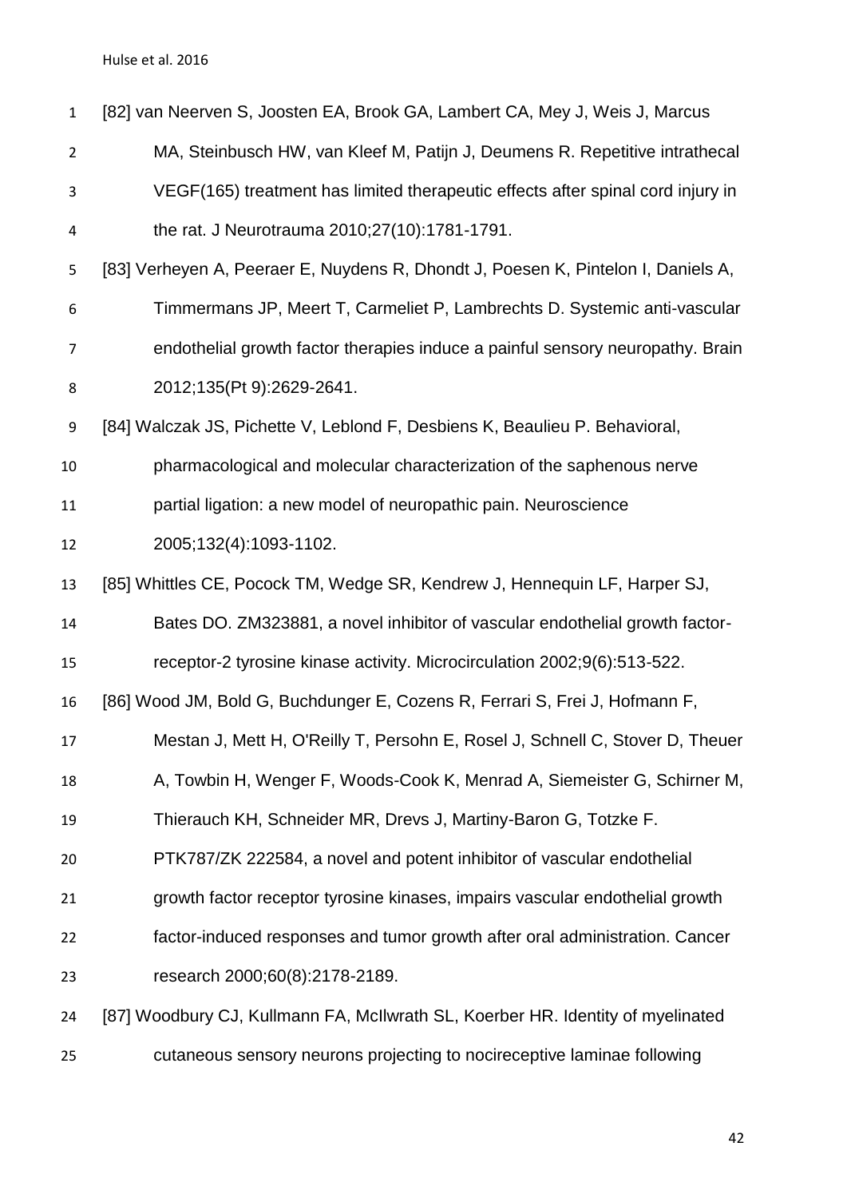[82] van Neerven S, Joosten EA, Brook GA, Lambert CA, Mey J, Weis J, Marcus MA, Steinbusch HW, van Kleef M, Patijn J, Deumens R. Repetitive intrathecal VEGF(165) treatment has limited therapeutic effects after spinal cord injury in the rat. J Neurotrauma 2010;27(10):1781-1791.

[83] Verheyen A, Peeraer E, Nuydens R, Dhondt J, Poesen K, Pintelon I, Daniels A, Timmermans JP, Meert T, Carmeliet P, Lambrechts D. Systemic anti-vascular endothelial growth factor therapies induce a painful sensory neuropathy. Brain 2012;135(Pt 9):2629-2641.

[84] Walczak JS, Pichette V, Leblond F, Desbiens K, Beaulieu P. Behavioral, pharmacological and molecular characterization of the saphenous nerve partial ligation: a new model of neuropathic pain. Neuroscience 2005;132(4):1093-1102.

[85] Whittles CE, Pocock TM, Wedge SR, Kendrew J, Hennequin LF, Harper SJ, Bates DO. ZM323881, a novel inhibitor of vascular endothelial growth factor-receptor-2 tyrosine kinase activity. Microcirculation 2002;9(6):513-522.

[86] Wood JM, Bold G, Buchdunger E, Cozens R, Ferrari S, Frei J, Hofmann F, Mestan J, Mett H, O'Reilly T, Persohn E, Rosel J, Schnell C, Stover D, Theuer A, Towbin H, Wenger F, Woods-Cook K, Menrad A, Siemeister G, Schirner M, Thierauch KH, Schneider MR, Drevs J, Martiny-Baron G, Totzke F. PTK787/ZK 222584, a novel and potent inhibitor of vascular endothelial growth factor receptor tyrosine kinases, impairs vascular endothelial growth factor-induced responses and tumor growth after oral administration. Cancer research 2000;60(8):2178-2189.

[87] Woodbury CJ, Kullmann FA, McIlwrath SL, Koerber HR. Identity of myelinated cutaneous sensory neurons projecting to nocireceptive laminae following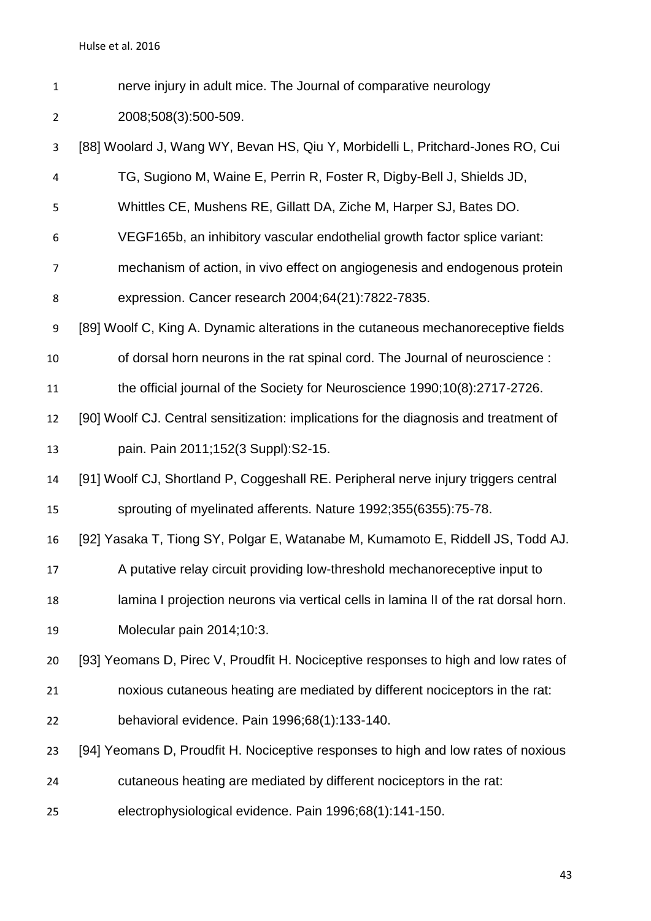nerve injury in adult mice. The Journal of comparative neurology 2008;508(3):500-509.

[88] Woolard J, Wang WY, Bevan HS, Qiu Y, Morbidelli L, Pritchard-Jones RO, Cui TG, Sugiono M, Waine E, Perrin R, Foster R, Digby-Bell J, Shields JD, Whittles CE, Mushens RE, Gillatt DA, Ziche M, Harper SJ, Bates DO. VEGF165b, an inhibitory vascular endothelial growth factor splice variant: mechanism of action, in vivo effect on angiogenesis and endogenous protein expression. Cancer research 2004;64(21):7822-7835.

[89] Woolf C, King A. Dynamic alterations in the cutaneous mechanoreceptive fields of dorsal horn neurons in the rat spinal cord. The Journal of neuroscience : the official journal of the Society for Neuroscience 1990;10(8):2717-2726.

[90] Woolf CJ. Central sensitization: implications for the diagnosis and treatment of pain. Pain 2011;152(3 Suppl):S2-15.

[91] Woolf CJ, Shortland P, Coggeshall RE. Peripheral nerve injury triggers central sprouting of myelinated afferents. Nature 1992;355(6355):75-78.

[92] Yasaka T, Tiong SY, Polgar E, Watanabe M, Kumamoto E, Riddell JS, Todd AJ. A putative relay circuit providing low-threshold mechanoreceptive input to lamina I projection neurons via vertical cells in lamina II of the rat dorsal horn. Molecular pain 2014;10:3.

[93] Yeomans D, Pirec V, Proudfit H. Nociceptive responses to high and low rates of noxious cutaneous heating are mediated by different nociceptors in the rat: behavioral evidence. Pain 1996;68(1):133-140.

[94] Yeomans D, Proudfit H. Nociceptive responses to high and low rates of noxious cutaneous heating are mediated by different nociceptors in the rat: electrophysiological evidence. Pain 1996;68(1):141-150.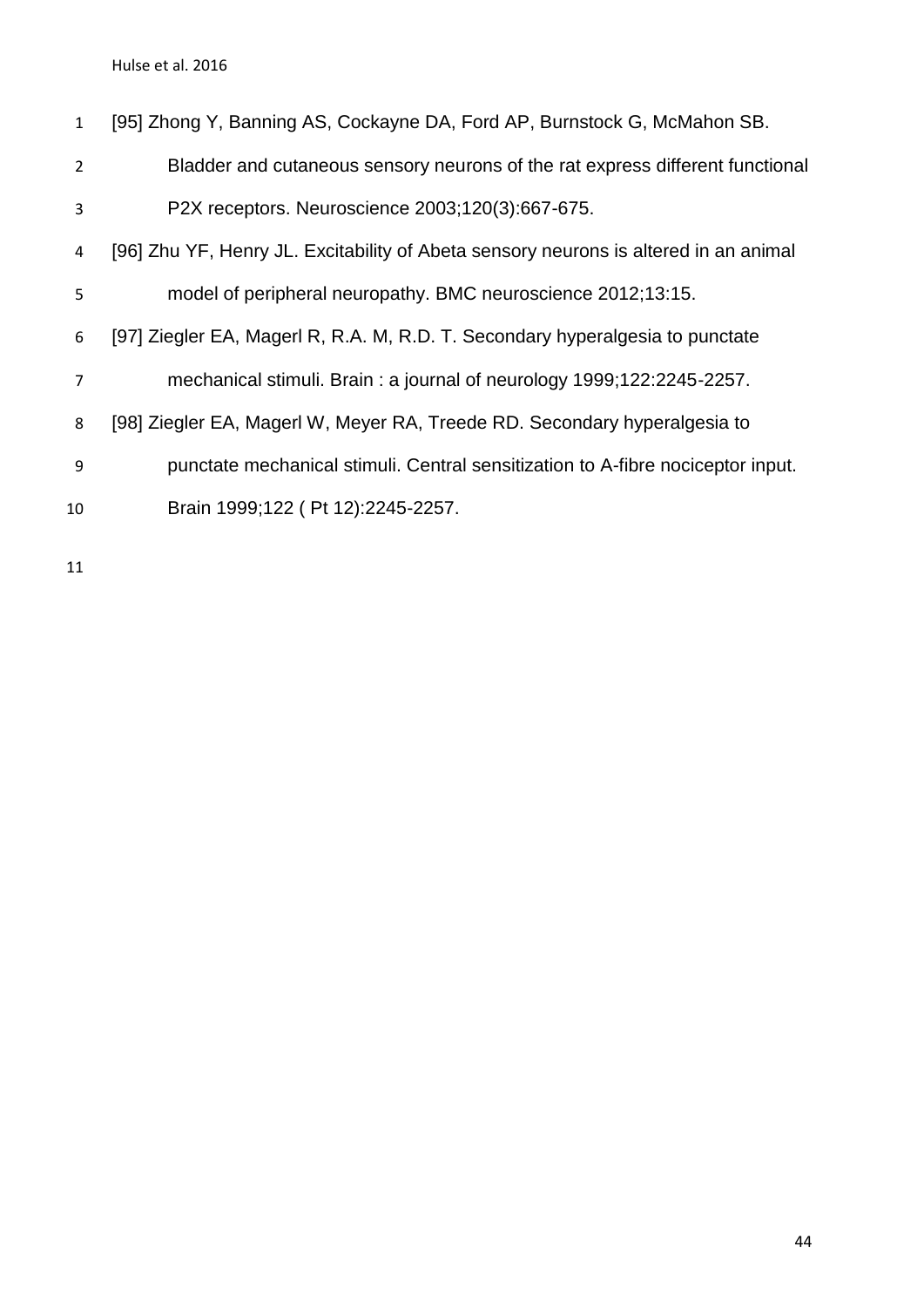[95] Zhong Y, Banning AS, Cockayne DA, Ford AP, Burnstock G, McMahon SB. Bladder and cutaneous sensory neurons of the rat express different functional P2X receptors. Neuroscience 2003;120(3):667-675.

[96] Zhu YF, Henry JL. Excitability of Abeta sensory neurons is altered in an animal model of peripheral neuropathy. BMC neuroscience 2012;13:15.

[97] Ziegler EA, Magerl R, R.A. M, R.D. T. Secondary hyperalgesia to punctate mechanical stimuli. Brain : a journal of neurology 1999;122:2245-2257.

[98] Ziegler EA, Magerl W, Meyer RA, Treede RD. Secondary hyperalgesia to punctate mechanical stimuli. Central sensitization to A-fibre nociceptor input. Brain 1999;122 ( Pt 12):2245-2257.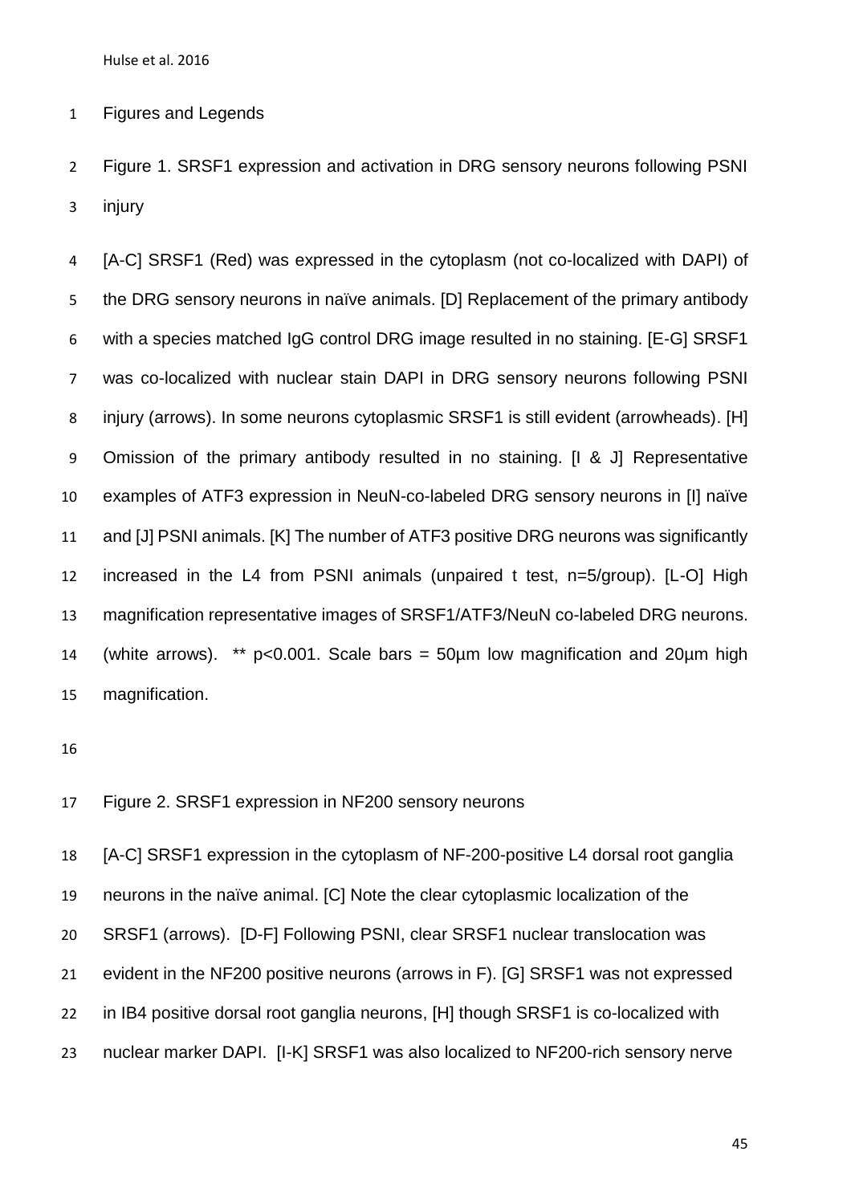Figures and Legends

Figure 1. SRSF1 expression and activation in DRG sensory neurons following PSNI injury

[A-C] SRSF1 (Red) was expressed in the cytoplasm (not co-localized with DAPI) of the DRG sensory neurons in naïve animals. [D] Replacement of the primary antibody with a species matched IgG control DRG image resulted in no staining. [E-G] SRSF1 was co-localized with nuclear stain DAPI in DRG sensory neurons following PSNI injury (arrows). In some neurons cytoplasmic SRSF1 is still evident (arrowheads). [H] Omission of the primary antibody resulted in no staining. [I & J] Representative examples of ATF3 expression in NeuN-co-labeled DRG sensory neurons in [I] naïve and [J] PSNI animals. [K] The number of ATF3 positive DRG neurons was significantly increased in the L4 from PSNI animals (unpaired t test, n=5/group). [L-O] High magnification representative images of SRSF1/ATF3/NeuN co-labeled DRG neurons. (white arrows). ** $p<0.001$. Scale bars = 50µm low magnification and 20µm high magnification.

Figure 2. SRSF1 expression in NF200 sensory neurons

[A-C] SRSF1 expression in the cytoplasm of NF-200-positive L4 dorsal root ganglia neurons in the naïve animal. [C] Note the clear cytoplasmic localization of the SRSF1 (arrows). [D-F] Following PSNI, clear SRSF1 nuclear translocation was evident in the NF200 positive neurons (arrows in F). [G] SRSF1 was not expressed in IB4 positive dorsal root ganglia neurons, [H] though SRSF1 is co-localized with nuclear marker DAPI. [I-K] SRSF1 was also localized to NF200-rich sensory nerve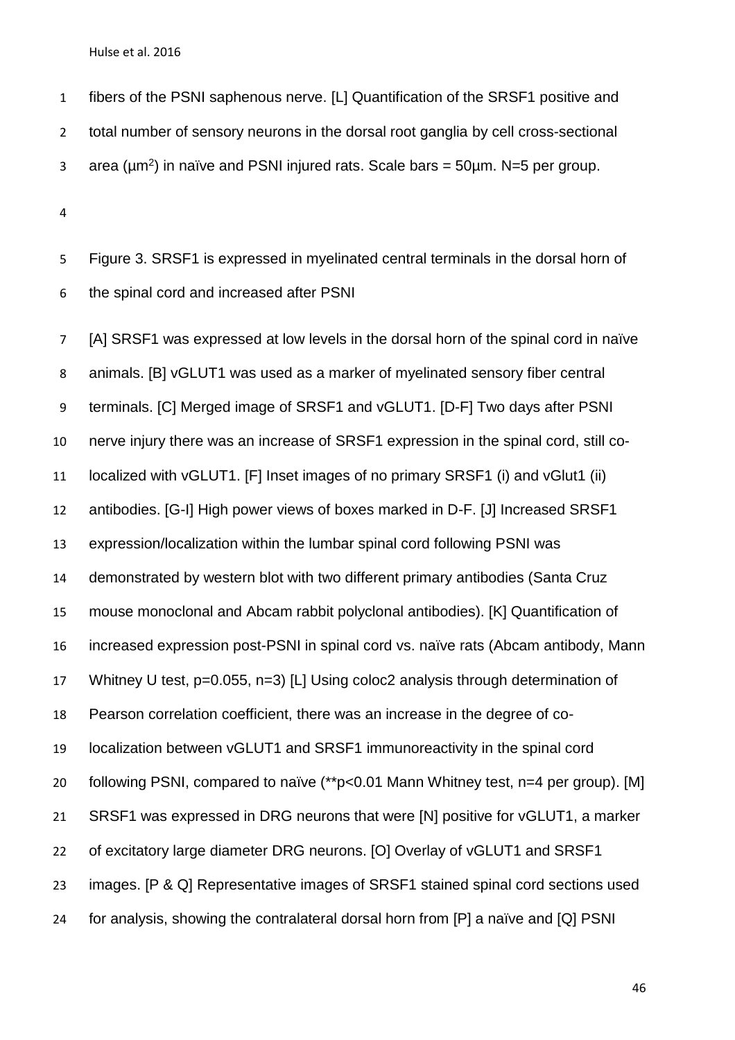fibers of the PSNI saphenous nerve. [L] Quantification of the SRSF1 positive and total number of sensory neurons in the dorsal root ganglia by cell cross-sectional area ($\mu m^2$) in naïve and PSNI injured rats. Scale bars = 50µm. N=5 per group.

Figure 3. SRSF1 is expressed in myelinated central terminals in the dorsal horn of the spinal cord and increased after PSNI

[A] SRSF1 was expressed at low levels in the dorsal horn of the spinal cord in naïve animals. [B] vGLUT1 was used as a marker of myelinated sensory fiber central terminals. [C] Merged image of SRSF1 and vGLUT1. [D-F] Two days after PSNI nerve injury there was an increase of SRSF1 expression in the spinal cord, still co-localized with vGLUT1. [F] Inset images of no primary SRSF1 (i) and vGlut1 (ii) antibodies. [G-I] High power views of boxes marked in D-F. [J] Increased SRSF1 expression/localization within the lumbar spinal cord following PSNI was demonstrated by western blot with two different primary antibodies (Santa Cruz mouse monoclonal and Abcam rabbit polyclonal antibodies). [K] Quantification of increased expression post-PSNI in spinal cord vs. naïve rats (Abcam antibody, Mann Whitney U test, $p=0.055$, $n=3$) [L] Using coloc2 analysis through determination of Pearson correlation coefficient, there was an increase in the degree of co-localization between vGLUT1 and SRSF1 immunoreactivity in the spinal cord following PSNI, compared to naïve (**$p<0.01$ Mann Whitney test, $n=4$ per group). [M] SRSF1 was expressed in DRG neurons that were [N] positive for vGLUT1, a marker of excitatory large diameter DRG neurons. [O] Overlay of vGLUT1 and SRSF1 images. [P & Q] Representative images of SRSF1 stained spinal cord sections used for analysis, showing the contralateral dorsal horn from [P] a naïve and [Q] PSNI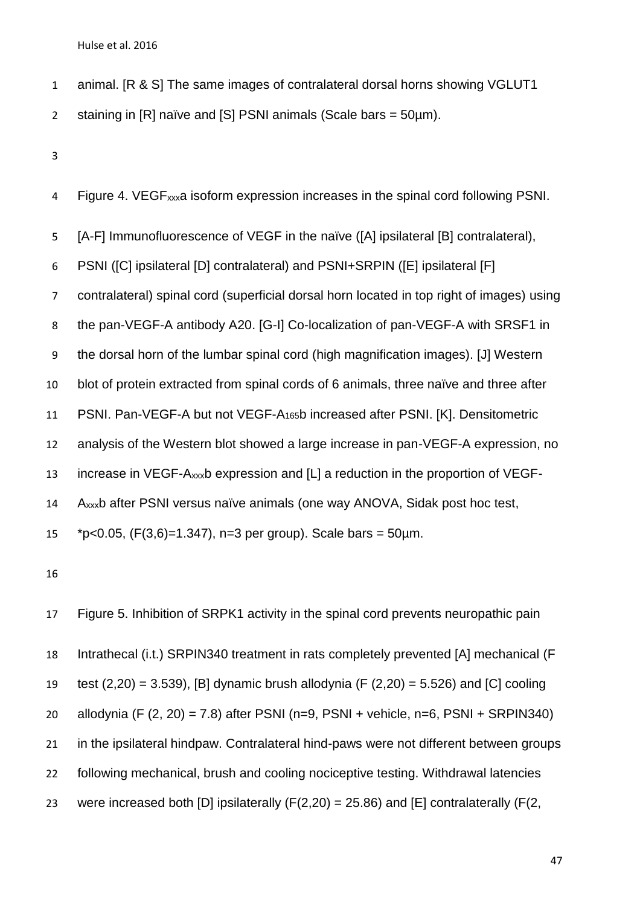animal. [R & S] The same images of contralateral dorsal horns showing VGLUT1 staining in [R] naïve and [S] PSNI animals (Scale bars = 50µm).

Figure 4. $VEGF_{xxx}a$ isoform expression increases in the spinal cord following PSNI.

[A-F] Immunofluorescence of VEGF in the naïve ([A] ipsilateral [B] contralateral), PSNI ([C] ipsilateral [D] contralateral) and PSNI+SRPIN ([E] ipsilateral [F] contralateral) spinal cord (superficial dorsal horn located in top right of images) using the pan-VEGF-A antibody A20. [G-I] Co-localization of pan-VEGF-A with SRSF1 in the dorsal horn of the lumbar spinal cord (high magnification images). [J] Western blot of protein extracted from spinal cords of 6 animals, three naïve and three after PSNI. Pan-VEGF-A but not $VEGF\text{-}A_{165}b$ increased after PSNI. [K]. Densitometric analysis of the Western blot showed a large increase in pan-VEGF-A expression, no increase in $VEGF\text{-}A_{xxx}b$ expression and [L] a reduction in the proportion of VEGF-$A_{xxx}b$ after PSNI versus naïve animals (one way ANOVA, Sidak post hoc test, *$p<0.05$, ($F(3,6)=1.347$), n=3 per group). Scale bars = 50µm.

Figure 5. Inhibition of SRPK1 activity in the spinal cord prevents neuropathic pain

Intrathecal (i.t.) SRPIN340 treatment in rats completely prevented [A] mechanical (F test $(2,20) = 3.539$), [B] dynamic brush allodynia ($F(2,20) = 5.526$) and [C] cooling allodynia ($F(2, 20) = 7.8$) after PSNI (n=9, PSNI + vehicle, n=6, PSNI + SRPIN340) in the ipsilateral hindpaw. Contralateral hind-paws were not different between groups following mechanical, brush and cooling nociceptive testing. Withdrawal latencies were increased both [D] ipsilaterally ($F(2,20) = 25.86$) and [E] contralaterally (F(2,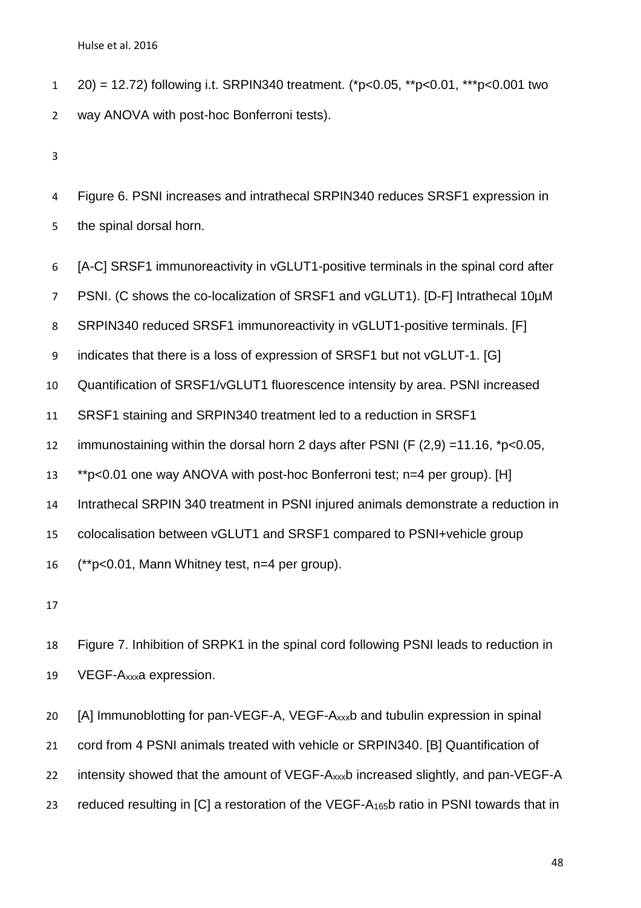20) = 12.72) following i.t. SRPIN340 treatment. (*p<0.05, **p<0.01, ***p<0.001 two way ANOVA with post-hoc Bonferroni tests).

Figure 6. PSNI increases and intrathecal SRPIN340 reduces SRSF1 expression in the spinal dorsal horn.

[A-C] SRSF1 immunoreactivity in vGLUT1-positive terminals in the spinal cord after PSNI. (C shows the co-localization of SRSF1 and vGLUT1). [D-F] Intrathecal 10µM SRPIN340 reduced SRSF1 immunoreactivity in vGLUT1-positive terminals. [F] indicates that there is a loss of expression of SRSF1 but not vGLUT-1. [G] Quantification of SRSF1/vGLUT1 fluorescence intensity by area. PSNI increased SRSF1 staining and SRPIN340 treatment led to a reduction in SRSF1 immunostaining within the dorsal horn 2 days after PSNI ($F_{(2,9)} = 11.16$, *p<0.05, **p<0.01 one way ANOVA with post-hoc Bonferroni test; n=4 per group). [H] Intrathecal SRPIN 340 treatment in PSNI injured animals demonstrate a reduction in colocalisation between vGLUT1 and SRSF1 compared to PSNI+vehicle group (**p<0.01, Mann Whitney test, n=4 per group).

Figure 7. Inhibition of SRPK1 in the spinal cord following PSNI leads to reduction in VEGF-$A_{xxx}$a expression.

[A] Immunoblotting for pan-VEGF-A, VEGF-$A_{xxx}$b and tubulin expression in spinal cord from 4 PSNI animals treated with vehicle or SRPIN340. [B] Quantification of intensity showed that the amount of VEGF-$A_{xxx}$b increased slightly, and pan-VEGF-A reduced resulting in [C] a restoration of the VEGF-$A_{165}$b ratio in PSNI towards that in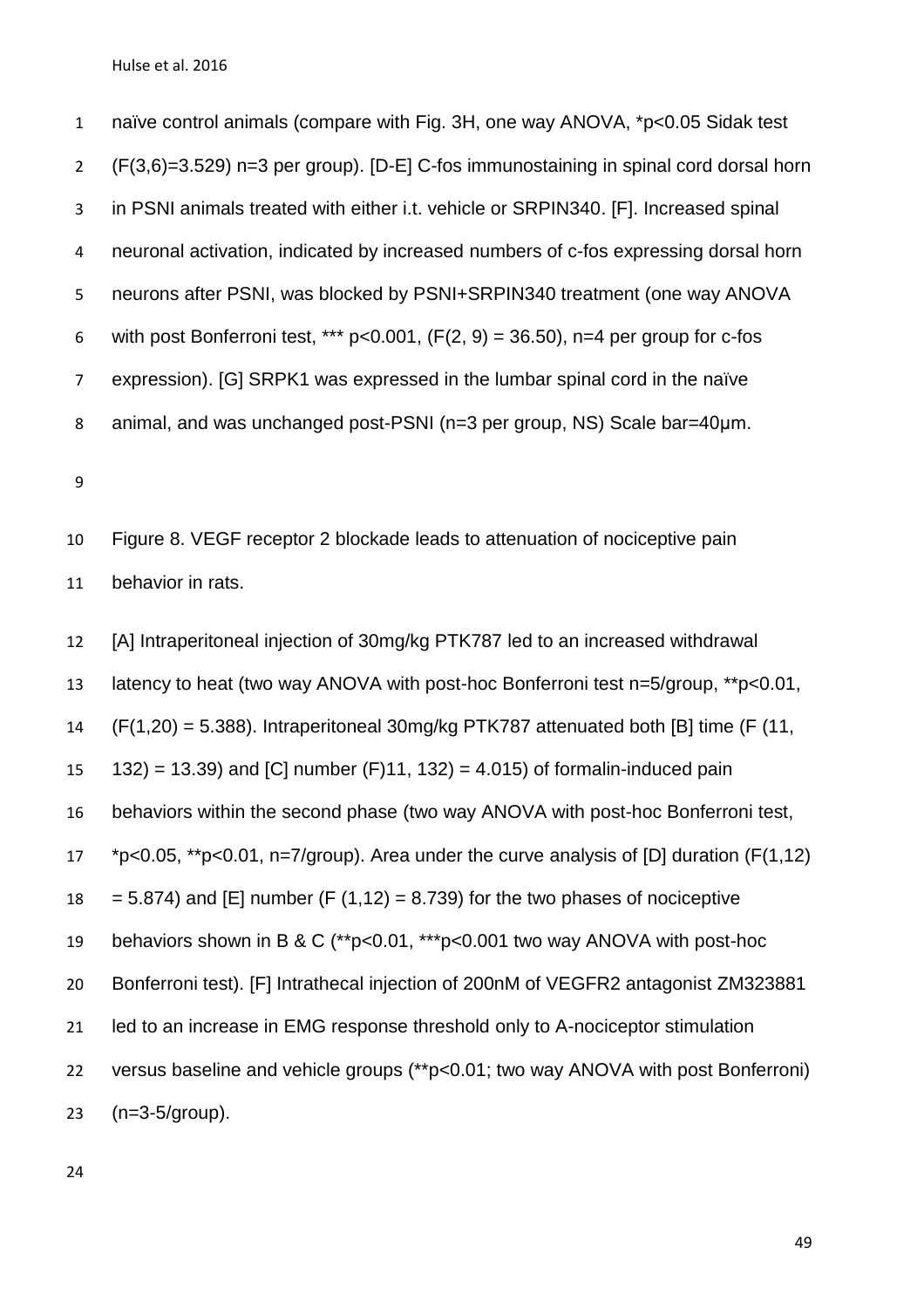naïve control animals (compare with Fig. 3H, one way ANOVA, $^*p<0.05$ Sidak test ($F(3,6)=3.529$) n=3 per group). [D-E] C-fos immunostaining in spinal cord dorsal horn in PSNI animals treated with either i.t. vehicle or SRPIN340. [F]. Increased spinal neuronal activation, indicated by increased numbers of c-fos expressing dorsal horn neurons after PSNI, was blocked by PSNI+SRPIN340 treatment (one way ANOVA with post Bonferroni test, $^{***}p<0.001$, ($F(2, 9) = 36.50$), n=4 per group for c-fos expression). [G] SRPK1 was expressed in the lumbar spinal cord in the naïve animal, and was unchanged post-PSNI (n=3 per group, NS) Scale bar=40µm.

Figure 8. VEGF receptor 2 blockade leads to attenuation of nociceptive pain behavior in rats.

[A] Intraperitoneal injection of 30mg/kg PTK787 led to an increased withdrawal latency to heat (two way ANOVA with post-hoc Bonferroni test n=5/group, $^{**}p<0.01$, ($F(1,20) = 5.388$). Intraperitoneal 30mg/kg PTK787 attenuated both [B] time ($F(11, 132) = 13.39$) and [C] number (F)11, 132) = 4.015) of formalin-induced pain behaviors within the second phase (two way ANOVA with post-hoc Bonferroni test, $^*p<0.05$, $^{**}p<0.01$, n=7/group). Area under the curve analysis of [D] duration ($F(1,12) = 5.874$) and [E] number ($F(1,12) = 8.739$) for the two phases of nociceptive behaviors shown in B & C ($^{**}p<0.01$, $^{***}p<0.001$ two way ANOVA with post-hoc Bonferroni test). [F] Intrathecal injection of 200nM of VEGFR2 antagonist ZM323881 led to an increase in EMG response threshold only to A-nociceptor stimulation versus baseline and vehicle groups ($^{**}p<0.01$; two way ANOVA with post Bonferroni) (n=3-5/group).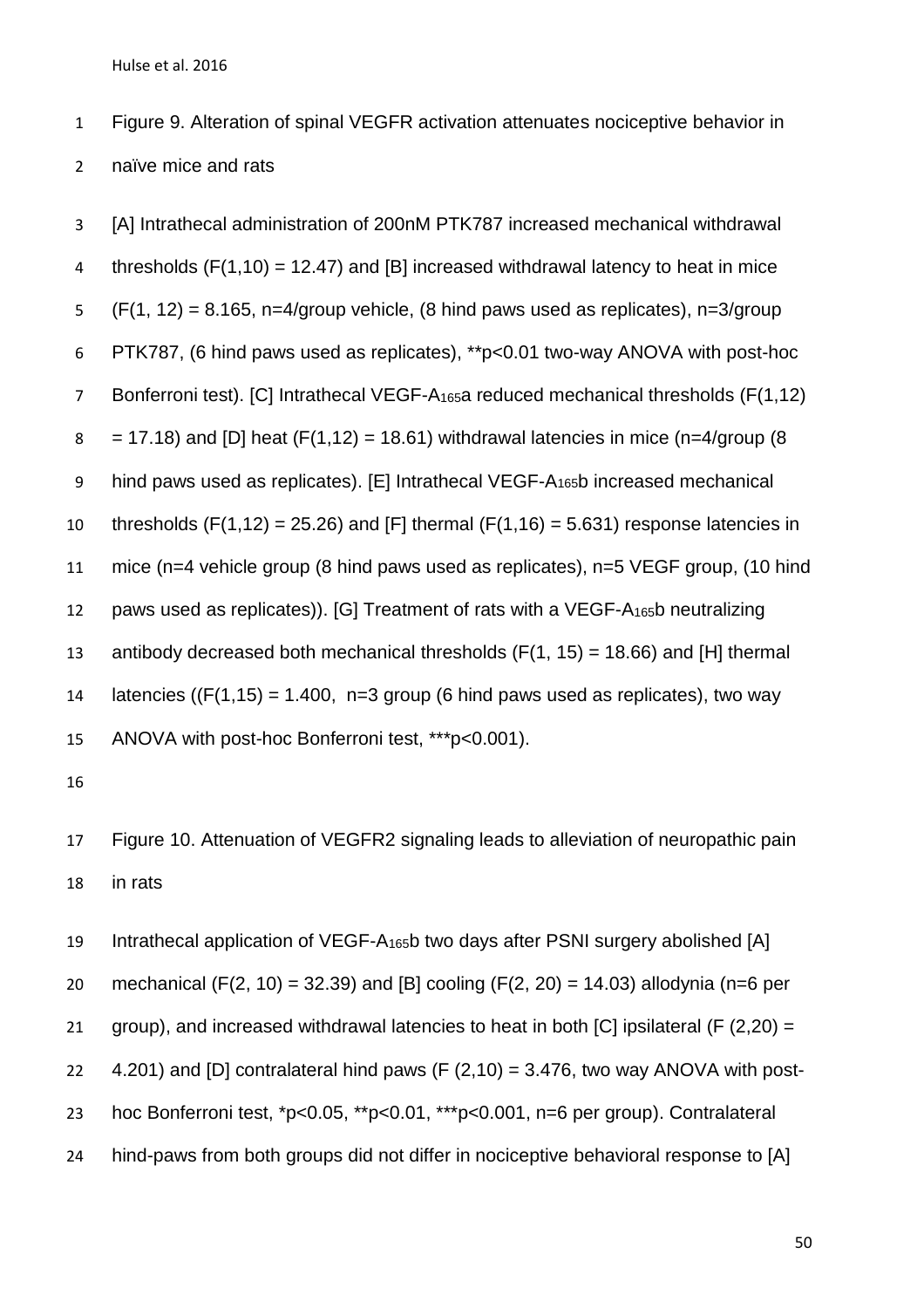Figure 9. Alteration of spinal VEGFR activation attenuates nociceptive behavior in naïve mice and rats

[A] Intrathecal administration of 200nM PTK787 increased mechanical withdrawal thresholds ($F(1,10) = 12.47$) and [B] increased withdrawal latency to heat in mice ($F(1, 12) = 8.165$, n=4/group vehicle, (8 hind paws used as replicates), n=3/group PTK787, (6 hind paws used as replicates), **$p<0.01$ two-way ANOVA with post-hoc Bonferroni test). [C] Intrathecal VEGF-$A_{165}$a reduced mechanical thresholds ($F(1,12) = 17.18$) and [D] heat ($F(1,12) = 18.61$) withdrawal latencies in mice (n=4/group (8 hind paws used as replicates). [E] Intrathecal VEGF-$A_{165}$b increased mechanical thresholds ($F(1,12) = 25.26$) and [F] thermal ($F(1,16) = 5.631$) response latencies in mice (n=4 vehicle group (8 hind paws used as replicates), n=5 VEGF group, (10 hind paws used as replicates)). [G] Treatment of rats with a VEGF-$A_{165}$b neutralizing antibody decreased both mechanical thresholds ($F(1, 15) = 18.66$) and [H] thermal latencies (($F(1,15) = 1.400$, n=3 group (6 hind paws used as replicates), two way ANOVA with post-hoc Bonferroni test, ***$p<0.001$).

Figure 10. Attenuation of VEGFR2 signaling leads to alleviation of neuropathic pain in rats

Intrathecal application of VEGF-$A_{165}$b two days after PSNI surgery abolished [A] mechanical ($F(2, 10) = 32.39$) and [B] cooling ($F(2, 20) = 14.03$) allodynia (n=6 per group), and increased withdrawal latencies to heat in both [C] ipsilateral ($F(2,20) = 4.201$) and [D] contralateral hind paws ($F(2,10) = 3.476$, two way ANOVA with post-hoc Bonferroni test, *$p<0.05$, **$p<0.01$, ***$p<0.001$, n=6 per group). Contralateral hind-paws from both groups did not differ in nociceptive behavioral response to [A]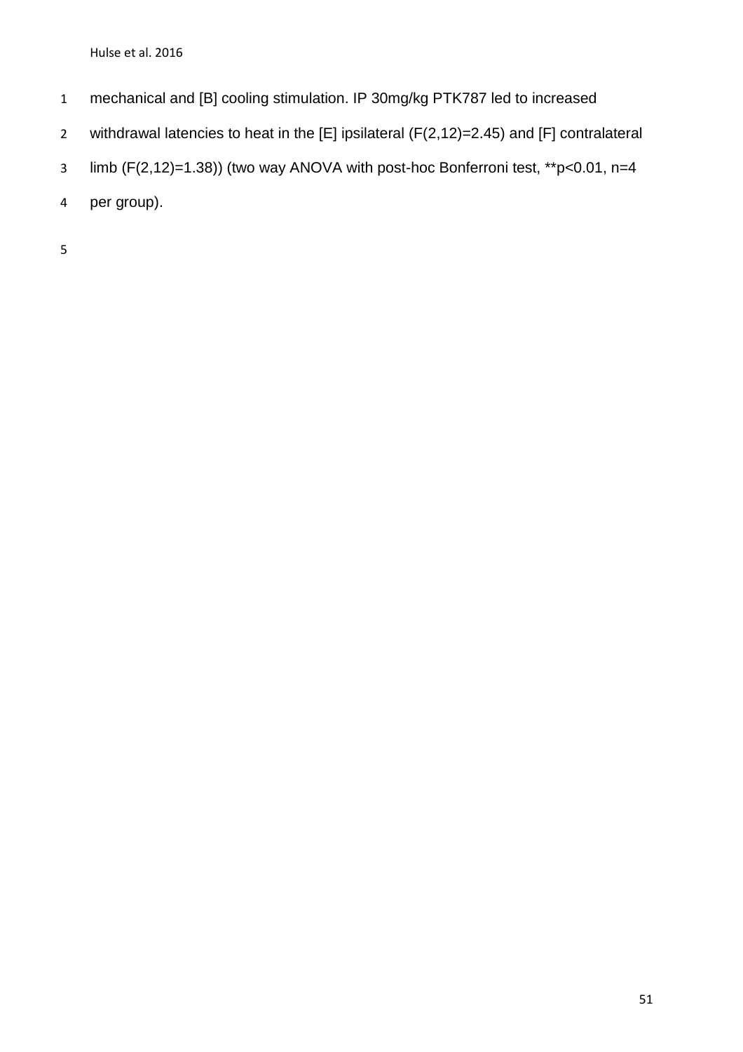mechanical and [B] cooling stimulation. IP 30mg/kg PTK787 led to increased withdrawal latencies to heat in the [E] ipsilateral ($F(2,12)=2.45$) and [F] contralateral limb ($F(2,12)=1.38$)) (two way ANOVA with post-hoc Bonferroni test, **$p<0.01$, n=4 per group).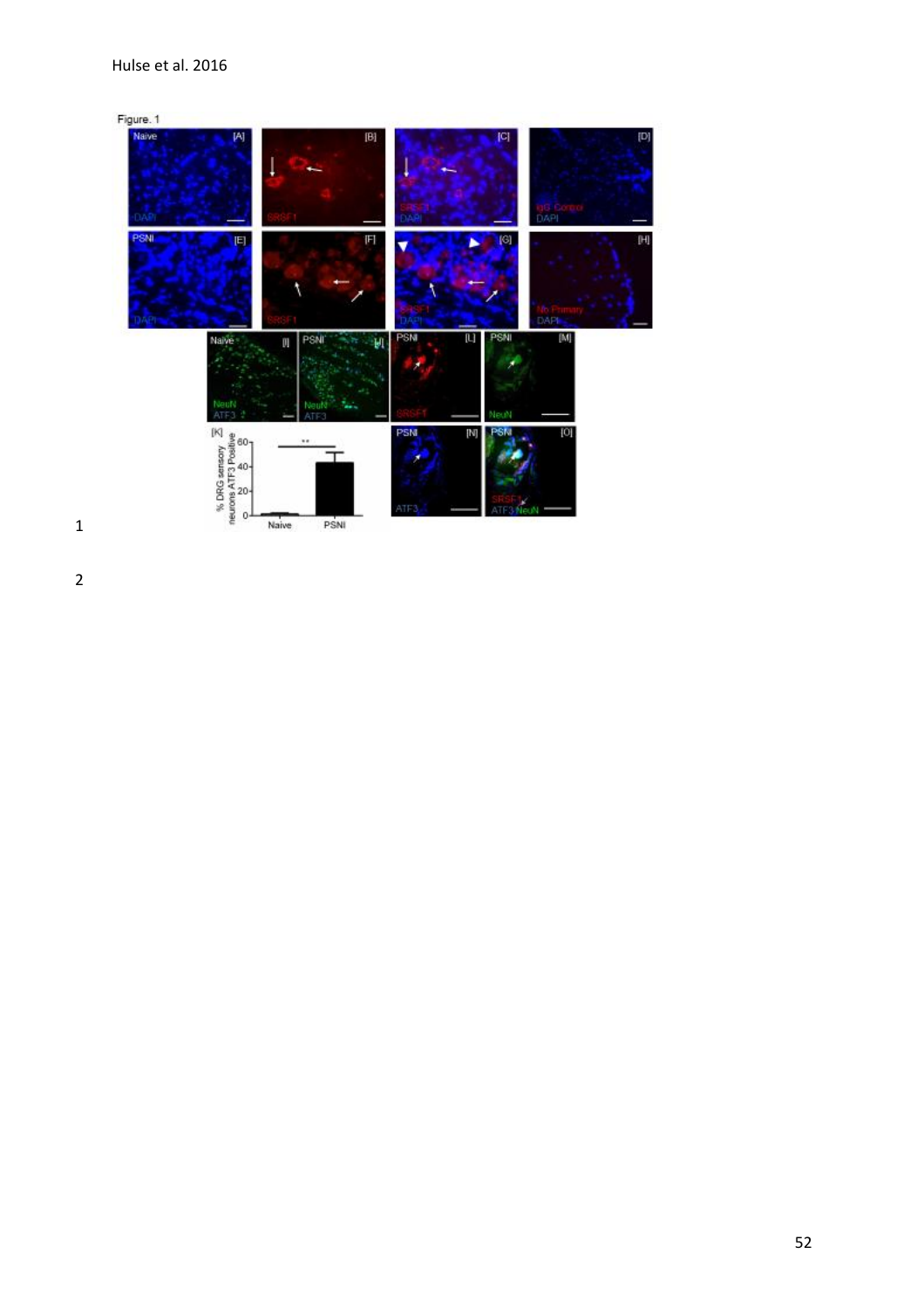Figure. 1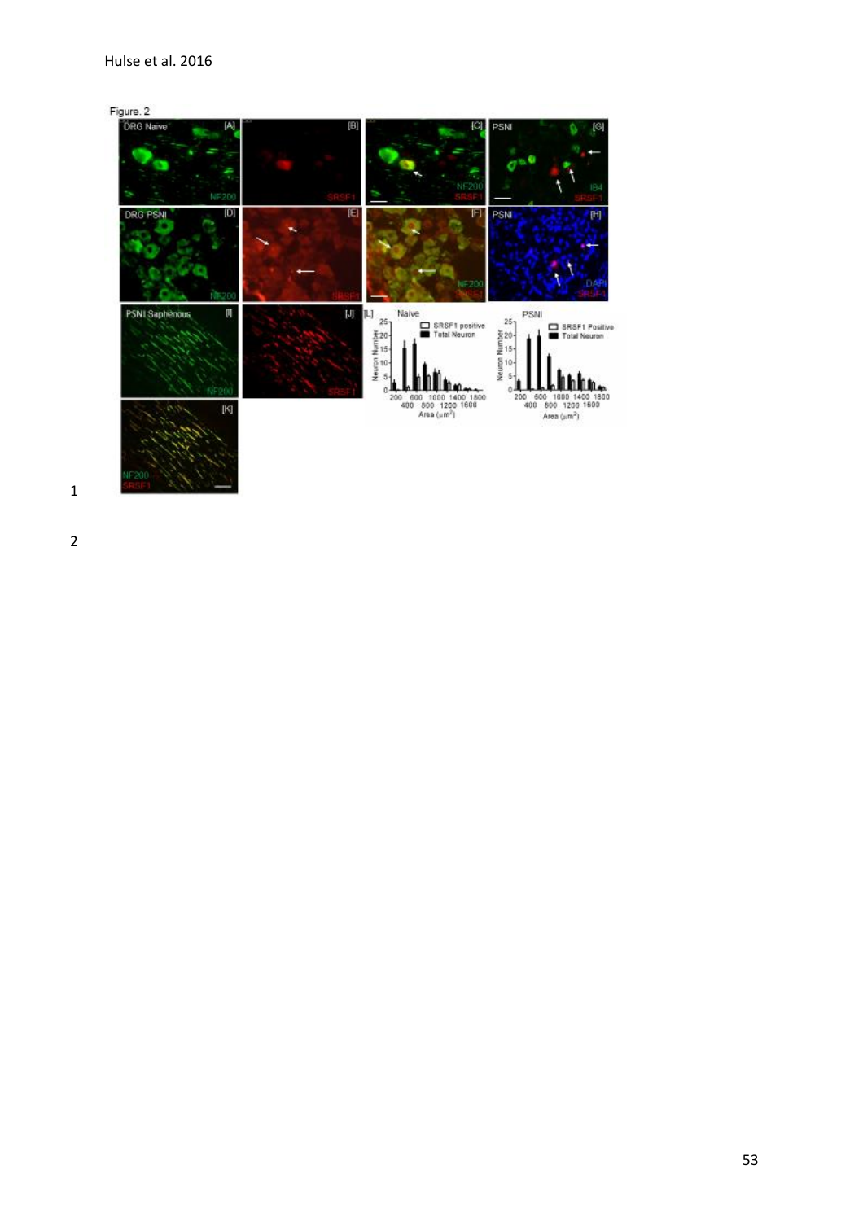Figure. 2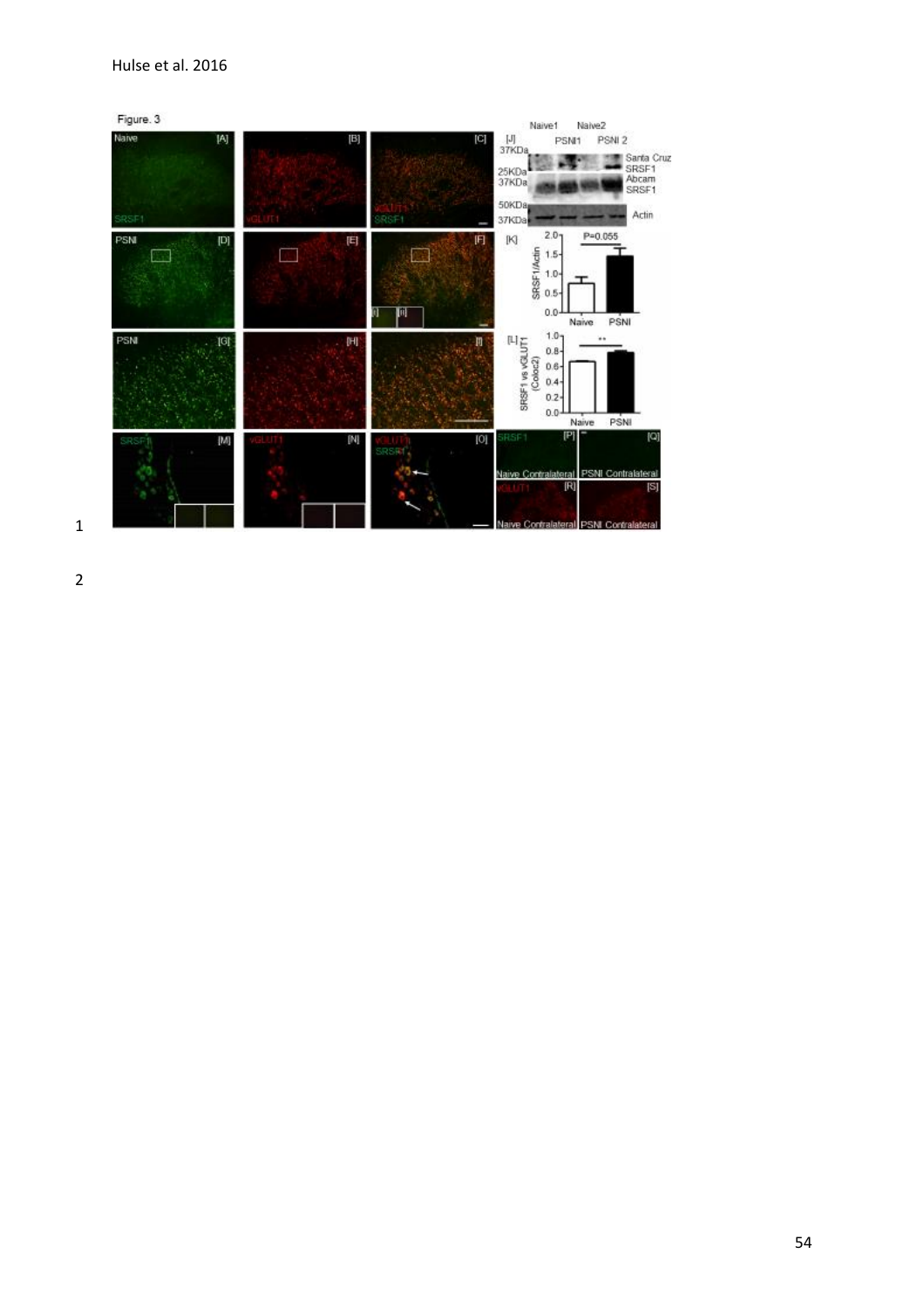Figure. 3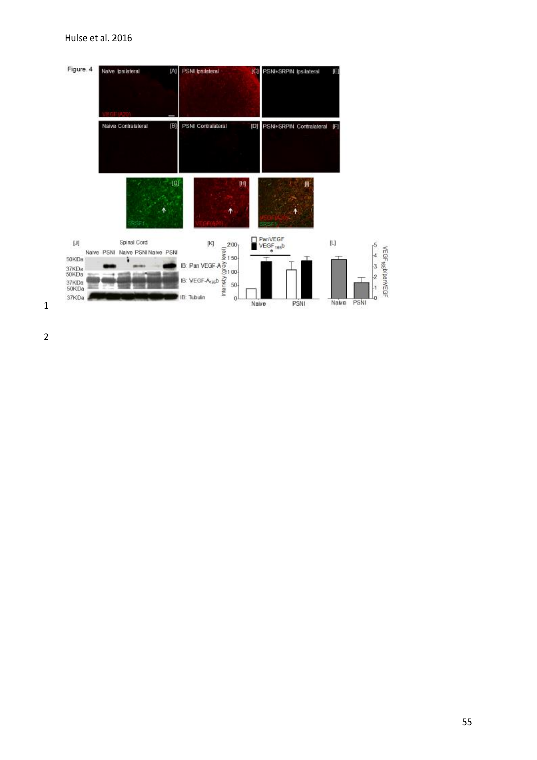Figure. 4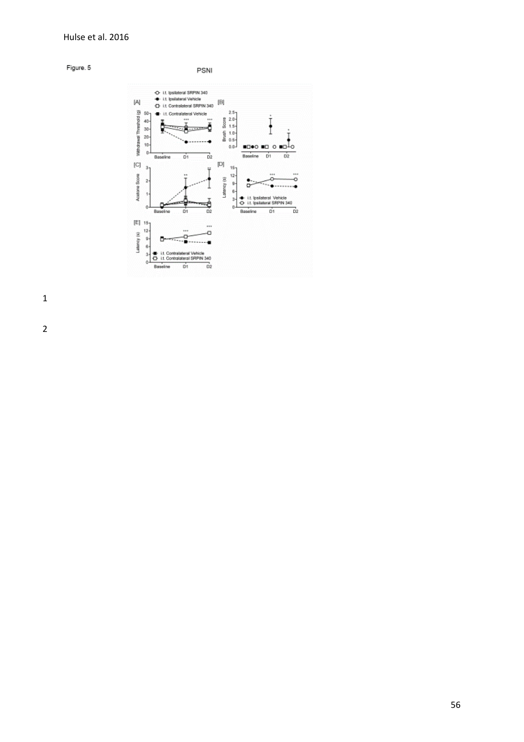Figure. 5

PSNI

[A]

[B]

[C]

[D]

[E]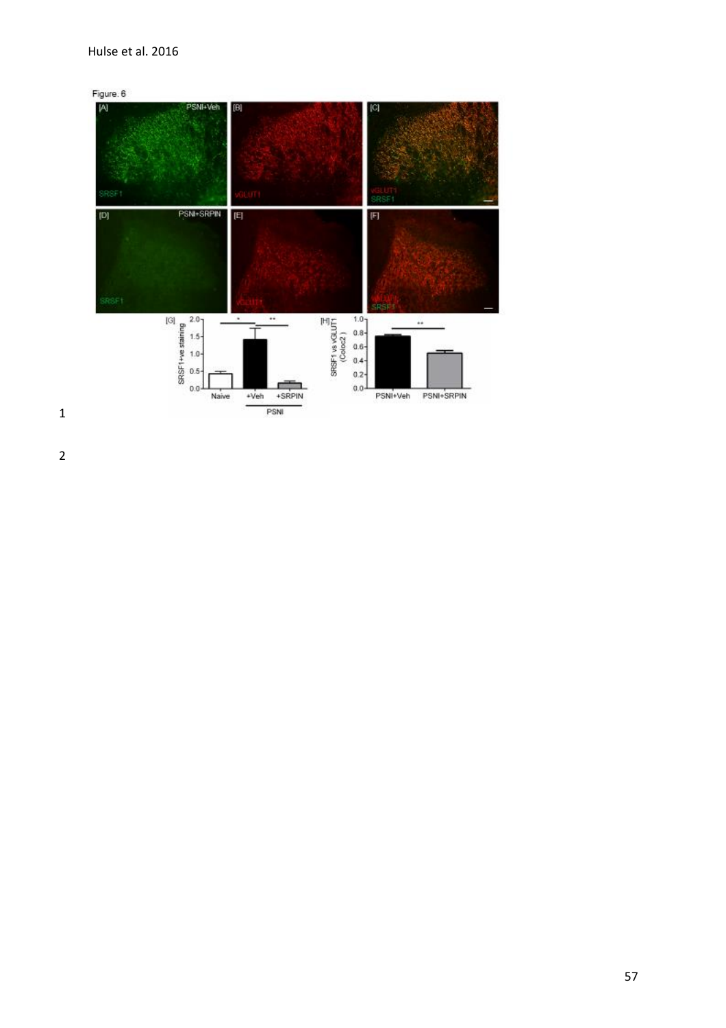Figure. 6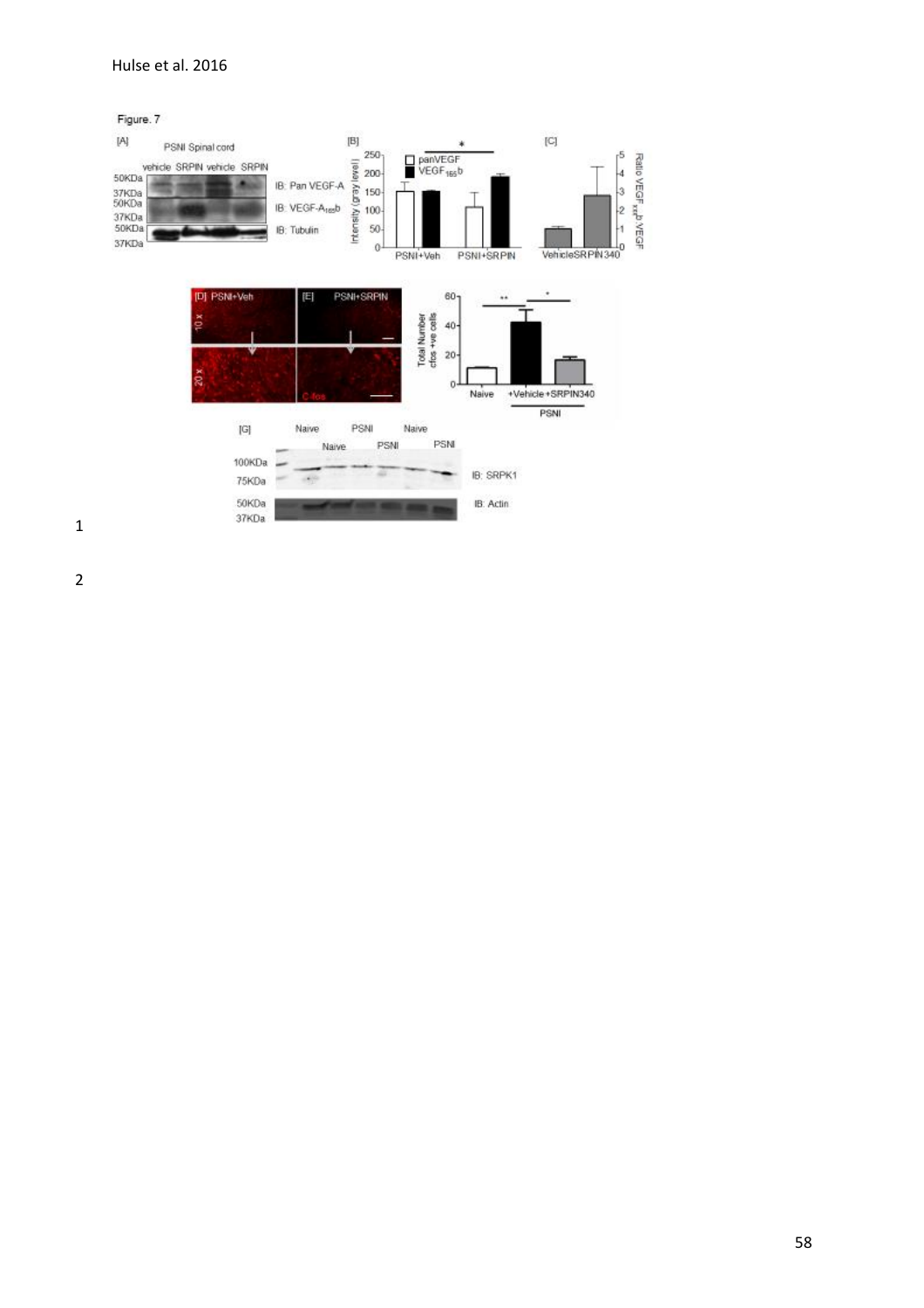Figure. 7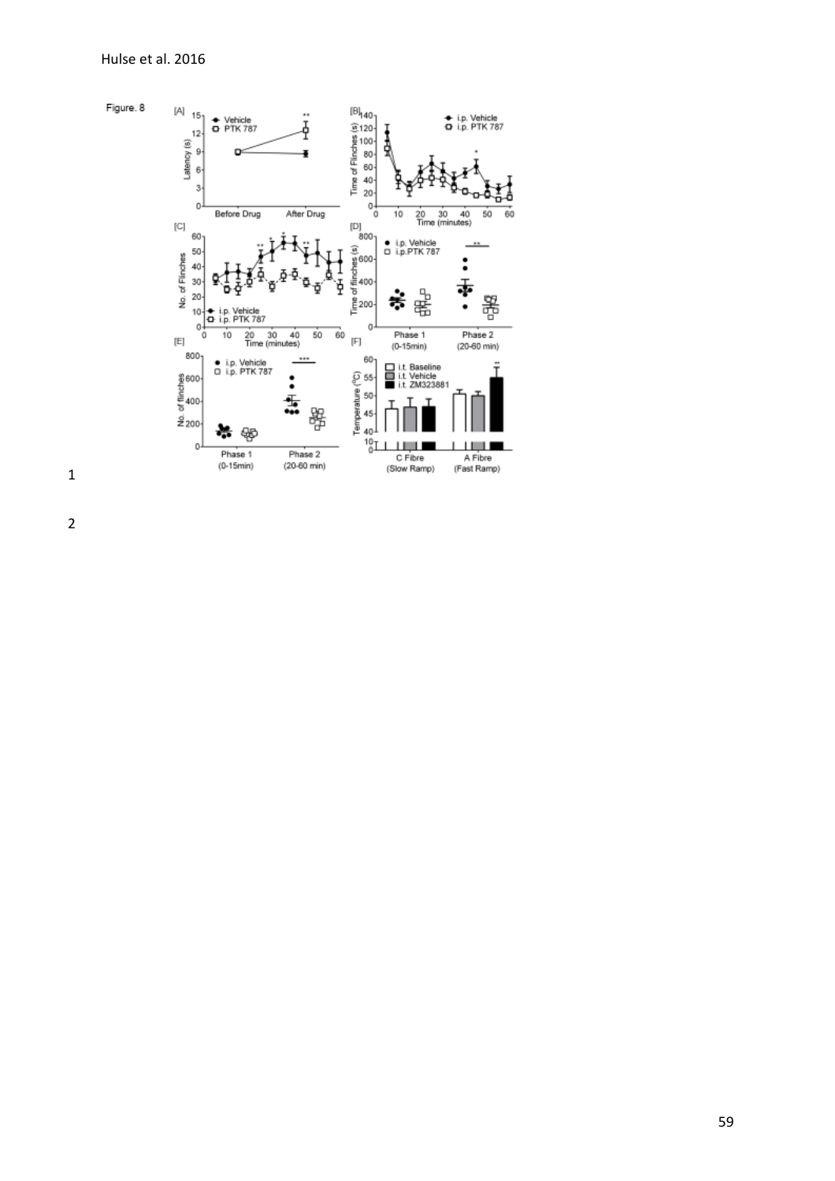Figure. 8

[A]

[B]

[C]

[D]

[E]

[F]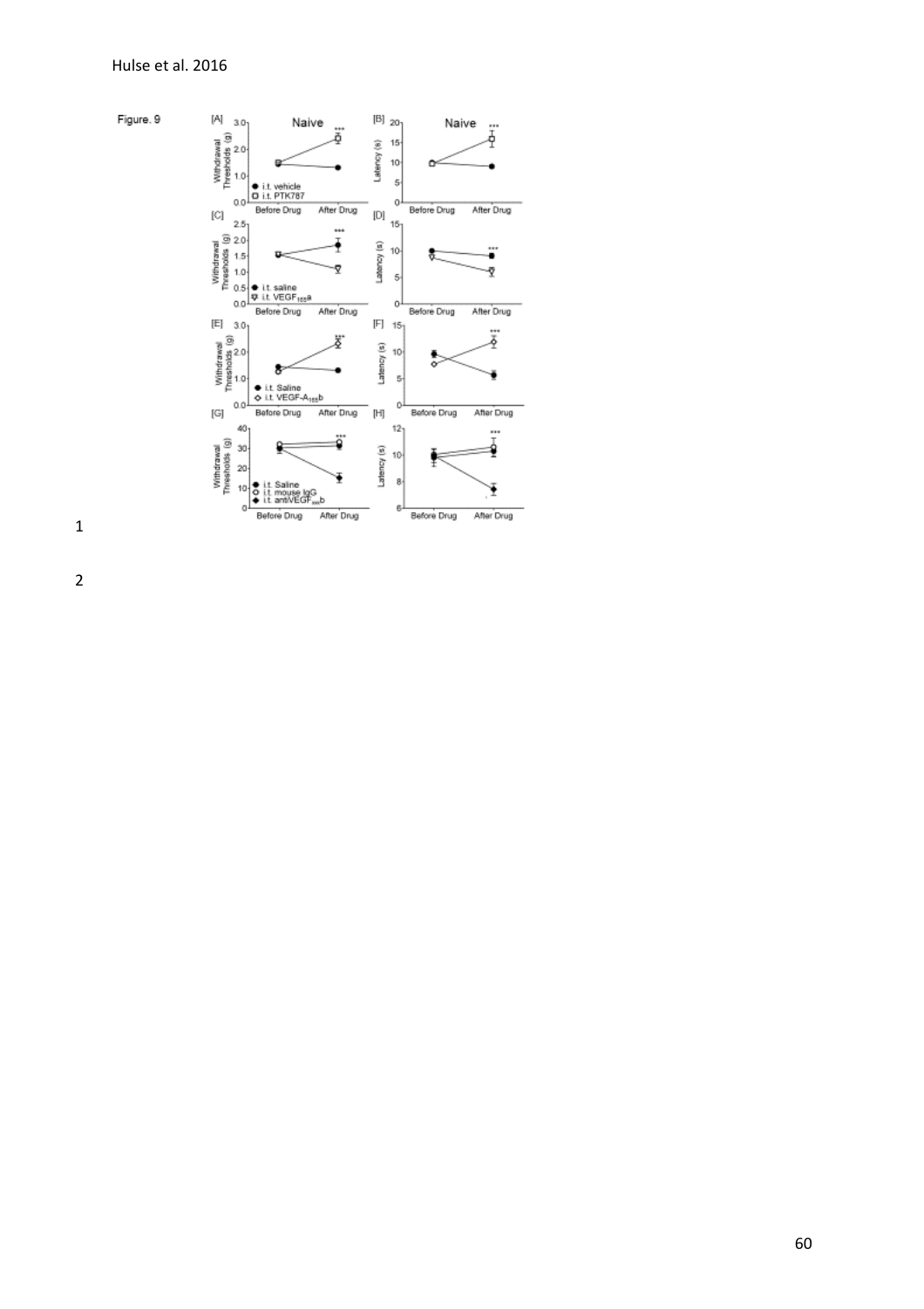Figure. 9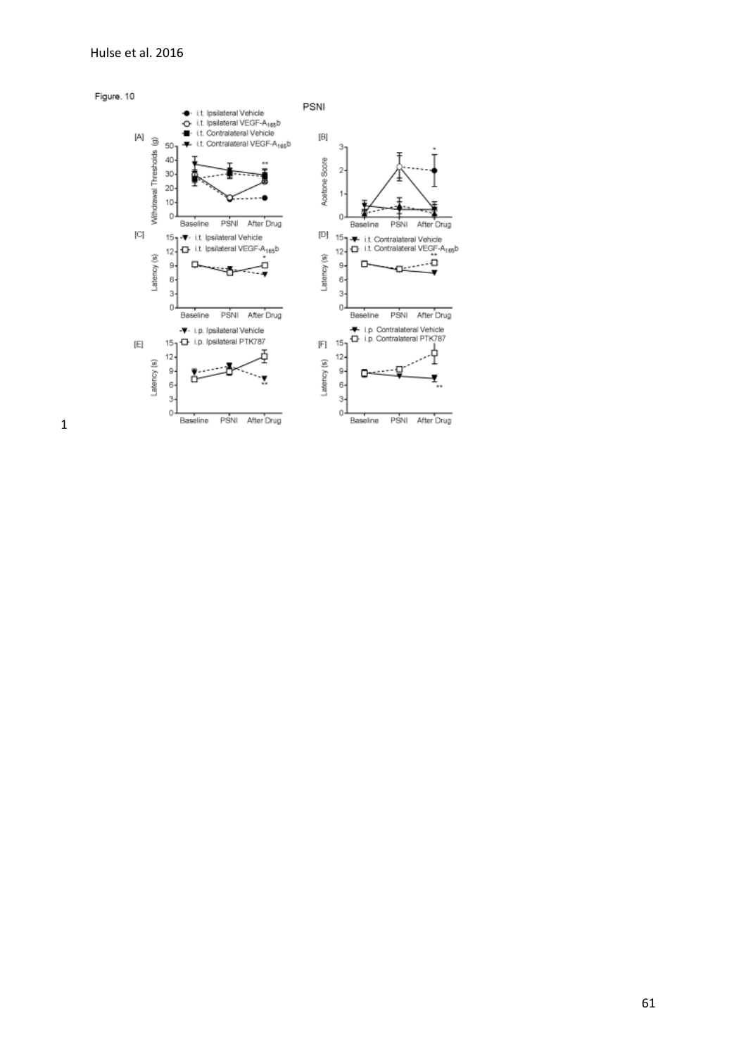Figure. 10

PSNI

[A]

- i.t. Ipsilateral Vehicle
- i.t. Ipsilateral VEGF-A$_{165}$b
- i.t. Contralateral Vehicle
- i.t. Contralateral VEGF-A$_{165}$b

Withdrawal Thresholds (g)

50
40
30
20
10
0

Baseline PSNI After Drug

**

[B]

Acetone Score

3
2
1
0

Baseline PSNI After Drug

*

[C]

- i.t. Ipsilateral Vehicle
- i.t. Ipsilateral VEGF-A$_{165}$b

Latency (s)

15
12
9
6
3
0

Baseline PSNI After Drug

*

[D]

- i.t. Contralateral Vehicle
- i.t. Contralateral VEGF-A$_{165}$b

Latency (s)

15
12
9
6
3
0

Baseline PSNI After Drug

**

[E]

- i.p. Ipsilateral Vehicle
- i.p. Ipsilateral PTK787

Latency (s)

15
12
9
6
3
0

Baseline PSNI After Drug

**

[F]

- i.p. Contralateral Vehicle
- i.p. Contralateral PTK787

Latency (s)

15
12
9
6
3
0

Baseline PSNI After Drug

**